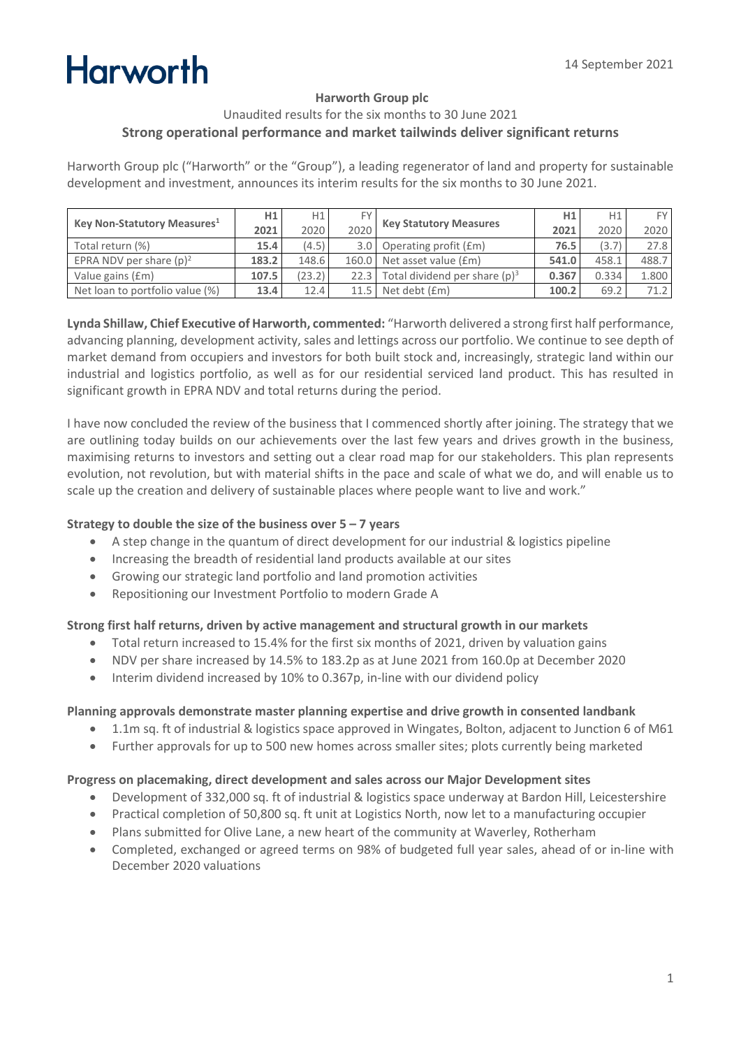# Harworth

14 September 2021

**Harworth Group plc**

Unaudited results for the six months to 30 June 2021

**Strong operational performance and market tailwinds deliver significant returns**

Harworth Group plc ("Harworth" or the "Group"), a leading regenerator of land and property for sustainable development and investment, announces its interim results for the six months to 30 June 2021.

| Key Non-Statutory Measures[1] | H1 2021 | H1 2020 | FY 2020 | Key Statutory Measures | H1 2021 | H1 2020 | FY 2020 |
|---|---|---|---|---|---|---|---|
| Total return (%) | **15.4** | (4.5) | 3.0 | Operating profit (£m) | **76.5** | (3.7) | 27.8 |
| EPRA NDV per share (p)[2] | **183.2** | 148.6 | 160.0 | Net asset value (£m) | **541.0** | 458.1 | 488.7 |
| Value gains (£m) | **107.5** | (23.2) | 22.3 | Total dividend per share (p)[3] | **0.367** | 0.334 | 1.800 |
| Net loan to portfolio value (%) | **13.4** | 12.4 | 11.5 | Net debt (£m) | **100.2** | 69.2 | 71.2 |

**Lynda Shillaw, Chief Executive of Harworth, commented:** "Harworth delivered a strong first half performance, advancing planning, development activity, sales and lettings across our portfolio. We continue to see depth of market demand from occupiers and investors for both built stock and, increasingly, strategic land within our industrial and logistics portfolio, as well as for our residential serviced land product. This has resulted in significant growth in EPRA NDV and total returns during the period.

I have now concluded the review of the business that I commenced shortly after joining. The strategy that we are outlining today builds on our achievements over the last few years and drives growth in the business, maximising returns to investors and setting out a clear road map for our stakeholders. This plan represents evolution, not revolution, but with material shifts in the pace and scale of what we do, and will enable us to scale up the creation and delivery of sustainable places where people want to live and work."

**Strategy to double the size of the business over 5 – 7 years**

- A step change in the quantum of direct development for our industrial & logistics pipeline
- Increasing the breadth of residential land products available at our sites
- Growing our strategic land portfolio and land promotion activities
- Repositioning our Investment Portfolio to modern Grade A

**Strong first half returns, driven by active management and structural growth in our markets**

- Total return increased to 15.4% for the first six months of 2021, driven by valuation gains
- NDV per share increased by 14.5% to 183.2p as at June 2021 from 160.0p at December 2020
- Interim dividend increased by 10% to 0.367p, in-line with our dividend policy

**Planning approvals demonstrate master planning expertise and drive growth in consented landbank**

- 1.1m sq. ft of industrial & logistics space approved in Wingates, Bolton, adjacent to Junction 6 of M61
- Further approvals for up to 500 new homes across smaller sites; plots currently being marketed

**Progress on placemaking, direct development and sales across our Major Development sites**

- Development of 332,000 sq. ft of industrial & logistics space underway at Bardon Hill, Leicestershire
- Practical completion of 50,800 sq. ft unit at Logistics North, now let to a manufacturing occupier
- Plans submitted for Olive Lane, a new heart of the community at Waverley, Rotherham
- Completed, exchanged or agreed terms on 98% of budgeted full year sales, ahead of or in-line with December 2020 valuations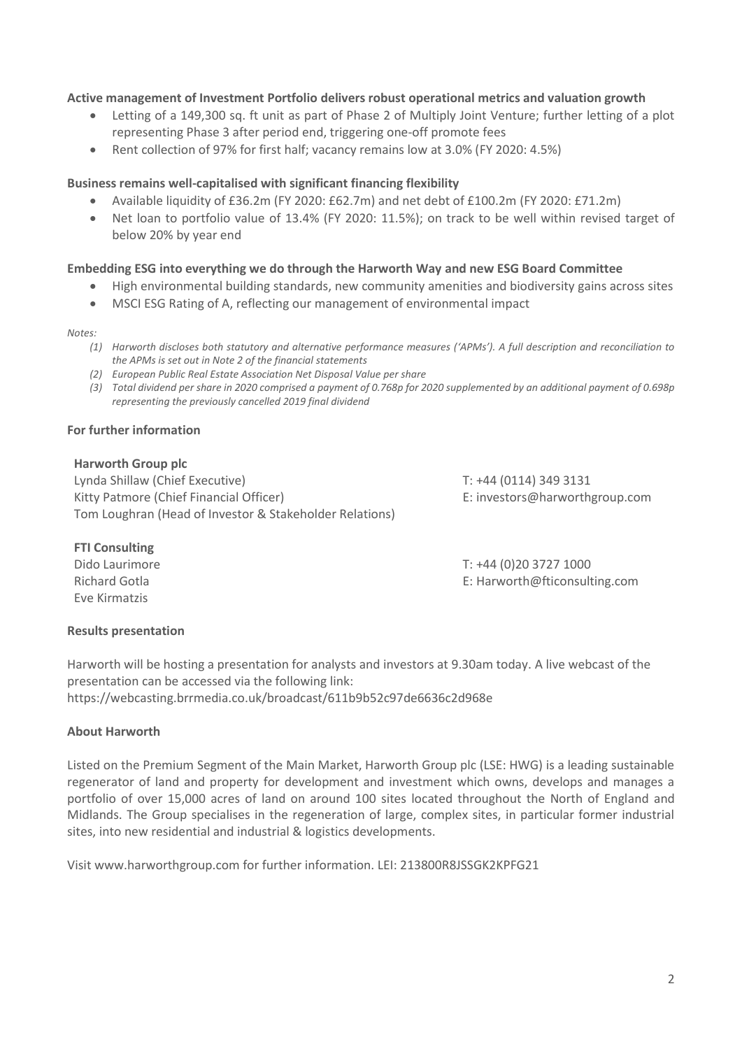**Active management of Investment Portfolio delivers robust operational metrics and valuation growth**

- Letting of a 149,300 sq. ft unit as part of Phase 2 of Multiply Joint Venture; further letting of a plot representing Phase 3 after period end, triggering one-off promote fees
- Rent collection of 97% for first half; vacancy remains low at 3.0% (FY 2020: 4.5%)

**Business remains well-capitalised with significant financing flexibility**

- Available liquidity of £36.2m (FY 2020: £62.7m) and net debt of £100.2m (FY 2020: £71.2m)
- Net loan to portfolio value of 13.4% (FY 2020: 11.5%); on track to be well within revised target of below 20% by year end

**Embedding ESG into everything we do through the Harworth Way and new ESG Board Committee**

- High environmental building standards, new community amenities and biodiversity gains across sites
- MSCI ESG Rating of A, reflecting our management of environmental impact

*Notes:*

*(1) Harworth discloses both statutory and alternative performance measures ('APMs'). A full description and reconciliation to the APMs is set out in Note 2 of the financial statements*

*(2) European Public Real Estate Association Net Disposal Value per share*

*(3) Total dividend per share in 2020 comprised a payment of 0.768p for 2020 supplemented by an additional payment of 0.698p representing the previously cancelled 2019 final dividend*

**For further information**

**Harworth Group plc**

Lynda Shillaw (Chief Executive)
Kitty Patmore (Chief Financial Officer)
Tom Loughran (Head of Investor & Stakeholder Relations)

T: +44 (0114) 349 3131
E: investors@harworthgroup.com

**FTI Consulting**

Dido Laurimore
Richard Gotla
Eve Kirmatzis

T: +44 (0)20 3727 1000
E: Harworth@fticonsulting.com

**Results presentation**

Harworth will be hosting a presentation for analysts and investors at 9.30am today. A live webcast of the presentation can be accessed via the following link:
https://webcasting.brrmedia.co.uk/broadcast/611b9b52c97de6636c2d968e

**About Harworth**

Listed on the Premium Segment of the Main Market, Harworth Group plc (LSE: HWG) is a leading sustainable regenerator of land and property for development and investment which owns, develops and manages a portfolio of over 15,000 acres of land on around 100 sites located throughout the North of England and Midlands. The Group specialises in the regeneration of large, complex sites, in particular former industrial sites, into new residential and industrial & logistics developments.

Visit www.harworthgroup.com for further information. LEI: 213800R8JSSGK2KPFG21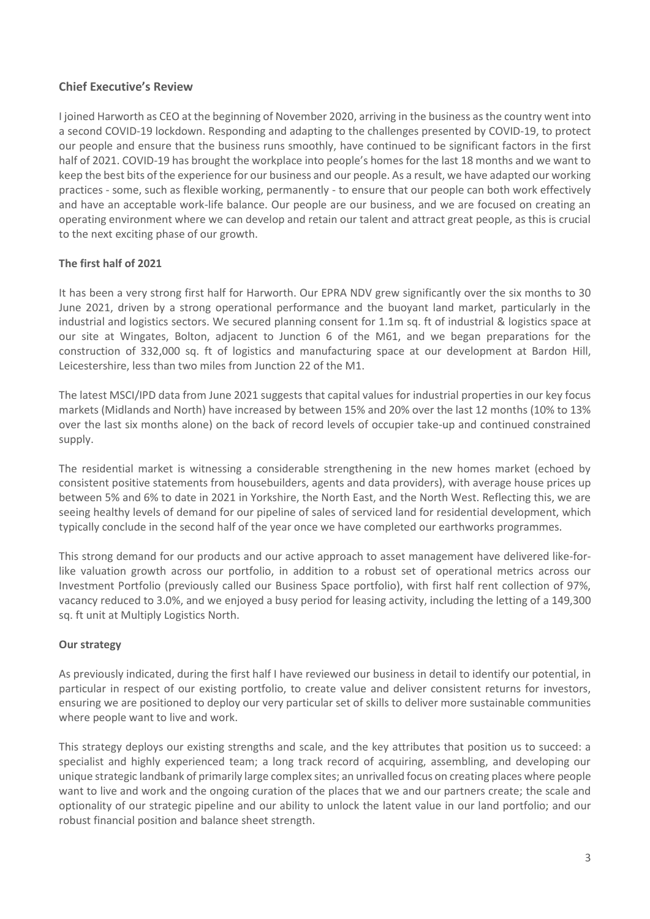## Chief Executive's Review

I joined Harworth as CEO at the beginning of November 2020, arriving in the business as the country went into a second COVID-19 lockdown. Responding and adapting to the challenges presented by COVID-19, to protect our people and ensure that the business runs smoothly, have continued to be significant factors in the first half of 2021. COVID-19 has brought the workplace into people's homes for the last 18 months and we want to keep the best bits of the experience for our business and our people. As a result, we have adapted our working practices - some, such as flexible working, permanently - to ensure that our people can both work effectively and have an acceptable work-life balance. Our people are our business, and we are focused on creating an operating environment where we can develop and retain our talent and attract great people, as this is crucial to the next exciting phase of our growth.

### The first half of 2021

It has been a very strong first half for Harworth. Our EPRA NDV grew significantly over the six months to 30 June 2021, driven by a strong operational performance and the buoyant land market, particularly in the industrial and logistics sectors. We secured planning consent for 1.1m sq. ft of industrial & logistics space at our site at Wingates, Bolton, adjacent to Junction 6 of the M61, and we began preparations for the construction of 332,000 sq. ft of logistics and manufacturing space at our development at Bardon Hill, Leicestershire, less than two miles from Junction 22 of the M1.

The latest MSCI/IPD data from June 2021 suggests that capital values for industrial properties in our key focus markets (Midlands and North) have increased by between 15% and 20% over the last 12 months (10% to 13% over the last six months alone) on the back of record levels of occupier take-up and continued constrained supply.

The residential market is witnessing a considerable strengthening in the new homes market (echoed by consistent positive statements from housebuilders, agents and data providers), with average house prices up between 5% and 6% to date in 2021 in Yorkshire, the North East, and the North West. Reflecting this, we are seeing healthy levels of demand for our pipeline of sales of serviced land for residential development, which typically conclude in the second half of the year once we have completed our earthworks programmes.

This strong demand for our products and our active approach to asset management have delivered like-for-like valuation growth across our portfolio, in addition to a robust set of operational metrics across our Investment Portfolio (previously called our Business Space portfolio), with first half rent collection of 97%, vacancy reduced to 3.0%, and we enjoyed a busy period for leasing activity, including the letting of a 149,300 sq. ft unit at Multiply Logistics North.

### Our strategy

As previously indicated, during the first half I have reviewed our business in detail to identify our potential, in particular in respect of our existing portfolio, to create value and deliver consistent returns for investors, ensuring we are positioned to deploy our very particular set of skills to deliver more sustainable communities where people want to live and work.

This strategy deploys our existing strengths and scale, and the key attributes that position us to succeed: a specialist and highly experienced team; a long track record of acquiring, assembling, and developing our unique strategic landbank of primarily large complex sites; an unrivalled focus on creating places where people want to live and work and the ongoing curation of the places that we and our partners create; the scale and optionality of our strategic pipeline and our ability to unlock the latent value in our land portfolio; and our robust financial position and balance sheet strength.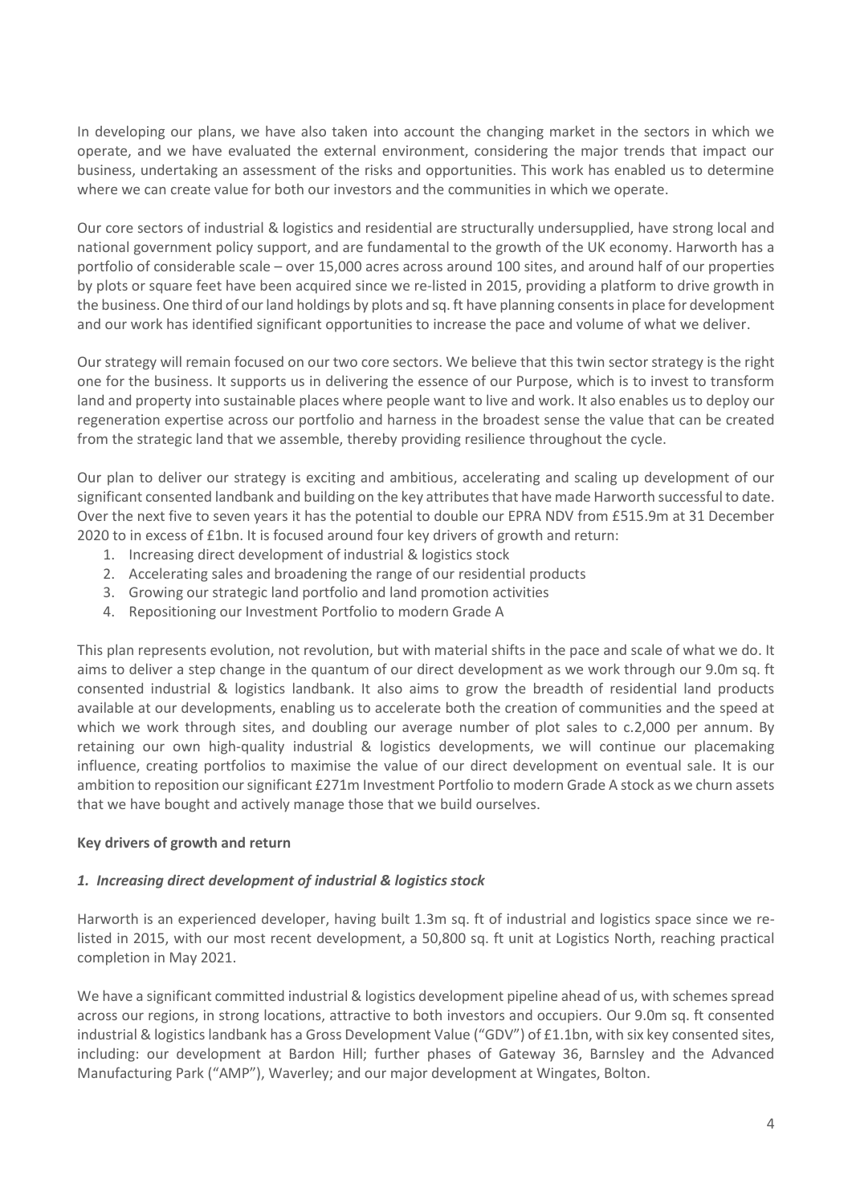In developing our plans, we have also taken into account the changing market in the sectors in which we operate, and we have evaluated the external environment, considering the major trends that impact our business, undertaking an assessment of the risks and opportunities. This work has enabled us to determine where we can create value for both our investors and the communities in which we operate.

Our core sectors of industrial & logistics and residential are structurally undersupplied, have strong local and national government policy support, and are fundamental to the growth of the UK economy. Harworth has a portfolio of considerable scale – over 15,000 acres across around 100 sites, and around half of our properties by plots or square feet have been acquired since we re-listed in 2015, providing a platform to drive growth in the business. One third of our land holdings by plots and sq. ft have planning consents in place for development and our work has identified significant opportunities to increase the pace and volume of what we deliver.

Our strategy will remain focused on our two core sectors. We believe that this twin sector strategy is the right one for the business. It supports us in delivering the essence of our Purpose, which is to invest to transform land and property into sustainable places where people want to live and work. It also enables us to deploy our regeneration expertise across our portfolio and harness in the broadest sense the value that can be created from the strategic land that we assemble, thereby providing resilience throughout the cycle.

Our plan to deliver our strategy is exciting and ambitious, accelerating and scaling up development of our significant consented landbank and building on the key attributes that have made Harworth successful to date. Over the next five to seven years it has the potential to double our EPRA NDV from £515.9m at 31 December 2020 to in excess of £1bn. It is focused around four key drivers of growth and return:

1. Increasing direct development of industrial & logistics stock
2. Accelerating sales and broadening the range of our residential products
3. Growing our strategic land portfolio and land promotion activities
4. Repositioning our Investment Portfolio to modern Grade A

This plan represents evolution, not revolution, but with material shifts in the pace and scale of what we do. It aims to deliver a step change in the quantum of our direct development as we work through our 9.0m sq. ft consented industrial & logistics landbank. It also aims to grow the breadth of residential land products available at our developments, enabling us to accelerate both the creation of communities and the speed at which we work through sites, and doubling our average number of plot sales to c.2,000 per annum. By retaining our own high-quality industrial & logistics developments, we will continue our placemaking influence, creating portfolios to maximise the value of our direct development on eventual sale. It is our ambition to reposition our significant £271m Investment Portfolio to modern Grade A stock as we churn assets that we have bought and actively manage those that we build ourselves.

**Key drivers of growth and return**

***1. Increasing direct development of industrial & logistics stock***

Harworth is an experienced developer, having built 1.3m sq. ft of industrial and logistics space since we re-listed in 2015, with our most recent development, a 50,800 sq. ft unit at Logistics North, reaching practical completion in May 2021.

We have a significant committed industrial & logistics development pipeline ahead of us, with schemes spread across our regions, in strong locations, attractive to both investors and occupiers. Our 9.0m sq. ft consented industrial & logistics landbank has a Gross Development Value ("GDV") of £1.1bn, with six key consented sites, including: our development at Bardon Hill; further phases of Gateway 36, Barnsley and the Advanced Manufacturing Park ("AMP"), Waverley; and our major development at Wingates, Bolton.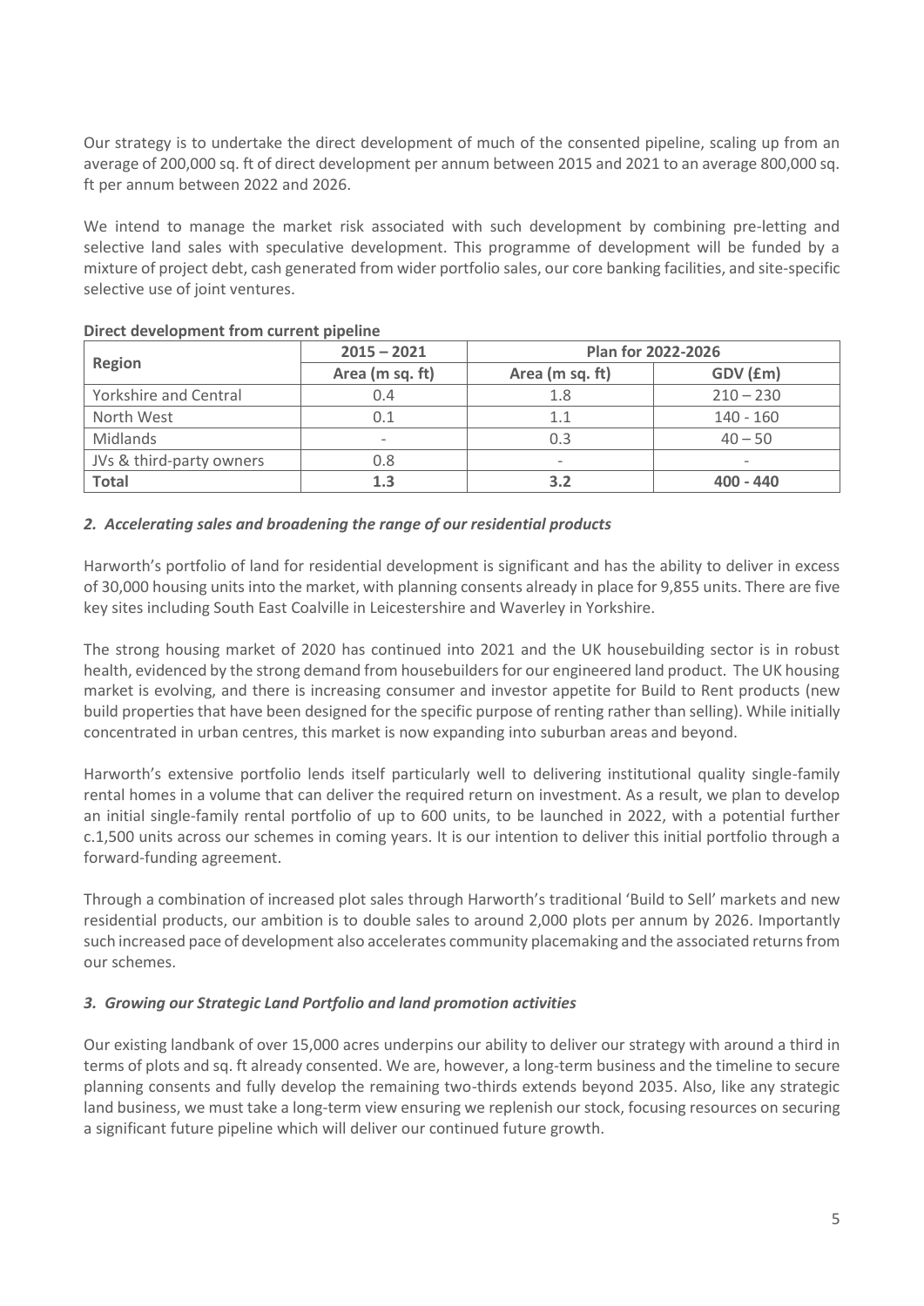Our strategy is to undertake the direct development of much of the consented pipeline, scaling up from an average of 200,000 sq. ft of direct development per annum between 2015 and 2021 to an average 800,000 sq. ft per annum between 2022 and 2026.

We intend to manage the market risk associated with such development by combining pre-letting and selective land sales with speculative development. This programme of development will be funded by a mixture of project debt, cash generated from wider portfolio sales, our core banking facilities, and site-specific selective use of joint ventures.

**Direct development from current pipeline**

| Region | 2015 – 2021 | Plan for 2022-2026 | |
|---|---|---|---|
| | Area (m sq. ft) | Area (m sq. ft) | GDV (£m) |
| Yorkshire and Central | 0.4 | 1.8 | 210 – 230 |
| North West | 0.1 | 1.1 | 140 - 160 |
| Midlands | - | 0.3 | 40 – 50 |
| JVs & third-party owners | 0.8 | - | - |
| **Total** | **1.3** | **3.2** | **400 - 440** |

### *2. Accelerating sales and broadening the range of our residential products*

Harworth's portfolio of land for residential development is significant and has the ability to deliver in excess of 30,000 housing units into the market, with planning consents already in place for 9,855 units. There are five key sites including South East Coalville in Leicestershire and Waverley in Yorkshire.

The strong housing market of 2020 has continued into 2021 and the UK housebuilding sector is in robust health, evidenced by the strong demand from housebuilders for our engineered land product. The UK housing market is evolving, and there is increasing consumer and investor appetite for Build to Rent products (new build properties that have been designed for the specific purpose of renting rather than selling). While initially concentrated in urban centres, this market is now expanding into suburban areas and beyond.

Harworth's extensive portfolio lends itself particularly well to delivering institutional quality single-family rental homes in a volume that can deliver the required return on investment. As a result, we plan to develop an initial single-family rental portfolio of up to 600 units, to be launched in 2022, with a potential further c.1,500 units across our schemes in coming years. It is our intention to deliver this initial portfolio through a forward-funding agreement.

Through a combination of increased plot sales through Harworth's traditional 'Build to Sell' markets and new residential products, our ambition is to double sales to around 2,000 plots per annum by 2026. Importantly such increased pace of development also accelerates community placemaking and the associated returns from our schemes.

### *3. Growing our Strategic Land Portfolio and land promotion activities*

Our existing landbank of over 15,000 acres underpins our ability to deliver our strategy with around a third in terms of plots and sq. ft already consented. We are, however, a long-term business and the timeline to secure planning consents and fully develop the remaining two-thirds extends beyond 2035. Also, like any strategic land business, we must take a long-term view ensuring we replenish our stock, focusing resources on securing a significant future pipeline which will deliver our continued future growth.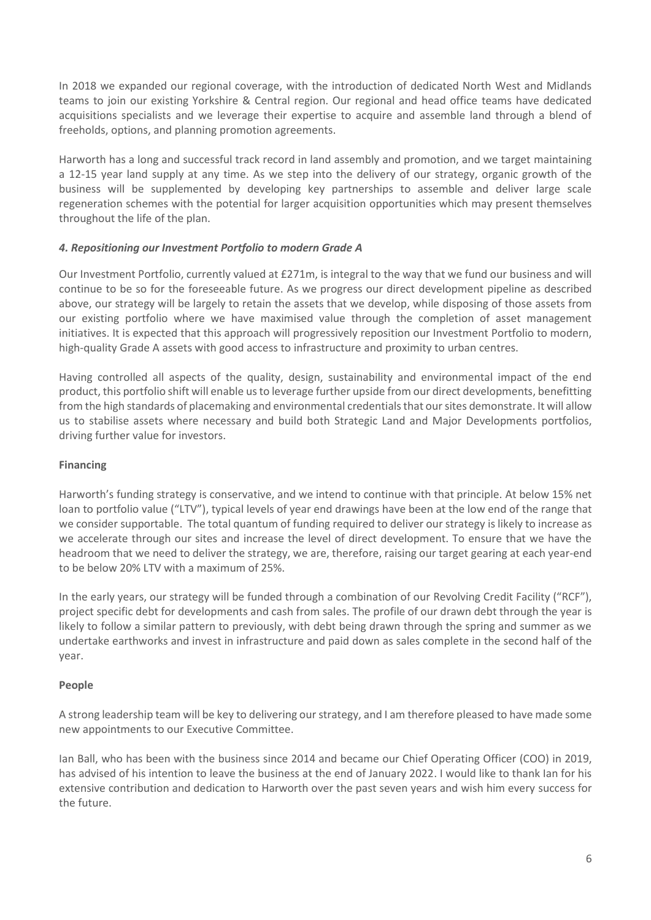In 2018 we expanded our regional coverage, with the introduction of dedicated North West and Midlands teams to join our existing Yorkshire & Central region. Our regional and head office teams have dedicated acquisitions specialists and we leverage their expertise to acquire and assemble land through a blend of freeholds, options, and planning promotion agreements.

Harworth has a long and successful track record in land assembly and promotion, and we target maintaining a 12-15 year land supply at any time. As we step into the delivery of our strategy, organic growth of the business will be supplemented by developing key partnerships to assemble and deliver large scale regeneration schemes with the potential for larger acquisition opportunities which may present themselves throughout the life of the plan.

### *4. Repositioning our Investment Portfolio to modern Grade A*

Our Investment Portfolio, currently valued at £271m, is integral to the way that we fund our business and will continue to be so for the foreseeable future. As we progress our direct development pipeline as described above, our strategy will be largely to retain the assets that we develop, while disposing of those assets from our existing portfolio where we have maximised value through the completion of asset management initiatives. It is expected that this approach will progressively reposition our Investment Portfolio to modern, high-quality Grade A assets with good access to infrastructure and proximity to urban centres.

Having controlled all aspects of the quality, design, sustainability and environmental impact of the end product, this portfolio shift will enable us to leverage further upside from our direct developments, benefitting from the high standards of placemaking and environmental credentials that our sites demonstrate. It will allow us to stabilise assets where necessary and build both Strategic Land and Major Developments portfolios, driving further value for investors.

### **Financing**

Harworth's funding strategy is conservative, and we intend to continue with that principle. At below 15% net loan to portfolio value ("LTV"), typical levels of year end drawings have been at the low end of the range that we consider supportable. The total quantum of funding required to deliver our strategy is likely to increase as we accelerate through our sites and increase the level of direct development. To ensure that we have the headroom that we need to deliver the strategy, we are, therefore, raising our target gearing at each year-end to be below 20% LTV with a maximum of 25%.

In the early years, our strategy will be funded through a combination of our Revolving Credit Facility ("RCF"), project specific debt for developments and cash from sales. The profile of our drawn debt through the year is likely to follow a similar pattern to previously, with debt being drawn through the spring and summer as we undertake earthworks and invest in infrastructure and paid down as sales complete in the second half of the year.

### **People**

A strong leadership team will be key to delivering our strategy, and I am therefore pleased to have made some new appointments to our Executive Committee.

Ian Ball, who has been with the business since 2014 and became our Chief Operating Officer (COO) in 2019, has advised of his intention to leave the business at the end of January 2022. I would like to thank Ian for his extensive contribution and dedication to Harworth over the past seven years and wish him every success for the future.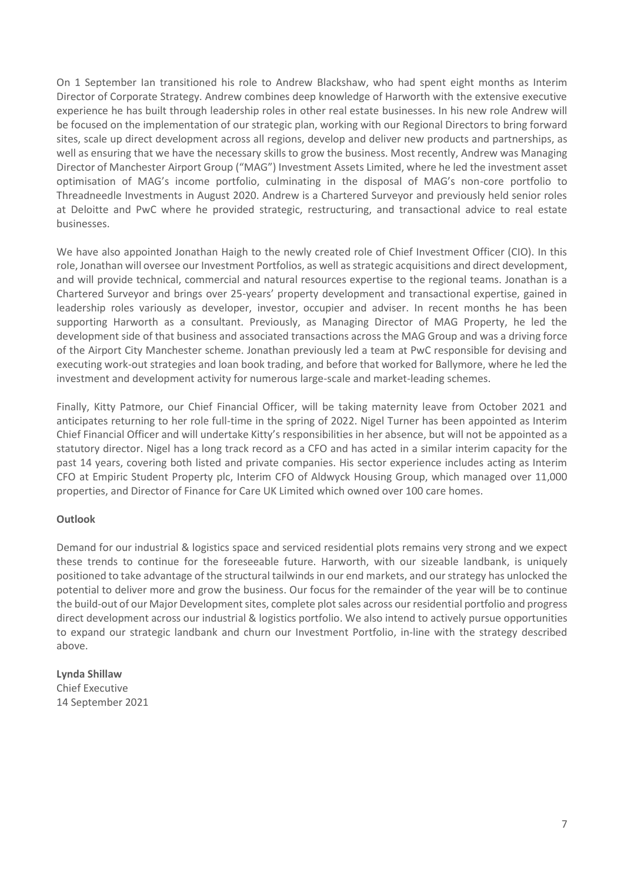On 1 September Ian transitioned his role to Andrew Blackshaw, who had spent eight months as Interim Director of Corporate Strategy. Andrew combines deep knowledge of Harworth with the extensive executive experience he has built through leadership roles in other real estate businesses. In his new role Andrew will be focused on the implementation of our strategic plan, working with our Regional Directors to bring forward sites, scale up direct development across all regions, develop and deliver new products and partnerships, as well as ensuring that we have the necessary skills to grow the business. Most recently, Andrew was Managing Director of Manchester Airport Group ("MAG") Investment Assets Limited, where he led the investment asset optimisation of MAG's income portfolio, culminating in the disposal of MAG's non-core portfolio to Threadneedle Investments in August 2020. Andrew is a Chartered Surveyor and previously held senior roles at Deloitte and PwC where he provided strategic, restructuring, and transactional advice to real estate businesses.

We have also appointed Jonathan Haigh to the newly created role of Chief Investment Officer (CIO). In this role, Jonathan will oversee our Investment Portfolios, as well as strategic acquisitions and direct development, and will provide technical, commercial and natural resources expertise to the regional teams. Jonathan is a Chartered Surveyor and brings over 25-years' property development and transactional expertise, gained in leadership roles variously as developer, investor, occupier and adviser. In recent months he has been supporting Harworth as a consultant. Previously, as Managing Director of MAG Property, he led the development side of that business and associated transactions across the MAG Group and was a driving force of the Airport City Manchester scheme. Jonathan previously led a team at PwC responsible for devising and executing work-out strategies and loan book trading, and before that worked for Ballymore, where he led the investment and development activity for numerous large-scale and market-leading schemes.

Finally, Kitty Patmore, our Chief Financial Officer, will be taking maternity leave from October 2021 and anticipates returning to her role full-time in the spring of 2022. Nigel Turner has been appointed as Interim Chief Financial Officer and will undertake Kitty's responsibilities in her absence, but will not be appointed as a statutory director. Nigel has a long track record as a CFO and has acted in a similar interim capacity for the past 14 years, covering both listed and private companies. His sector experience includes acting as Interim CFO at Empiric Student Property plc, Interim CFO of Aldwyck Housing Group, which managed over 11,000 properties, and Director of Finance for Care UK Limited which owned over 100 care homes.

**Outlook**

Demand for our industrial & logistics space and serviced residential plots remains very strong and we expect these trends to continue for the foreseeable future. Harworth, with our sizeable landbank, is uniquely positioned to take advantage of the structural tailwinds in our end markets, and our strategy has unlocked the potential to deliver more and grow the business. Our focus for the remainder of the year will be to continue the build-out of our Major Development sites, complete plot sales across our residential portfolio and progress direct development across our industrial & logistics portfolio. We also intend to actively pursue opportunities to expand our strategic landbank and churn our Investment Portfolio, in-line with the strategy described above.

**Lynda Shillaw**
Chief Executive
14 September 2021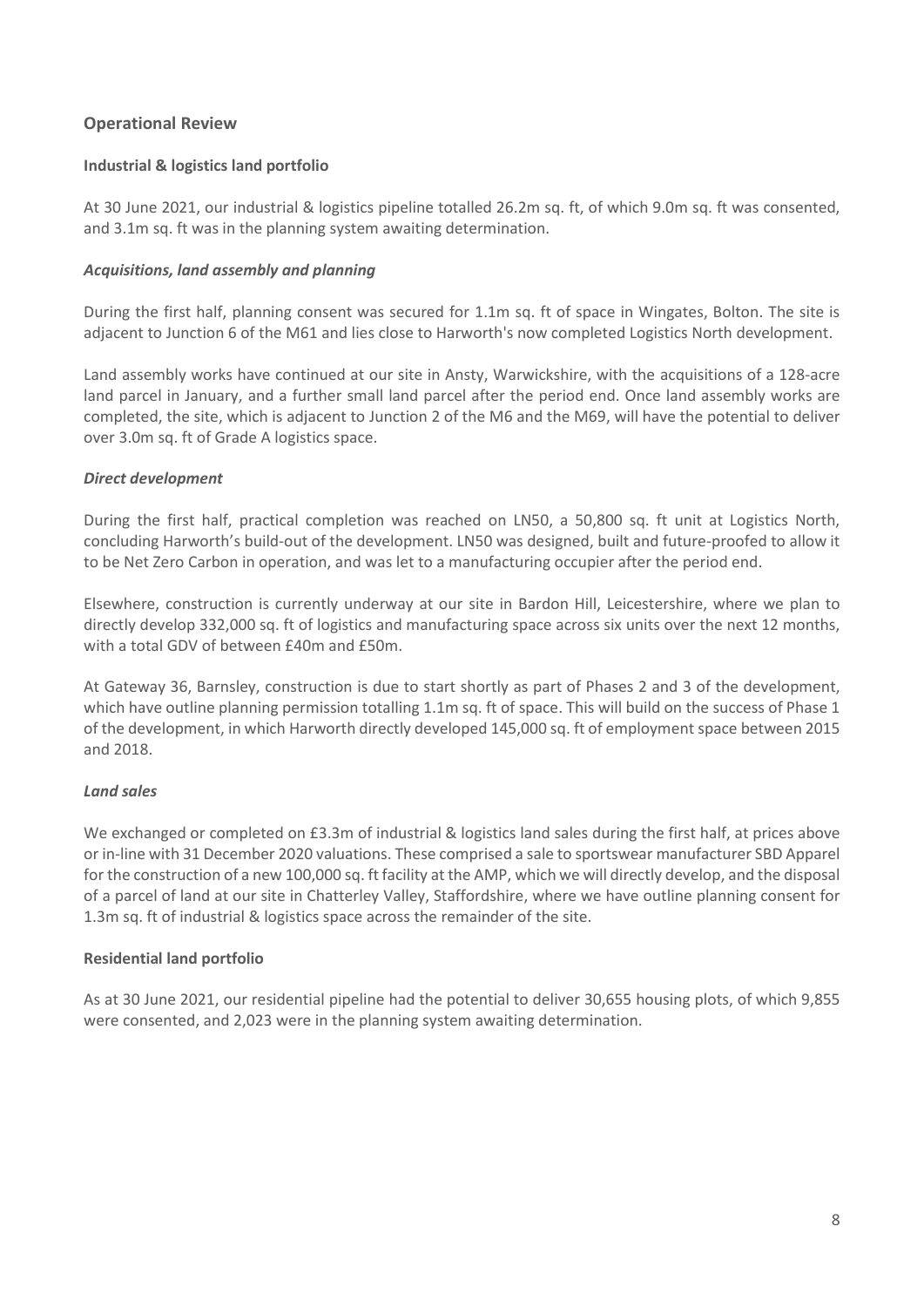## Operational Review

### Industrial & logistics land portfolio

At 30 June 2021, our industrial & logistics pipeline totalled 26.2m sq. ft, of which 9.0m sq. ft was consented, and 3.1m sq. ft was in the planning system awaiting determination.

#### *Acquisitions, land assembly and planning*

During the first half, planning consent was secured for 1.1m sq. ft of space in Wingates, Bolton. The site is adjacent to Junction 6 of the M61 and lies close to Harworth's now completed Logistics North development.

Land assembly works have continued at our site in Ansty, Warwickshire, with the acquisitions of a 128-acre land parcel in January, and a further small land parcel after the period end. Once land assembly works are completed, the site, which is adjacent to Junction 2 of the M6 and the M69, will have the potential to deliver over 3.0m sq. ft of Grade A logistics space.

#### *Direct development*

During the first half, practical completion was reached on LN50, a 50,800 sq. ft unit at Logistics North, concluding Harworth's build-out of the development. LN50 was designed, built and future-proofed to allow it to be Net Zero Carbon in operation, and was let to a manufacturing occupier after the period end.

Elsewhere, construction is currently underway at our site in Bardon Hill, Leicestershire, where we plan to directly develop 332,000 sq. ft of logistics and manufacturing space across six units over the next 12 months, with a total GDV of between £40m and £50m.

At Gateway 36, Barnsley, construction is due to start shortly as part of Phases 2 and 3 of the development, which have outline planning permission totalling 1.1m sq. ft of space. This will build on the success of Phase 1 of the development, in which Harworth directly developed 145,000 sq. ft of employment space between 2015 and 2018.

#### *Land sales*

We exchanged or completed on £3.3m of industrial & logistics land sales during the first half, at prices above or in-line with 31 December 2020 valuations. These comprised a sale to sportswear manufacturer SBD Apparel for the construction of a new 100,000 sq. ft facility at the AMP, which we will directly develop, and the disposal of a parcel of land at our site in Chatterley Valley, Staffordshire, where we have outline planning consent for 1.3m sq. ft of industrial & logistics space across the remainder of the site.

### Residential land portfolio

As at 30 June 2021, our residential pipeline had the potential to deliver 30,655 housing plots, of which 9,855 were consented, and 2,023 were in the planning system awaiting determination.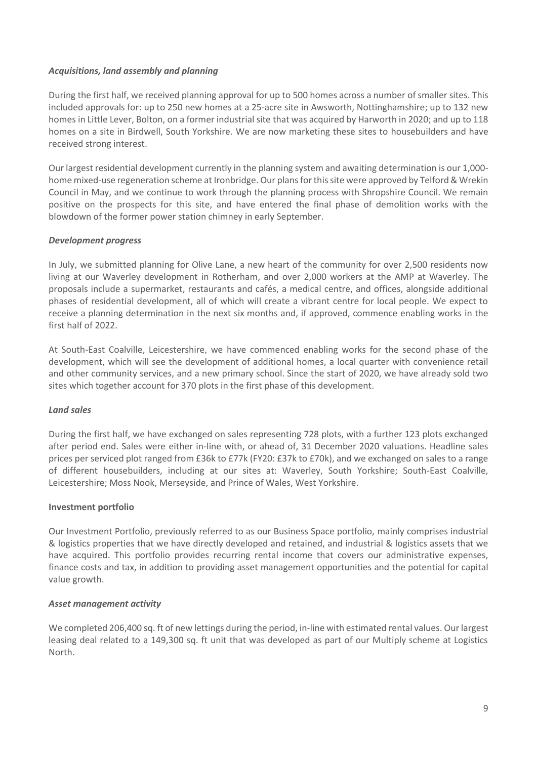### *Acquisitions, land assembly and planning*

During the first half, we received planning approval for up to 500 homes across a number of smaller sites. This included approvals for: up to 250 new homes at a 25-acre site in Awsworth, Nottinghamshire; up to 132 new homes in Little Lever, Bolton, on a former industrial site that was acquired by Harworth in 2020; and up to 118 homes on a site in Birdwell, South Yorkshire. We are now marketing these sites to housebuilders and have received strong interest.

Our largest residential development currently in the planning system and awaiting determination is our 1,000-home mixed-use regeneration scheme at Ironbridge. Our plans for this site were approved by Telford & Wrekin Council in May, and we continue to work through the planning process with Shropshire Council. We remain positive on the prospects for this site, and have entered the final phase of demolition works with the blowdown of the former power station chimney in early September.

### *Development progress*

In July, we submitted planning for Olive Lane, a new heart of the community for over 2,500 residents now living at our Waverley development in Rotherham, and over 2,000 workers at the AMP at Waverley. The proposals include a supermarket, restaurants and cafés, a medical centre, and offices, alongside additional phases of residential development, all of which will create a vibrant centre for local people. We expect to receive a planning determination in the next six months and, if approved, commence enabling works in the first half of 2022.

At South-East Coalville, Leicestershire, we have commenced enabling works for the second phase of the development, which will see the development of additional homes, a local quarter with convenience retail and other community services, and a new primary school. Since the start of 2020, we have already sold two sites which together account for 370 plots in the first phase of this development.

### *Land sales*

During the first half, we have exchanged on sales representing 728 plots, with a further 123 plots exchanged after period end. Sales were either in-line with, or ahead of, 31 December 2020 valuations. Headline sales prices per serviced plot ranged from £36k to £77k (FY20: £37k to £70k), and we exchanged on sales to a range of different housebuilders, including at our sites at: Waverley, South Yorkshire; South-East Coalville, Leicestershire; Moss Nook, Merseyside, and Prince of Wales, West Yorkshire.

## **Investment portfolio**

Our Investment Portfolio, previously referred to as our Business Space portfolio, mainly comprises industrial & logistics properties that we have directly developed and retained, and industrial & logistics assets that we have acquired. This portfolio provides recurring rental income that covers our administrative expenses, finance costs and tax, in addition to providing asset management opportunities and the potential for capital value growth.

### *Asset management activity*

We completed 206,400 sq. ft of new lettings during the period, in-line with estimated rental values. Our largest leasing deal related to a 149,300 sq. ft unit that was developed as part of our Multiply scheme at Logistics North.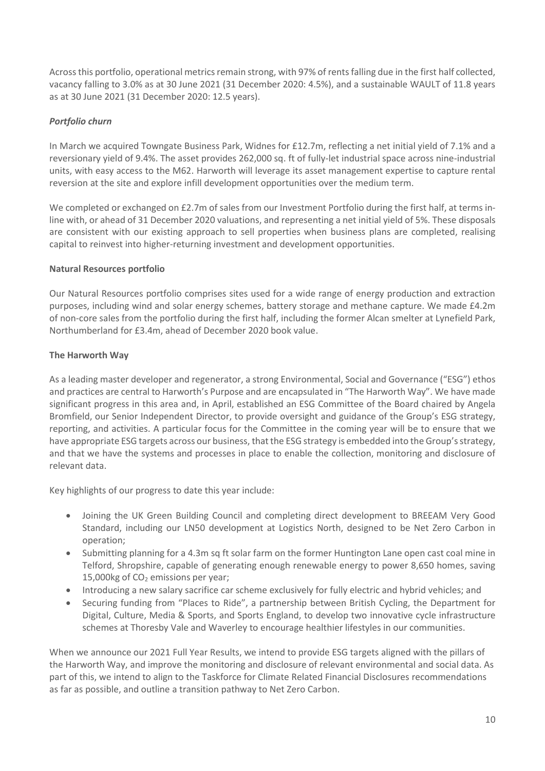Across this portfolio, operational metrics remain strong, with 97% of rents falling due in the first half collected, vacancy falling to 3.0% as at 30 June 2021 (31 December 2020: 4.5%), and a sustainable WAULT of 11.8 years as at 30 June 2021 (31 December 2020: 12.5 years).

### *Portfolio churn*

In March we acquired Towngate Business Park, Widnes for £12.7m, reflecting a net initial yield of 7.1% and a reversionary yield of 9.4%. The asset provides 262,000 sq. ft of fully-let industrial space across nine-industrial units, with easy access to the M62. Harworth will leverage its asset management expertise to capture rental reversion at the site and explore infill development opportunities over the medium term.

We completed or exchanged on £2.7m of sales from our Investment Portfolio during the first half, at terms in-line with, or ahead of 31 December 2020 valuations, and representing a net initial yield of 5%. These disposals are consistent with our existing approach to sell properties when business plans are completed, realising capital to reinvest into higher-returning investment and development opportunities.

## Natural Resources portfolio

Our Natural Resources portfolio comprises sites used for a wide range of energy production and extraction purposes, including wind and solar energy schemes, battery storage and methane capture. We made £4.2m of non-core sales from the portfolio during the first half, including the former Alcan smelter at Lynefield Park, Northumberland for £3.4m, ahead of December 2020 book value.

## The Harworth Way

As a leading master developer and regenerator, a strong Environmental, Social and Governance ("ESG") ethos and practices are central to Harworth's Purpose and are encapsulated in "The Harworth Way". We have made significant progress in this area and, in April, established an ESG Committee of the Board chaired by Angela Bromfield, our Senior Independent Director, to provide oversight and guidance of the Group's ESG strategy, reporting, and activities. A particular focus for the Committee in the coming year will be to ensure that we have appropriate ESG targets across our business, that the ESG strategy is embedded into the Group's strategy, and that we have the systems and processes in place to enable the collection, monitoring and disclosure of relevant data.

Key highlights of our progress to date this year include:

- Joining the UK Green Building Council and completing direct development to BREEAM Very Good Standard, including our LN50 development at Logistics North, designed to be Net Zero Carbon in operation;
- Submitting planning for a 4.3m sq ft solar farm on the former Huntington Lane open cast coal mine in Telford, Shropshire, capable of generating enough renewable energy to power 8,650 homes, saving 15,000kg of $CO_2$ emissions per year;
- Introducing a new salary sacrifice car scheme exclusively for fully electric and hybrid vehicles; and
- Securing funding from "Places to Ride", a partnership between British Cycling, the Department for Digital, Culture, Media & Sports, and Sports England, to develop two innovative cycle infrastructure schemes at Thoresby Vale and Waverley to encourage healthier lifestyles in our communities.

When we announce our 2021 Full Year Results, we intend to provide ESG targets aligned with the pillars of the Harworth Way, and improve the monitoring and disclosure of relevant environmental and social data. As part of this, we intend to align to the Taskforce for Climate Related Financial Disclosures recommendations as far as possible, and outline a transition pathway to Net Zero Carbon.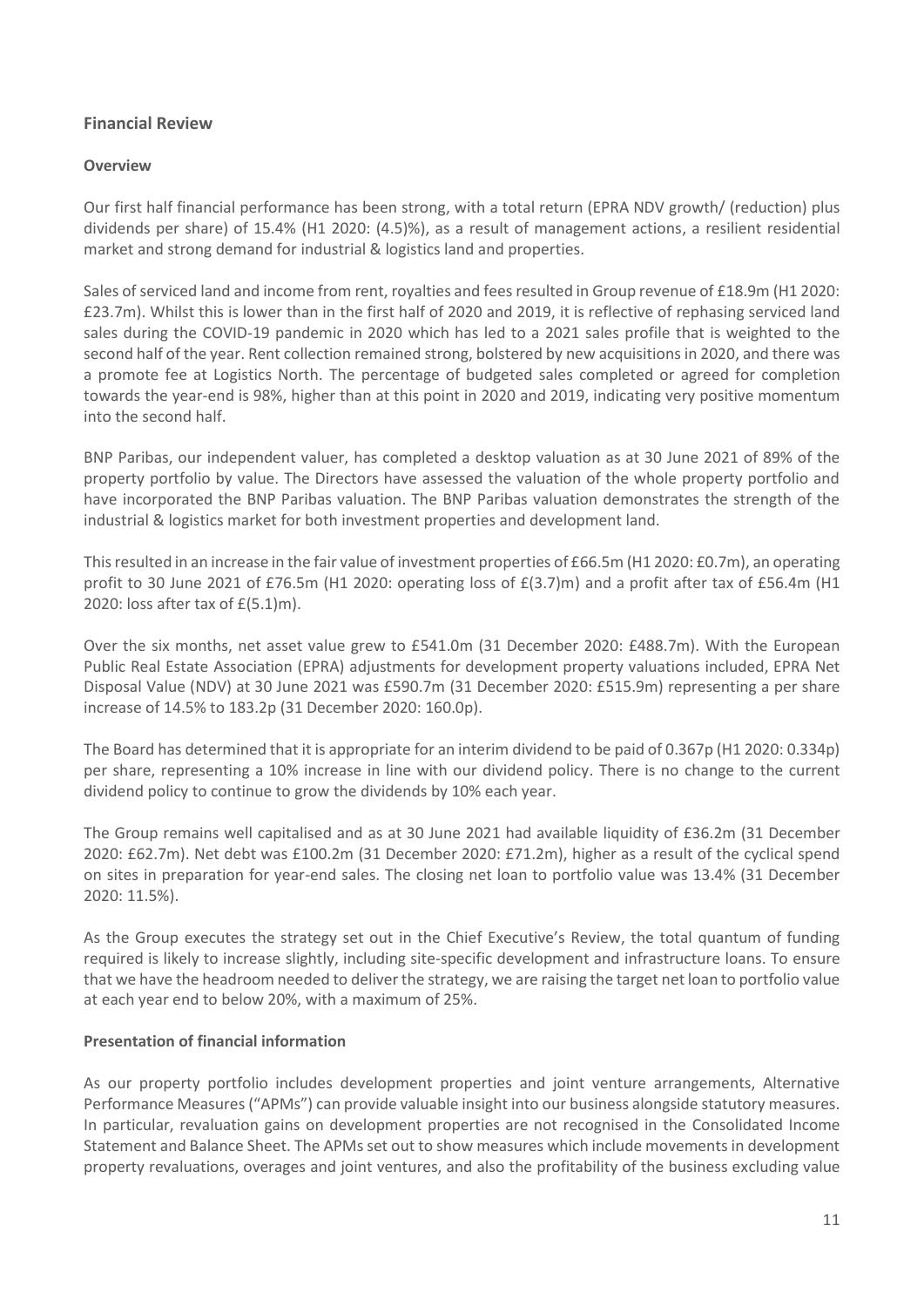## Financial Review

### Overview

Our first half financial performance has been strong, with a total return (EPRA NDV growth/ (reduction) plus dividends per share) of 15.4% (H1 2020: (4.5)%), as a result of management actions, a resilient residential market and strong demand for industrial & logistics land and properties.

Sales of serviced land and income from rent, royalties and fees resulted in Group revenue of £18.9m (H1 2020: £23.7m). Whilst this is lower than in the first half of 2020 and 2019, it is reflective of rephasing serviced land sales during the COVID-19 pandemic in 2020 which has led to a 2021 sales profile that is weighted to the second half of the year. Rent collection remained strong, bolstered by new acquisitions in 2020, and there was a promote fee at Logistics North. The percentage of budgeted sales completed or agreed for completion towards the year-end is 98%, higher than at this point in 2020 and 2019, indicating very positive momentum into the second half.

BNP Paribas, our independent valuer, has completed a desktop valuation as at 30 June 2021 of 89% of the property portfolio by value. The Directors have assessed the valuation of the whole property portfolio and have incorporated the BNP Paribas valuation. The BNP Paribas valuation demonstrates the strength of the industrial & logistics market for both investment properties and development land.

This resulted in an increase in the fair value of investment properties of £66.5m (H1 2020: £0.7m), an operating profit to 30 June 2021 of £76.5m (H1 2020: operating loss of £(3.7)m) and a profit after tax of £56.4m (H1 2020: loss after tax of £(5.1)m).

Over the six months, net asset value grew to £541.0m (31 December 2020: £488.7m). With the European Public Real Estate Association (EPRA) adjustments for development property valuations included, EPRA Net Disposal Value (NDV) at 30 June 2021 was £590.7m (31 December 2020: £515.9m) representing a per share increase of 14.5% to 183.2p (31 December 2020: 160.0p).

The Board has determined that it is appropriate for an interim dividend to be paid of 0.367p (H1 2020: 0.334p) per share, representing a 10% increase in line with our dividend policy. There is no change to the current dividend policy to continue to grow the dividends by 10% each year.

The Group remains well capitalised and as at 30 June 2021 had available liquidity of £36.2m (31 December 2020: £62.7m). Net debt was £100.2m (31 December 2020: £71.2m), higher as a result of the cyclical spend on sites in preparation for year-end sales. The closing net loan to portfolio value was 13.4% (31 December 2020: 11.5%).

As the Group executes the strategy set out in the Chief Executive's Review, the total quantum of funding required is likely to increase slightly, including site-specific development and infrastructure loans. To ensure that we have the headroom needed to deliver the strategy, we are raising the target net loan to portfolio value at each year end to below 20%, with a maximum of 25%.

### Presentation of financial information

As our property portfolio includes development properties and joint venture arrangements, Alternative Performance Measures ("APMs") can provide valuable insight into our business alongside statutory measures. In particular, revaluation gains on development properties are not recognised in the Consolidated Income Statement and Balance Sheet. The APMs set out to show measures which include movements in development property revaluations, overages and joint ventures, and also the profitability of the business excluding value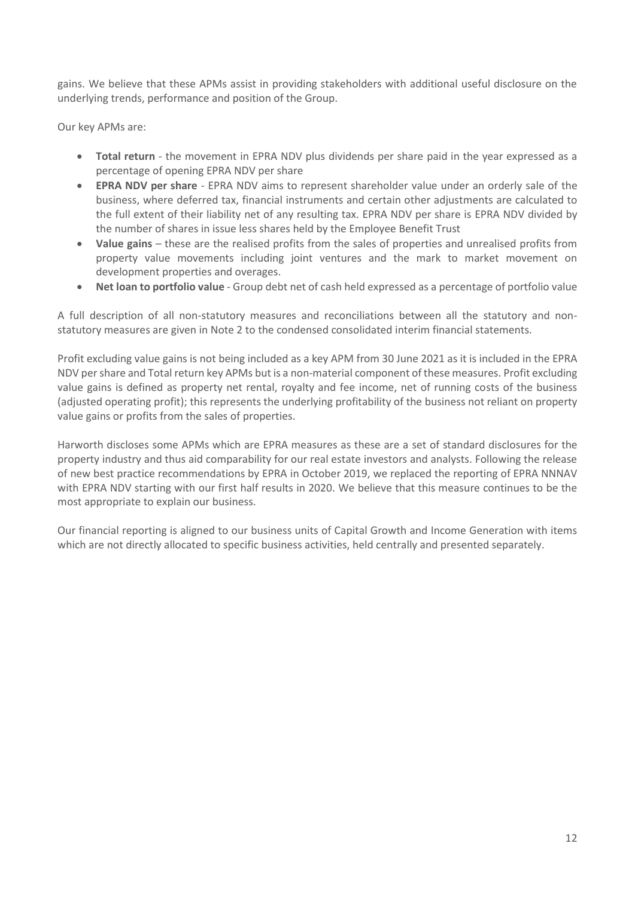gains. We believe that these APMs assist in providing stakeholders with additional useful disclosure on the underlying trends, performance and position of the Group.

Our key APMs are:

- **Total return** - the movement in EPRA NDV plus dividends per share paid in the year expressed as a percentage of opening EPRA NDV per share
- **EPRA NDV per share** - EPRA NDV aims to represent shareholder value under an orderly sale of the business, where deferred tax, financial instruments and certain other adjustments are calculated to the full extent of their liability net of any resulting tax. EPRA NDV per share is EPRA NDV divided by the number of shares in issue less shares held by the Employee Benefit Trust
- **Value gains** – these are the realised profits from the sales of properties and unrealised profits from property value movements including joint ventures and the mark to market movement on development properties and overages.
- **Net loan to portfolio value** - Group debt net of cash held expressed as a percentage of portfolio value

A full description of all non-statutory measures and reconciliations between all the statutory and non-statutory measures are given in Note 2 to the condensed consolidated interim financial statements.

Profit excluding value gains is not being included as a key APM from 30 June 2021 as it is included in the EPRA NDV per share and Total return key APMs but is a non-material component of these measures. Profit excluding value gains is defined as property net rental, royalty and fee income, net of running costs of the business (adjusted operating profit); this represents the underlying profitability of the business not reliant on property value gains or profits from the sales of properties.

Harworth discloses some APMs which are EPRA measures as these are a set of standard disclosures for the property industry and thus aid comparability for our real estate investors and analysts. Following the release of new best practice recommendations by EPRA in October 2019, we replaced the reporting of EPRA NNNAV with EPRA NDV starting with our first half results in 2020. We believe that this measure continues to be the most appropriate to explain our business.

Our financial reporting is aligned to our business units of Capital Growth and Income Generation with items which are not directly allocated to specific business activities, held centrally and presented separately.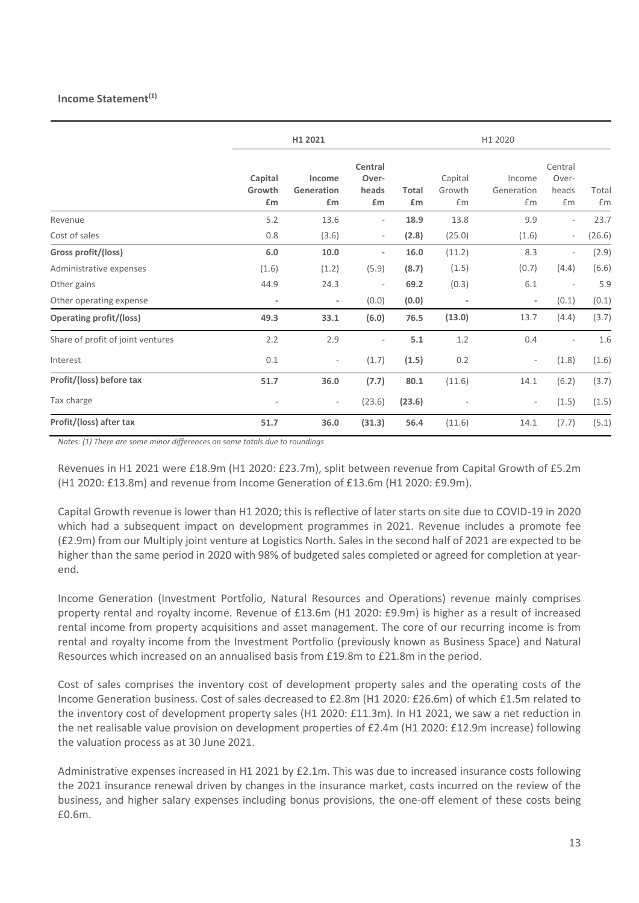### Income Statement[1]

| | H1 2021 | | | | H1 2020 | | | |
|---|---|---|---|---|---|---|---|---|
| | **Capital Growth £m** | **Income Generation £m** | **Central Over-heads £m** | **Total £m** | Capital Growth £m | Income Generation £m | Central Over-heads £m | Total £m |
| Revenue | 5.2 | 13.6 | - | **18.9** | 13.8 | 9.9 | - | 23.7 |
| Cost of sales | 0.8 | (3.6) | - | **(2.8)** | (25.0) | (1.6) | - | (26.6) |
| **Gross profit/(loss)** | **6.0** | **10.0** | **-** | **16.0** | (11.2) | 8.3 | - | (2.9) |
| Administrative expenses | (1.6) | (1.2) | (5.9) | **(8.7)** | (1.5) | (0.7) | (4.4) | (6.6) |
| Other gains | 44.9 | 24.3 | - | **69.2** | (0.3) | 6.1 | - | 5.9 |
| Other operating expense | - | - | (0.0) | **(0.0)** | - | - | (0.1) | (0.1) |
| **Operating profit/(loss)** | **49.3** | **33.1** | **(6.0)** | **76.5** | **(13.0)** | 13.7 | (4.4) | (3.7) |
| Share of profit of joint ventures | 2.2 | 2.9 | - | **5.1** | 1.2 | 0.4 | - | 1.6 |
| Interest | 0.1 | - | (1.7) | **(1.5)** | 0.2 | - | (1.8) | (1.6) |
| **Profit/(loss) before tax** | **51.7** | **36.0** | **(7.7)** | **80.1** | (11.6) | 14.1 | (6.2) | (3.7) |
| Tax charge | - | - | (23.6) | **(23.6)** | - | - | (1.5) | (1.5) |
| **Profit/(loss) after tax** | **51.7** | **36.0** | **(31.3)** | **56.4** | (11.6) | 14.1 | (7.7) | (5.1) |

*Notes: (1) There are some minor differences on some totals due to roundings*

Revenues in H1 2021 were £18.9m (H1 2020: £23.7m), split between revenue from Capital Growth of £5.2m (H1 2020: £13.8m) and revenue from Income Generation of £13.6m (H1 2020: £9.9m).

Capital Growth revenue is lower than H1 2020; this is reflective of later starts on site due to COVID-19 in 2020 which had a subsequent impact on development programmes in 2021. Revenue includes a promote fee (£2.9m) from our Multiply joint venture at Logistics North. Sales in the second half of 2021 are expected to be higher than the same period in 2020 with 98% of budgeted sales completed or agreed for completion at year-end.

Income Generation (Investment Portfolio, Natural Resources and Operations) revenue mainly comprises property rental and royalty income. Revenue of £13.6m (H1 2020: £9.9m) is higher as a result of increased rental income from property acquisitions and asset management. The core of our recurring income is from rental and royalty income from the Investment Portfolio (previously known as Business Space) and Natural Resources which increased on an annualised basis from £19.8m to £21.8m in the period.

Cost of sales comprises the inventory cost of development property sales and the operating costs of the Income Generation business. Cost of sales decreased to £2.8m (H1 2020: £26.6m) of which £1.5m related to the inventory cost of development property sales (H1 2020: £11.3m). In H1 2021, we saw a net reduction in the net realisable value provision on development properties of £2.4m (H1 2020: £12.9m increase) following the valuation process as at 30 June 2021.

Administrative expenses increased in H1 2021 by £2.1m. This was due to increased insurance costs following the 2021 insurance renewal driven by changes in the insurance market, costs incurred on the review of the business, and higher salary expenses including bonus provisions, the one-off element of these costs being £0.6m.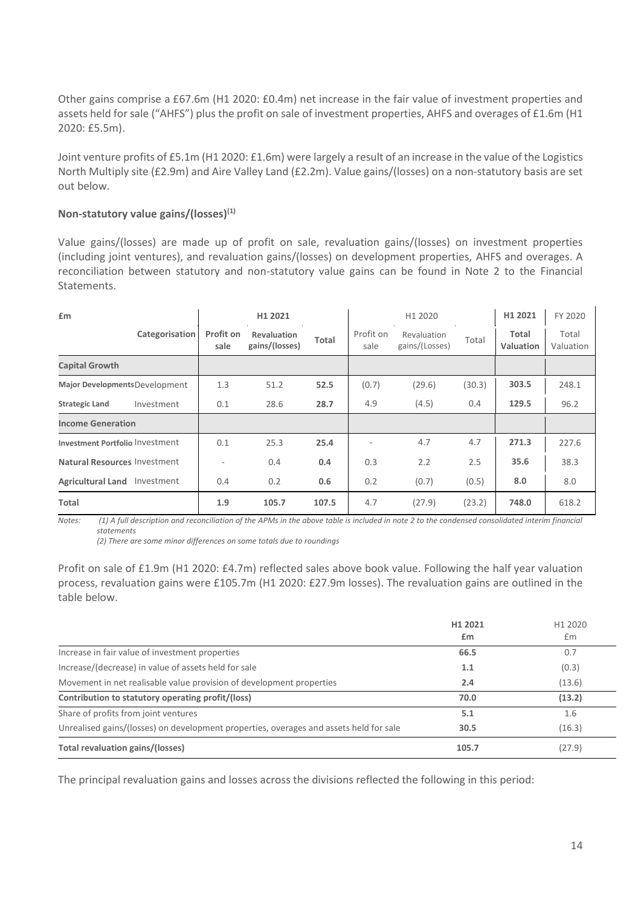Other gains comprise a £67.6m (H1 2020: £0.4m) net increase in the fair value of investment properties and assets held for sale ("AHFS") plus the profit on sale of investment properties, AHFS and overages of £1.6m (H1 2020: £5.5m).

Joint venture profits of £5.1m (H1 2020: £1.6m) were largely a result of an increase in the value of the Logistics North Multiply site (£2.9m) and Aire Valley Land (£2.2m). Value gains/(losses) on a non-statutory basis are set out below.

**Non-statutory value gains/(losses)[(1)]**

Value gains/(losses) are made up of profit on sale, revaluation gains/(losses) on investment properties (including joint ventures), and revaluation gains/(losses) on development properties, AHFS and overages. A reconciliation between statutory and non-statutory value gains can be found in Note 2 to the Financial Statements.

| £m | | **H1 2021** | | | H1 2020 | | | **H1 2021** | FY 2020 |
|---|---|---|---|---|---|---|---|---|---|
| | **Categorisation** | **Profit on sale** | **Revaluation gains/(losses)** | **Total** | Profit on sale | Revaluation gains/(losses) | Total | **Total Valuation** | Total Valuation |
| **Capital Growth** | | | | | | | | | |
| **Major Developments** | Development | 1.3 | 51.2 | **52.5** | (0.7) | (29.6) | (30.3) | **303.5** | 248.1 |
| **Strategic Land** | Investment | 0.1 | 28.6 | **28.7** | 4.9 | (4.5) | 0.4 | **129.5** | 96.2 |
| **Income Generation** | | | | | | | | | |
| **Investment Portfolio** | Investment | 0.1 | 25.3 | **25.4** | - | 4.7 | 4.7 | **271.3** | 227.6 |
| **Natural Resources** | Investment | - | 0.4 | **0.4** | 0.3 | 2.2 | 2.5 | **35.6** | 38.3 |
| **Agricultural Land** | Investment | 0.4 | 0.2 | **0.6** | 0.2 | (0.7) | (0.5) | **8.0** | 8.0 |
| **Total** | | **1.9** | **105.7** | **107.5** | 4.7 | (27.9) | (23.2) | **748.0** | 618.2 |

*Notes: (1) A full description and reconciliation of the APMs in the above table is included in note 2 to the condensed consolidated interim financial statements*

*(2) There are some minor differences on some totals due to roundings*

Profit on sale of £1.9m (H1 2020: £4.7m) reflected sales above book value. Following the half year valuation process, revaluation gains were £105.7m (H1 2020: £27.9m losses). The revaluation gains are outlined in the table below.

| | **H1 2021 £m** | H1 2020 £m |
|---|---|---|
| Increase in fair value of investment properties | **66.5** | 0.7 |
| Increase/(decrease) in value of assets held for sale | **1.1** | (0.3) |
| Movement in net realisable value provision of development properties | **2.4** | (13.6) |
| **Contribution to statutory operating profit/(loss)** | **70.0** | **(13.2)** |
| Share of profits from joint ventures | **5.1** | 1.6 |
| Unrealised gains/(losses) on development properties, overages and assets held for sale | **30.5** | (16.3) |
| **Total revaluation gains/(losses)** | **105.7** | (27.9) |

The principal revaluation gains and losses across the divisions reflected the following in this period: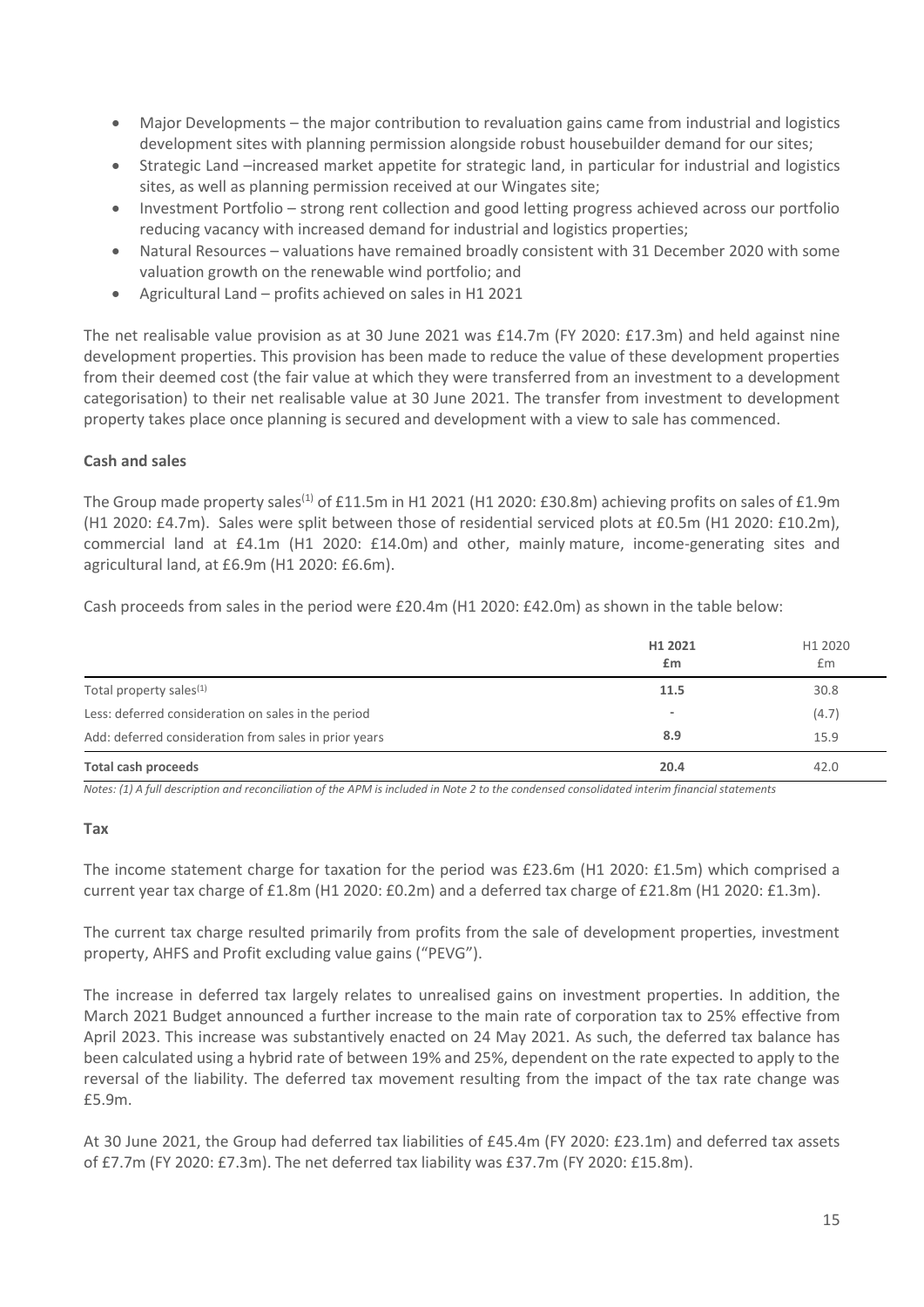- Major Developments – the major contribution to revaluation gains came from industrial and logistics development sites with planning permission alongside robust housebuilder demand for our sites;
- Strategic Land –increased market appetite for strategic land, in particular for industrial and logistics sites, as well as planning permission received at our Wingates site;
- Investment Portfolio – strong rent collection and good letting progress achieved across our portfolio reducing vacancy with increased demand for industrial and logistics properties;
- Natural Resources – valuations have remained broadly consistent with 31 December 2020 with some valuation growth on the renewable wind portfolio; and
- Agricultural Land – profits achieved on sales in H1 2021

The net realisable value provision as at 30 June 2021 was £14.7m (FY 2020: £17.3m) and held against nine development properties. This provision has been made to reduce the value of these development properties from their deemed cost (the fair value at which they were transferred from an investment to a development categorisation) to their net realisable value at 30 June 2021. The transfer from investment to development property takes place once planning is secured and development with a view to sale has commenced.

**Cash and sales**

The Group made property sales[(1)] of £11.5m in H1 2021 (H1 2020: £30.8m) achieving profits on sales of £1.9m (H1 2020: £4.7m). Sales were split between those of residential serviced plots at £0.5m (H1 2020: £10.2m), commercial land at £4.1m (H1 2020: £14.0m) and other, mainly mature, income-generating sites and agricultural land, at £6.9m (H1 2020: £6.6m).

Cash proceeds from sales in the period were £20.4m (H1 2020: £42.0m) as shown in the table below:

| | **H1 2021 £m** | H1 2020 £m |
|---|---|---|
| Total property sales[(1)] | **11.5** | 30.8 |
| Less: deferred consideration on sales in the period | - | (4.7) |
| Add: deferred consideration from sales in prior years | **8.9** | 15.9 |
| **Total cash proceeds** | **20.4** | 42.0 |

*Notes: (1) A full description and reconciliation of the APM is included in Note 2 to the condensed consolidated interim financial statements*

**Tax**

The income statement charge for taxation for the period was £23.6m (H1 2020: £1.5m) which comprised a current year tax charge of £1.8m (H1 2020: £0.2m) and a deferred tax charge of £21.8m (H1 2020: £1.3m).

The current tax charge resulted primarily from profits from the sale of development properties, investment property, AHFS and Profit excluding value gains ("PEVG").

The increase in deferred tax largely relates to unrealised gains on investment properties. In addition, the March 2021 Budget announced a further increase to the main rate of corporation tax to 25% effective from April 2023. This increase was substantively enacted on 24 May 2021. As such, the deferred tax balance has been calculated using a hybrid rate of between 19% and 25%, dependent on the rate expected to apply to the reversal of the liability. The deferred tax movement resulting from the impact of the tax rate change was £5.9m.

At 30 June 2021, the Group had deferred tax liabilities of £45.4m (FY 2020: £23.1m) and deferred tax assets of £7.7m (FY 2020: £7.3m). The net deferred tax liability was £37.7m (FY 2020: £15.8m).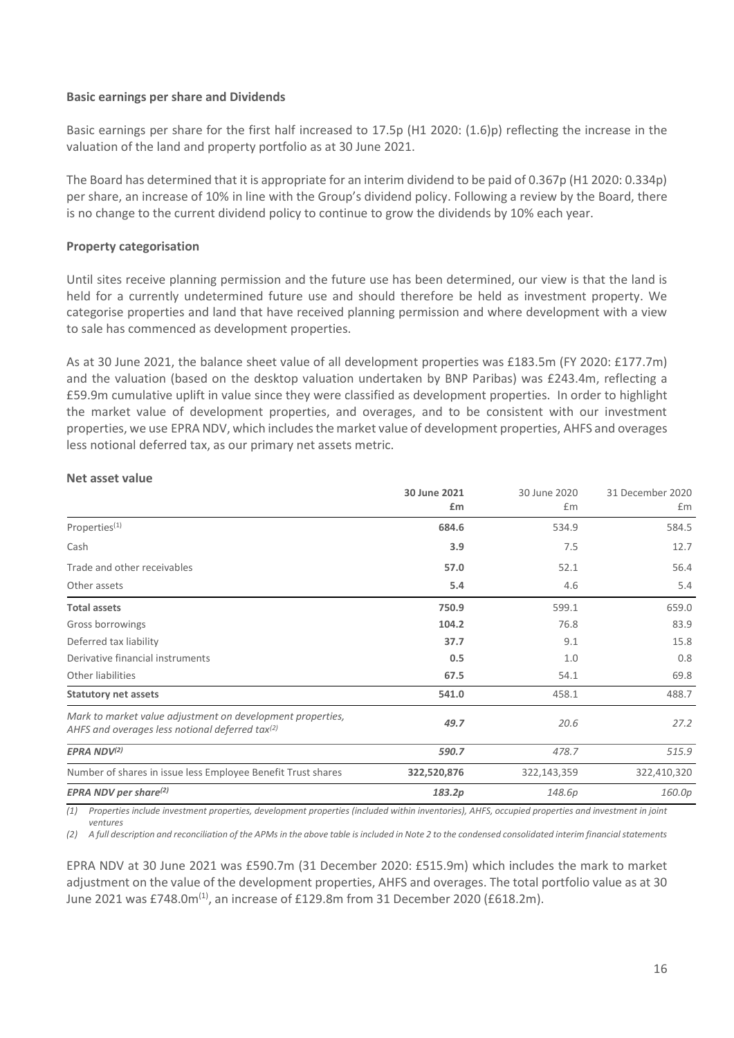**Basic earnings per share and Dividends**

Basic earnings per share for the first half increased to 17.5p (H1 2020: (1.6)p) reflecting the increase in the valuation of the land and property portfolio as at 30 June 2021.

The Board has determined that it is appropriate for an interim dividend to be paid of 0.367p (H1 2020: 0.334p) per share, an increase of 10% in line with the Group's dividend policy. Following a review by the Board, there is no change to the current dividend policy to continue to grow the dividends by 10% each year.

**Property categorisation**

Until sites receive planning permission and the future use has been determined, our view is that the land is held for a currently undetermined future use and should therefore be held as investment property. We categorise properties and land that have received planning permission and where development with a view to sale has commenced as development properties.

As at 30 June 2021, the balance sheet value of all development properties was £183.5m (FY 2020: £177.7m) and the valuation (based on the desktop valuation undertaken by BNP Paribas) was £243.4m, reflecting a £59.9m cumulative uplift in value since they were classified as development properties. In order to highlight the market value of development properties, and overages, and to be consistent with our investment properties, we use EPRA NDV, which includes the market value of development properties, AHFS and overages less notional deferred tax, as our primary net assets metric.

**Net asset value**

| | **30 June 2021 £m** | 30 June 2020 £m | 31 December 2020 £m |
|---|---|---|---|
| Properties[1] | **684.6** | 534.9 | 584.5 |
| Cash | **3.9** | 7.5 | 12.7 |
| Trade and other receivables | **57.0** | 52.1 | 56.4 |
| Other assets | **5.4** | 4.6 | 5.4 |
| **Total assets** | **750.9** | 599.1 | 659.0 |
| Gross borrowings | **104.2** | 76.8 | 83.9 |
| Deferred tax liability | **37.7** | 9.1 | 15.8 |
| Derivative financial instruments | **0.5** | 1.0 | 0.8 |
| Other liabilities | **67.5** | 54.1 | 69.8 |
| **Statutory net assets** | **541.0** | 458.1 | 488.7 |
| *Mark to market value adjustment on development properties, AHFS and overages less notional deferred tax[2]* | ***49.7*** | *20.6* | *27.2* |
| ***EPRA NDV[2]*** | ***590.7*** | *478.7* | *515.9* |
| Number of shares in issue less Employee Benefit Trust shares | **322,520,876** | 322,143,359 | 322,410,320 |
| ***EPRA NDV per share[2]*** | ***183.2p*** | *148.6p* | *160.0p* |

*(1) Properties include investment properties, development properties (included within inventories), AHFS, occupied properties and investment in joint ventures*

*(2) A full description and reconciliation of the APMs in the above table is included in Note 2 to the condensed consolidated interim financial statements*

EPRA NDV at 30 June 2021 was £590.7m (31 December 2020: £515.9m) which includes the mark to market adjustment on the value of the development properties, AHFS and overages. The total portfolio value as at 30 June 2021 was £748.0m[1], an increase of £129.8m from 31 December 2020 (£618.2m).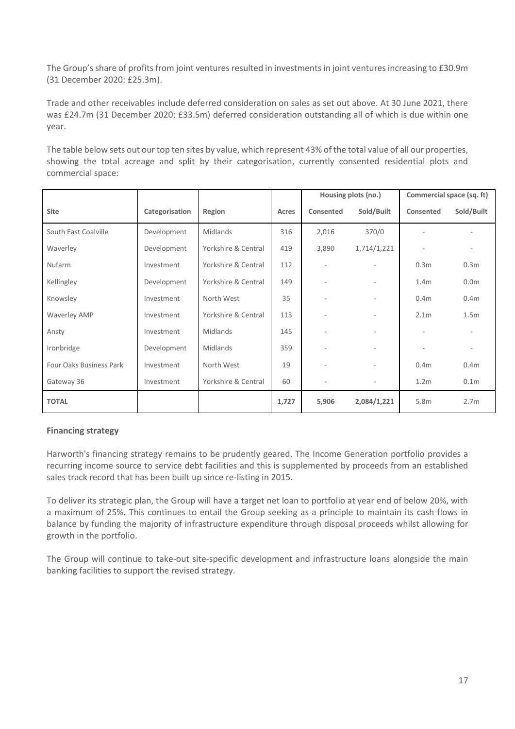The Group's share of profits from joint ventures resulted in investments in joint ventures increasing to £30.9m (31 December 2020: £25.3m).

Trade and other receivables include deferred consideration on sales as set out above. At 30 June 2021, there was £24.7m (31 December 2020: £33.5m) deferred consideration outstanding all of which is due within one year.

The table below sets out our top ten sites by value, which represent 43% of the total value of all our properties, showing the total acreage and split by their categorisation, currently consented residential plots and commercial space:

| | | | | Housing plots (no.) | | Commercial space (sq. ft) | |
|---|---|---|---|---|---|---|---|
| **Site** | **Categorisation** | **Region** | **Acres** | **Consented** | **Sold/Built** | **Consented** | **Sold/Built** |
| South East Coalville | Development | Midlands | 316 | 2,016 | 370/0 | - | - |
| Waverley | Development | Yorkshire & Central | 419 | 3,890 | 1,714/1,221 | - | - |
| Nufarm | Investment | Yorkshire & Central | 112 | - | - | 0.3m | 0.3m |
| Kellingley | Development | Yorkshire & Central | 149 | - | - | 1.4m | 0.0m |
| Knowsley | Investment | North West | 35 | - | - | 0.4m | 0.4m |
| Waverley AMP | Investment | Yorkshire & Central | 113 | - | - | 2.1m | 1.5m |
| Ansty | Investment | Midlands | 145 | - | - | - | - |
| Ironbridge | Development | Midlands | 359 | - | - | - | - |
| Four Oaks Business Park | Investment | North West | 19 | - | - | 0.4m | 0.4m |
| Gateway 36 | Investment | Yorkshire & Central | 60 | - | - | 1.2m | 0.1m |
| **TOTAL** | | | **1,727** | **5,906** | **2,084/1,221** | 5.8m | 2.7m |

**Financing strategy**

Harworth's financing strategy remains to be prudently geared. The Income Generation portfolio provides a recurring income source to service debt facilities and this is supplemented by proceeds from an established sales track record that has been built up since re-listing in 2015.

To deliver its strategic plan, the Group will have a target net loan to portfolio at year end of below 20%, with a maximum of 25%. This continues to entail the Group seeking as a principle to maintain its cash flows in balance by funding the majority of infrastructure expenditure through disposal proceeds whilst allowing for growth in the portfolio.

The Group will continue to take-out site-specific development and infrastructure loans alongside the main banking facilities to support the revised strategy.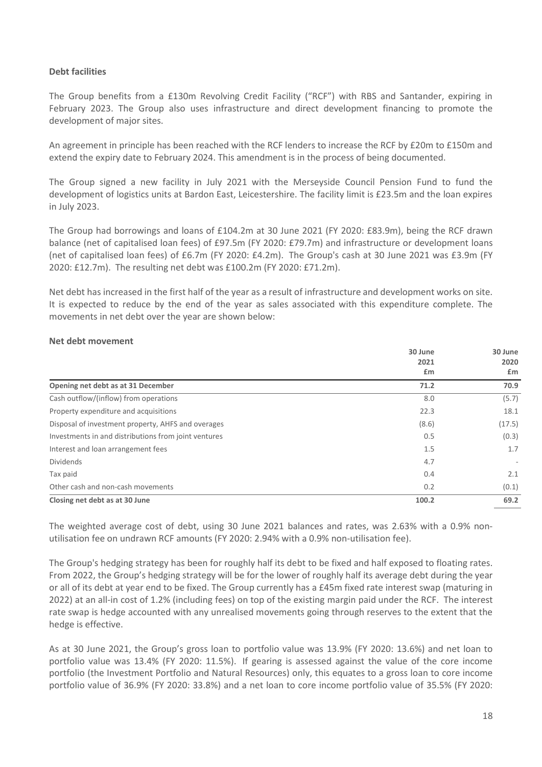**Debt facilities**

The Group benefits from a £130m Revolving Credit Facility ("RCF") with RBS and Santander, expiring in February 2023. The Group also uses infrastructure and direct development financing to promote the development of major sites.

An agreement in principle has been reached with the RCF lenders to increase the RCF by £20m to £150m and extend the expiry date to February 2024. This amendment is in the process of being documented.

The Group signed a new facility in July 2021 with the Merseyside Council Pension Fund to fund the development of logistics units at Bardon East, Leicestershire. The facility limit is £23.5m and the loan expires in July 2023.

The Group had borrowings and loans of £104.2m at 30 June 2021 (FY 2020: £83.9m), being the RCF drawn balance (net of capitalised loan fees) of £97.5m (FY 2020: £79.7m) and infrastructure or development loans (net of capitalised loan fees) of £6.7m (FY 2020: £4.2m). The Group's cash at 30 June 2021 was £3.9m (FY 2020: £12.7m). The resulting net debt was £100.2m (FY 2020: £71.2m).

Net debt has increased in the first half of the year as a result of infrastructure and development works on site. It is expected to reduce by the end of the year as sales associated with this expenditure complete. The movements in net debt over the year are shown below:

**Net debt movement**

| | 30 June 2021 £m | 30 June 2020 £m |
|---|---|---|
| **Opening net debt as at 31 December** | **71.2** | **70.9** |
| Cash outflow/(inflow) from operations | 8.0 | (5.7) |
| Property expenditure and acquisitions | 22.3 | 18.1 |
| Disposal of investment property, AHFS and overages | (8.6) | (17.5) |
| Investments in and distributions from joint ventures | 0.5 | (0.3) |
| Interest and loan arrangement fees | 1.5 | 1.7 |
| Dividends | 4.7 | - |
| Tax paid | 0.4 | 2.1 |
| Other cash and non-cash movements | 0.2 | (0.1) |
| **Closing net debt as at 30 June** | **100.2** | **69.2** |

The weighted average cost of debt, using 30 June 2021 balances and rates, was 2.63% with a 0.9% non-utilisation fee on undrawn RCF amounts (FY 2020: 2.94% with a 0.9% non-utilisation fee).

The Group's hedging strategy has been for roughly half its debt to be fixed and half exposed to floating rates. From 2022, the Group's hedging strategy will be for the lower of roughly half its average debt during the year or all of its debt at year end to be fixed. The Group currently has a £45m fixed rate interest swap (maturing in 2022) at an all-in cost of 1.2% (including fees) on top of the existing margin paid under the RCF. The interest rate swap is hedge accounted with any unrealised movements going through reserves to the extent that the hedge is effective.

As at 30 June 2021, the Group's gross loan to portfolio value was 13.9% (FY 2020: 13.6%) and net loan to portfolio value was 13.4% (FY 2020: 11.5%). If gearing is assessed against the value of the core income portfolio (the Investment Portfolio and Natural Resources) only, this equates to a gross loan to core income portfolio value of 36.9% (FY 2020: 33.8%) and a net loan to core income portfolio value of 35.5% (FY 2020: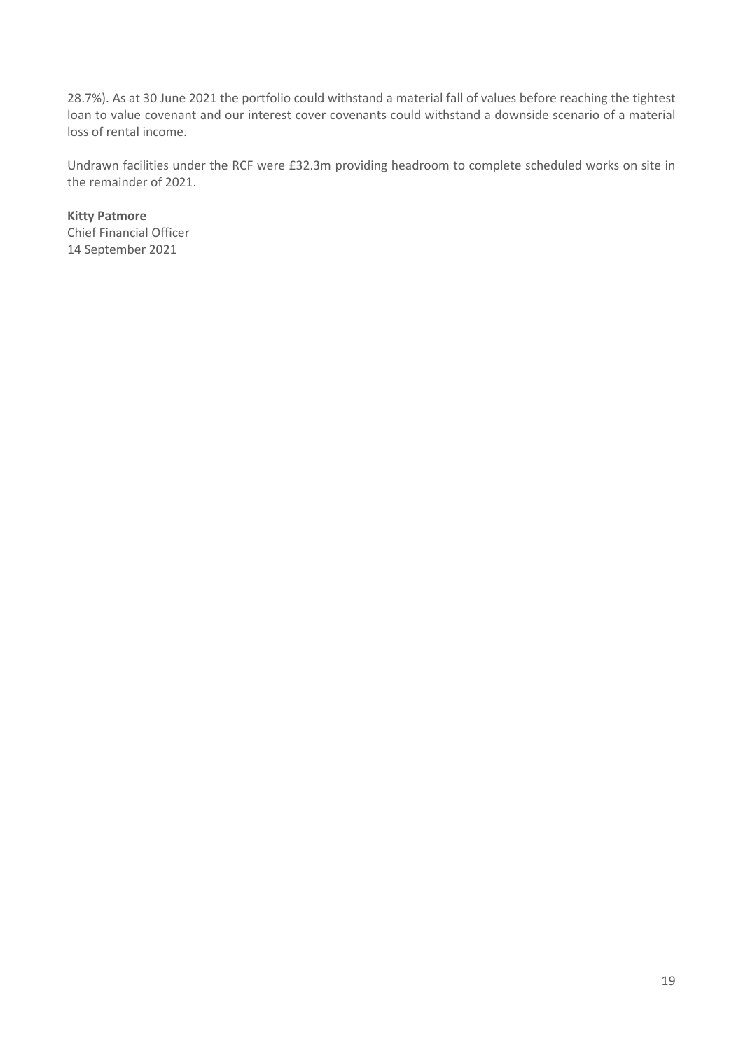28.7%). As at 30 June 2021 the portfolio could withstand a material fall of values before reaching the tightest loan to value covenant and our interest cover covenants could withstand a downside scenario of a material loss of rental income.

Undrawn facilities under the RCF were £32.3m providing headroom to complete scheduled works on site in the remainder of 2021.

**Kitty Patmore**
Chief Financial Officer
14 September 2021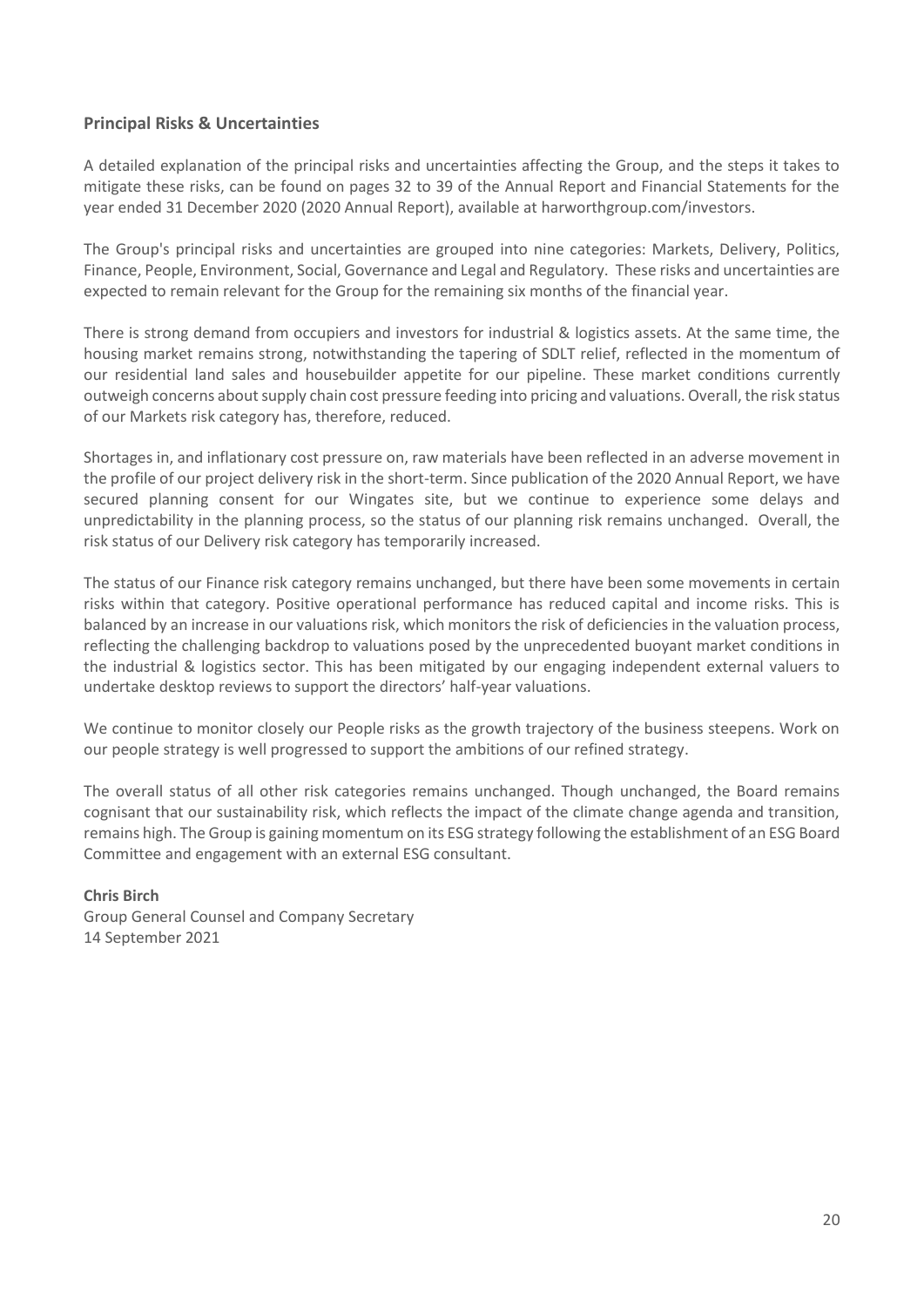## Principal Risks & Uncertainties

A detailed explanation of the principal risks and uncertainties affecting the Group, and the steps it takes to mitigate these risks, can be found on pages 32 to 39 of the Annual Report and Financial Statements for the year ended 31 December 2020 (2020 Annual Report), available at harworthgroup.com/investors.

The Group's principal risks and uncertainties are grouped into nine categories: Markets, Delivery, Politics, Finance, People, Environment, Social, Governance and Legal and Regulatory. These risks and uncertainties are expected to remain relevant for the Group for the remaining six months of the financial year.

There is strong demand from occupiers and investors for industrial & logistics assets. At the same time, the housing market remains strong, notwithstanding the tapering of SDLT relief, reflected in the momentum of our residential land sales and housebuilder appetite for our pipeline. These market conditions currently outweigh concerns about supply chain cost pressure feeding into pricing and valuations. Overall, the risk status of our Markets risk category has, therefore, reduced.

Shortages in, and inflationary cost pressure on, raw materials have been reflected in an adverse movement in the profile of our project delivery risk in the short-term. Since publication of the 2020 Annual Report, we have secured planning consent for our Wingates site, but we continue to experience some delays and unpredictability in the planning process, so the status of our planning risk remains unchanged. Overall, the risk status of our Delivery risk category has temporarily increased.

The status of our Finance risk category remains unchanged, but there have been some movements in certain risks within that category. Positive operational performance has reduced capital and income risks. This is balanced by an increase in our valuations risk, which monitors the risk of deficiencies in the valuation process, reflecting the challenging backdrop to valuations posed by the unprecedented buoyant market conditions in the industrial & logistics sector. This has been mitigated by our engaging independent external valuers to undertake desktop reviews to support the directors' half-year valuations.

We continue to monitor closely our People risks as the growth trajectory of the business steepens. Work on our people strategy is well progressed to support the ambitions of our refined strategy.

The overall status of all other risk categories remains unchanged. Though unchanged, the Board remains cognisant that our sustainability risk, which reflects the impact of the climate change agenda and transition, remains high. The Group is gaining momentum on its ESG strategy following the establishment of an ESG Board Committee and engagement with an external ESG consultant.

**Chris Birch**
Group General Counsel and Company Secretary
14 September 2021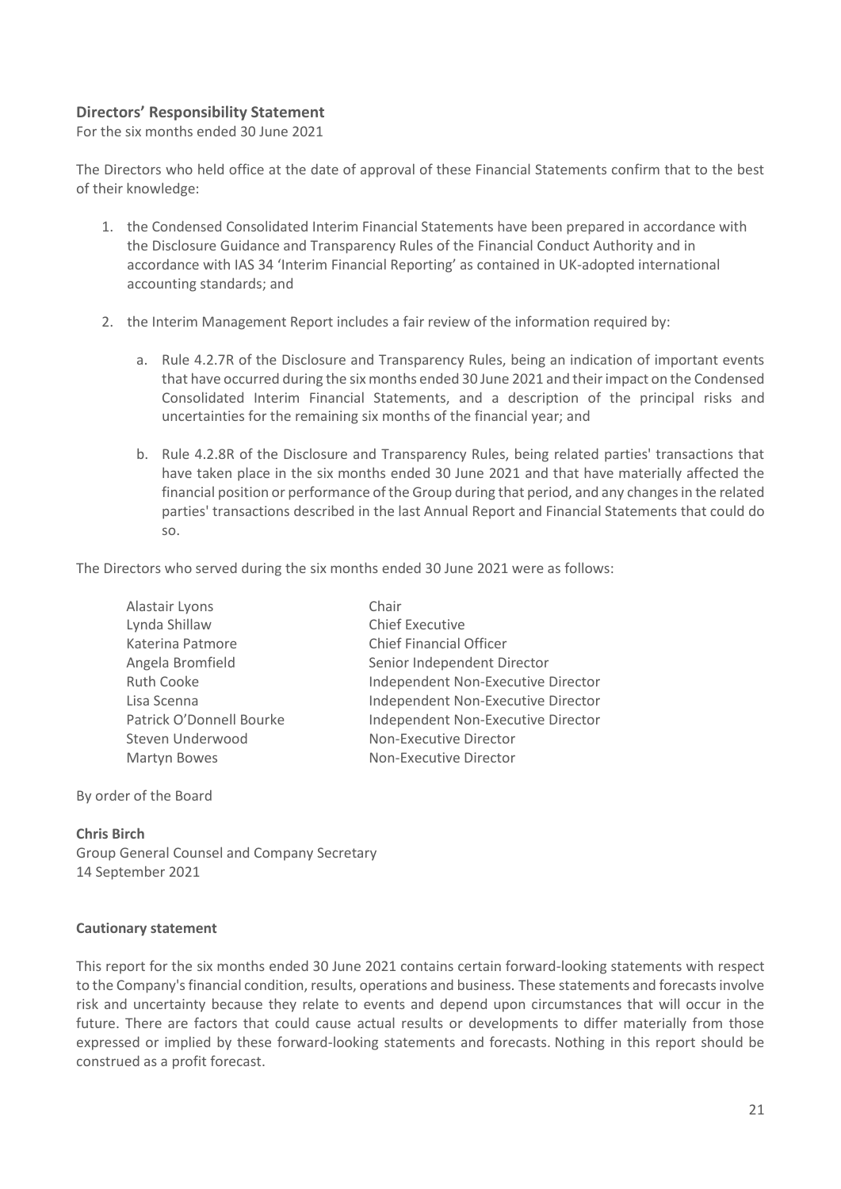## Directors' Responsibility Statement

For the six months ended 30 June 2021

The Directors who held office at the date of approval of these Financial Statements confirm that to the best of their knowledge:

1. the Condensed Consolidated Interim Financial Statements have been prepared in accordance with the Disclosure Guidance and Transparency Rules of the Financial Conduct Authority and in accordance with IAS 34 'Interim Financial Reporting' as contained in UK-adopted international accounting standards; and

2. the Interim Management Report includes a fair review of the information required by:

   a. Rule 4.2.7R of the Disclosure and Transparency Rules, being an indication of important events that have occurred during the six months ended 30 June 2021 and their impact on the Condensed Consolidated Interim Financial Statements, and a description of the principal risks and uncertainties for the remaining six months of the financial year; and

   b. Rule 4.2.8R of the Disclosure and Transparency Rules, being related parties' transactions that have taken place in the six months ended 30 June 2021 and that have materially affected the financial position or performance of the Group during that period, and any changes in the related parties' transactions described in the last Annual Report and Financial Statements that could do so.

The Directors who served during the six months ended 30 June 2021 were as follows:

| | |
|---|---|
| Alastair Lyons | Chair |
| Lynda Shillaw | Chief Executive |
| Katerina Patmore | Chief Financial Officer |
| Angela Bromfield | Senior Independent Director |
| Ruth Cooke | Independent Non-Executive Director |
| Lisa Scenna | Independent Non-Executive Director |
| Patrick O'Donnell Bourke | Independent Non-Executive Director |
| Steven Underwood | Non-Executive Director |
| Martyn Bowes | Non-Executive Director |

By order of the Board

**Chris Birch**
Group General Counsel and Company Secretary
14 September 2021

**Cautionary statement**

This report for the six months ended 30 June 2021 contains certain forward-looking statements with respect to the Company's financial condition, results, operations and business. These statements and forecasts involve risk and uncertainty because they relate to events and depend upon circumstances that will occur in the future. There are factors that could cause actual results or developments to differ materially from those expressed or implied by these forward-looking statements and forecasts. Nothing in this report should be construed as a profit forecast.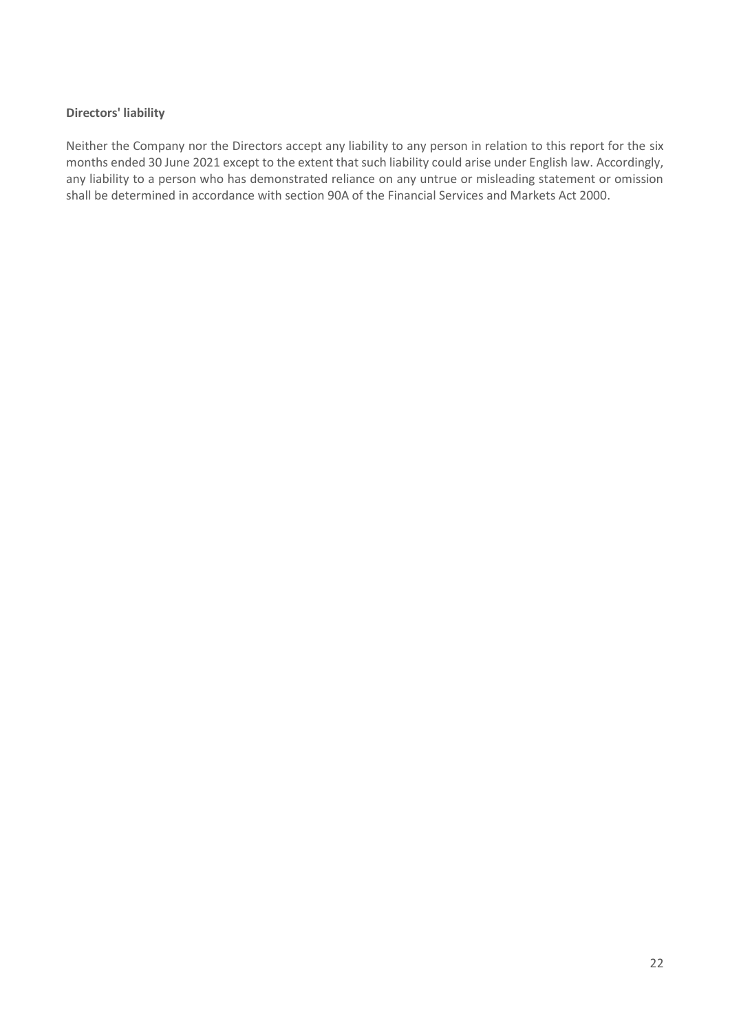**Directors' liability**

Neither the Company nor the Directors accept any liability to any person in relation to this report for the six months ended 30 June 2021 except to the extent that such liability could arise under English law. Accordingly, any liability to a person who has demonstrated reliance on any untrue or misleading statement or omission shall be determined in accordance with section 90A of the Financial Services and Markets Act 2000.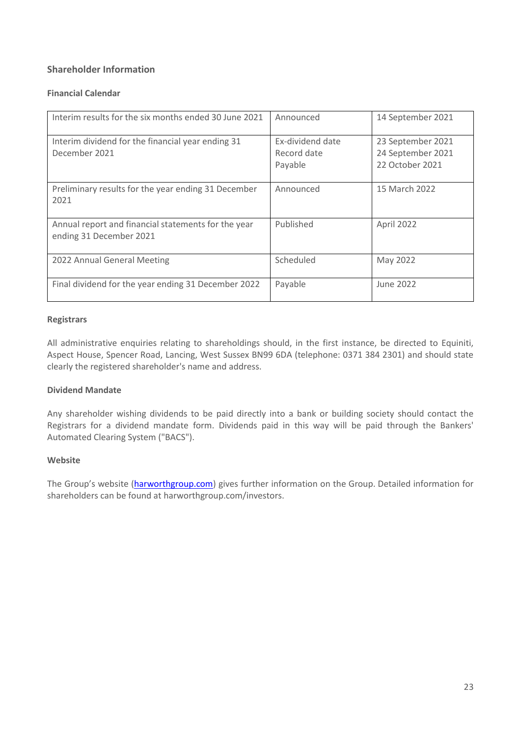## Shareholder Information

### Financial Calendar

| | | |
|---|---|---|
| Interim results for the six months ended 30 June 2021 | Announced | 14 September 2021 |
| Interim dividend for the financial year ending 31 December 2021 | Ex-dividend date<br>Record date<br>Payable | 23 September 2021<br>24 September 2021<br>22 October 2021 |
| Preliminary results for the year ending 31 December 2021 | Announced | 15 March 2022 |
| Annual report and financial statements for the year ending 31 December 2021 | Published | April 2022 |
| 2022 Annual General Meeting | Scheduled | May 2022 |
| Final dividend for the year ending 31 December 2022 | Payable | June 2022 |

### Registrars

All administrative enquiries relating to shareholdings should, in the first instance, be directed to Equiniti, Aspect House, Spencer Road, Lancing, West Sussex BN99 6DA (telephone: 0371 384 2301) and should state clearly the registered shareholder's name and address.

### Dividend Mandate

Any shareholder wishing dividends to be paid directly into a bank or building society should contact the Registrars for a dividend mandate form. Dividends paid in this way will be paid through the Bankers' Automated Clearing System ("BACS").

### Website

The Group's website (harworthgroup.com) gives further information on the Group. Detailed information for shareholders can be found at harworthgroup.com/investors.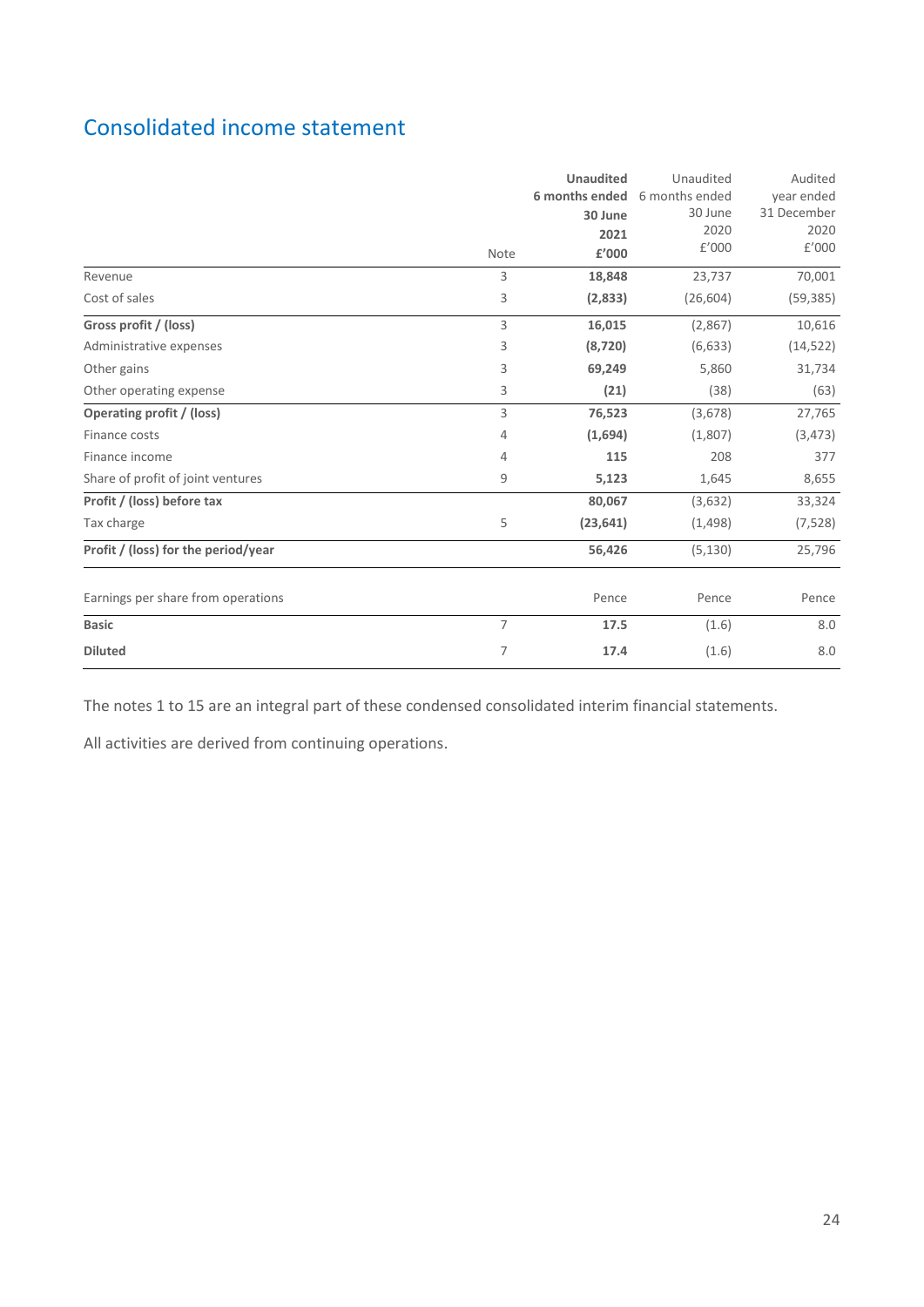## Consolidated income statement

| | Note | **Unaudited 6 months ended 30 June 2021 £'000** | Unaudited 6 months ended 30 June 2020 £'000 | Audited year ended 31 December 2020 £'000 |
|---|---|---|---|---|
| Revenue | 3 | **18,848** | 23,737 | 70,001 |
| Cost of sales | 3 | **(2,833)** | (26,604) | (59,385) |
| **Gross profit / (loss)** | 3 | **16,015** | (2,867) | 10,616 |
| Administrative expenses | 3 | **(8,720)** | (6,633) | (14,522) |
| Other gains | 3 | **69,249** | 5,860 | 31,734 |
| Other operating expense | 3 | **(21)** | (38) | (63) |
| **Operating profit / (loss)** | 3 | **76,523** | (3,678) | 27,765 |
| Finance costs | 4 | **(1,694)** | (1,807) | (3,473) |
| Finance income | 4 | **115** | 208 | 377 |
| Share of profit of joint ventures | 9 | **5,123** | 1,645 | 8,655 |
| **Profit / (loss) before tax** | | **80,067** | (3,632) | 33,324 |
| Tax charge | 5 | **(23,641)** | (1,498) | (7,528) |
| **Profit / (loss) for the period/year** | | **56,426** | (5,130) | 25,796 |
| | | | | |
| Earnings per share from operations | | Pence | Pence | Pence |
| **Basic** | 7 | **17.5** | (1.6) | 8.0 |
| **Diluted** | 7 | **17.4** | (1.6) | 8.0 |

The notes 1 to 15 are an integral part of these condensed consolidated interim financial statements.

All activities are derived from continuing operations.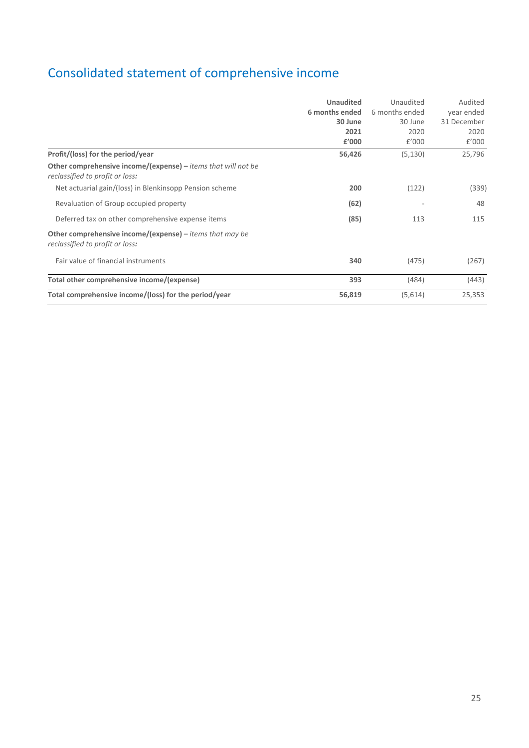# Consolidated statement of comprehensive income

| | **Unaudited 6 months ended 30 June 2021 £'000** | Unaudited 6 months ended 30 June 2020 £'000 | Audited year ended 31 December 2020 £'000 |
|---|---|---|---|
| **Profit/(loss) for the period/year** | **56,426** | (5,130) | 25,796 |
| **Other comprehensive income/(expense) –** ***items that will not be reclassified to profit or loss:*** | | | |
| Net actuarial gain/(loss) in Blenkinsopp Pension scheme | **200** | (122) | (339) |
| Revaluation of Group occupied property | **(62)** | - | 48 |
| Deferred tax on other comprehensive expense items | **(85)** | 113 | 115 |
| **Other comprehensive income/(expense) –** ***items that may be reclassified to profit or loss:*** | | | |
| Fair value of financial instruments | **340** | (475) | (267) |
| **Total other comprehensive income/(expense)** | **393** | (484) | (443) |
| **Total comprehensive income/(loss) for the period/year** | **56,819** | (5,614) | 25,353 |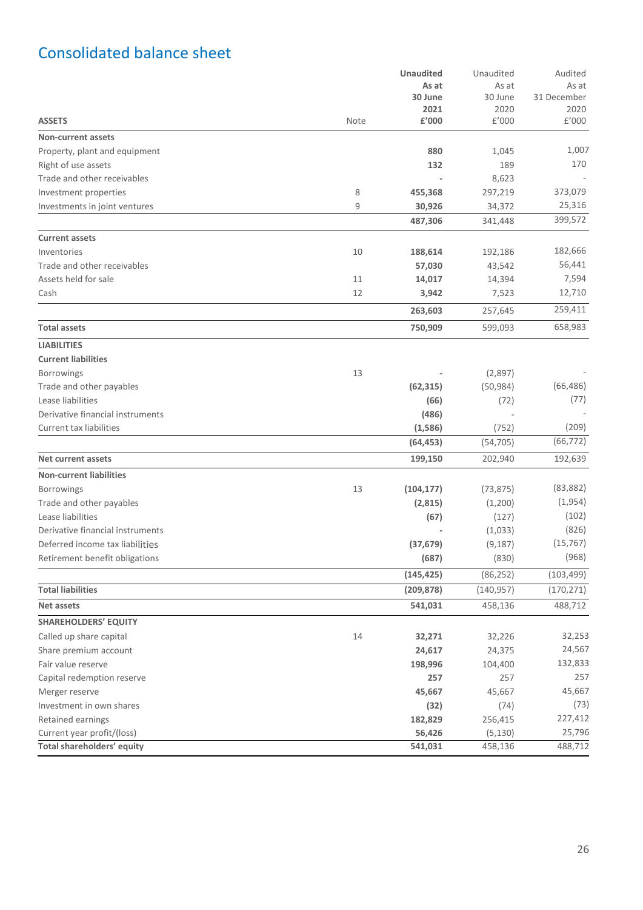# Consolidated balance sheet

| ASSETS | Note | **Unaudited As at 30 June 2021 £'000** | Unaudited As at 30 June 2020 £'000 | Audited As at 31 December 2020 £'000 |
|---|---|---|---|---|
| **Non-current assets** | | | | |
| Property, plant and equipment | | **880** | 1,045 | 1,007 |
| Right of use assets | | **132** | 189 | 170 |
| Trade and other receivables | | **-** | 8,623 | - |
| Investment properties | 8 | **455,368** | 297,219 | 373,079 |
| Investments in joint ventures | 9 | **30,926** | 34,372 | 25,316 |
| | | **487,306** | 341,448 | 399,572 |
| **Current assets** | | | | |
| Inventories | 10 | **188,614** | 192,186 | 182,666 |
| Trade and other receivables | | **57,030** | 43,542 | 56,441 |
| Assets held for sale | 11 | **14,017** | 14,394 | 7,594 |
| Cash | 12 | **3,942** | 7,523 | 12,710 |
| | | **263,603** | 257,645 | 259,411 |
| **Total assets** | | **750,909** | 599,093 | 658,983 |
| **LIABILITIES** | | | | |
| **Current liabilities** | | | | |
| Borrowings | 13 | **-** | (2,897) | - |
| Trade and other payables | | **(62,315)** | (50,984) | (66,486) |
| Lease liabilities | | **(66)** | (72) | (77) |
| Derivative financial instruments | | **(486)** | - | - |
| Current tax liabilities | | **(1,586)** | (752) | (209) |
| | | **(64,453)** | (54,705) | (66,772) |
| **Net current assets** | | **199,150** | 202,940 | 192,639 |
| **Non-current liabilities** | | | | |
| Borrowings | 13 | **(104,177)** | (73,875) | (83,882) |
| Trade and other payables | | **(2,815)** | (1,200) | (1,954) |
| Lease liabilities | | **(67)** | (127) | (102) |
| Derivative financial instruments | | **-** | (1,033) | (826) |
| Deferred income tax liabilities | | **(37,679)** | (9,187) | (15,767) |
| Retirement benefit obligations | | **(687)** | (830) | (968) |
| | | **(145,425)** | (86,252) | (103,499) |
| **Total liabilities** | | **(209,878)** | (140,957) | (170,271) |
| **Net assets** | | **541,031** | 458,136 | 488,712 |
| **SHAREHOLDERS' EQUITY** | | | | |
| Called up share capital | 14 | **32,271** | 32,226 | 32,253 |
| Share premium account | | **24,617** | 24,375 | 24,567 |
| Fair value reserve | | **198,996** | 104,400 | 132,833 |
| Capital redemption reserve | | **257** | 257 | 257 |
| Merger reserve | | **45,667** | 45,667 | 45,667 |
| Investment in own shares | | **(32)** | (74) | (73) |
| Retained earnings | | **182,829** | 256,415 | 227,412 |
| Current year profit/(loss) | | **56,426** | (5,130) | 25,796 |
| **Total shareholders' equity** | | **541,031** | 458,136 | 488,712 |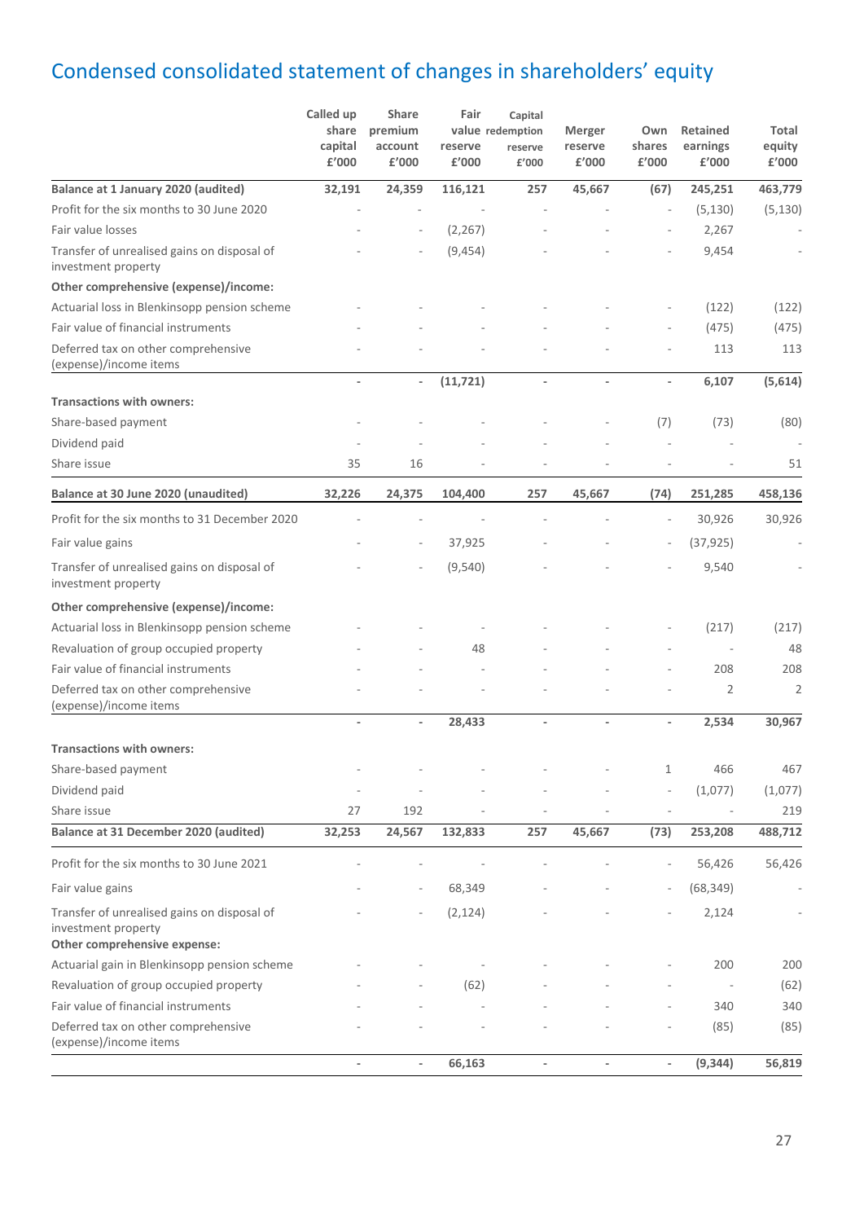# Condensed consolidated statement of changes in shareholders' equity

| | Called up share capital £'000 | Share premium account £'000 | Fair value reserve £'000 | Capital redemption reserve £'000 | Merger reserve £'000 | Own shares £'000 | Retained earnings £'000 | Total equity £'000 |
|---|---|---|---|---|---|---|---|---|
| **Balance at 1 January 2020 (audited)** | **32,191** | **24,359** | **116,121** | **257** | **45,667** | **(67)** | **245,251** | **463,779** |
| Profit for the six months to 30 June 2020 | - | - | - | - | - | - | (5,130) | (5,130) |
| Fair value losses | - | - | (2,267) | - | - | - | 2,267 | - |
| Transfer of unrealised gains on disposal of investment property | - | - | (9,454) | - | - | - | 9,454 | - |
| **Other comprehensive (expense)/income:** | | | | | | | | |
| Actuarial loss in Blenkinsopp pension scheme | - | - | - | - | - | - | (122) | (122) |
| Fair value of financial instruments | - | - | - | - | - | - | (475) | (475) |
| Deferred tax on other comprehensive (expense)/income items | - | - | - | - | - | - | 113 | 113 |
| | - | - | **(11,721)** | - | - | - | **6,107** | **(5,614)** |
| **Transactions with owners:** | | | | | | | | |
| Share-based payment | - | - | - | - | - | (7) | (73) | (80) |
| Dividend paid | - | - | - | - | - | - | - | - |
| Share issue | 35 | 16 | - | - | - | - | - | 51 |
| **Balance at 30 June 2020 (unaudited)** | **32,226** | **24,375** | **104,400** | **257** | **45,667** | **(74)** | **251,285** | **458,136** |
| Profit for the six months to 31 December 2020 | - | - | - | - | - | - | 30,926 | 30,926 |
| Fair value gains | - | - | 37,925 | - | - | - | (37,925) | - |
| Transfer of unrealised gains on disposal of investment property | - | - | (9,540) | - | - | - | 9,540 | - |
| **Other comprehensive (expense)/income:** | | | | | | | | |
| Actuarial loss in Blenkinsopp pension scheme | - | - | - | - | - | - | (217) | (217) |
| Revaluation of group occupied property | - | - | 48 | - | - | - | - | 48 |
| Fair value of financial instruments | - | - | - | - | - | - | 208 | 208 |
| Deferred tax on other comprehensive (expense)/income items | - | - | - | - | - | - | 2 | 2 |
| | - | - | **28,433** | - | - | - | **2,534** | **30,967** |
| **Transactions with owners:** | | | | | | | | |
| Share-based payment | - | - | - | - | - | 1 | 466 | 467 |
| Dividend paid | - | - | - | - | - | - | (1,077) | (1,077) |
| Share issue | 27 | 192 | - | - | - | - | - | 219 |
| **Balance at 31 December 2020 (audited)** | **32,253** | **24,567** | **132,833** | **257** | **45,667** | **(73)** | **253,208** | **488,712** |
| Profit for the six months to 30 June 2021 | - | - | - | - | - | - | 56,426 | 56,426 |
| Fair value gains | - | - | 68,349 | - | - | - | (68,349) | - |
| Transfer of unrealised gains on disposal of investment property | - | - | (2,124) | - | - | - | 2,124 | - |
| **Other comprehensive expense:** | | | | | | | | |
| Actuarial gain in Blenkinsopp pension scheme | - | - | - | - | - | - | 200 | 200 |
| Revaluation of group occupied property | - | - | (62) | - | - | - | - | (62) |
| Fair value of financial instruments | - | - | - | - | - | - | 340 | 340 |
| Deferred tax on other comprehensive (expense)/income items | - | - | - | - | - | - | (85) | (85) |
| | - | - | **66,163** | - | - | - | **(9,344)** | **56,819** |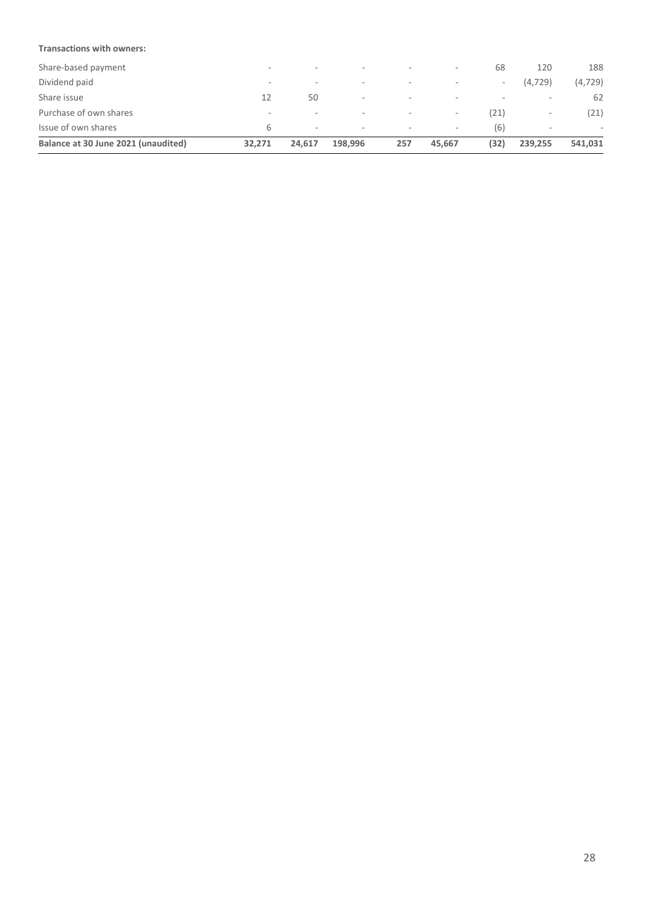| | | | | | | | | |
|---|---|---|---|---|---|---|---|---|
| **Transactions with owners:** | | | | | | | | |
| Share-based payment | - | - | - | - | - | 68 | 120 | 188 |
| Dividend paid | - | - | - | - | - | - | (4,729) | (4,729) |
| Share issue | 12 | 50 | - | - | - | - | - | 62 |
| Purchase of own shares | - | - | - | - | - | (21) | - | (21) |
| Issue of own shares | 6 | - | - | - | - | (6) | - | - |
| **Balance at 30 June 2021 (unaudited)** | **32,271** | **24,617** | **198,996** | **257** | **45,667** | **(32)** | **239,255** | **541,031** |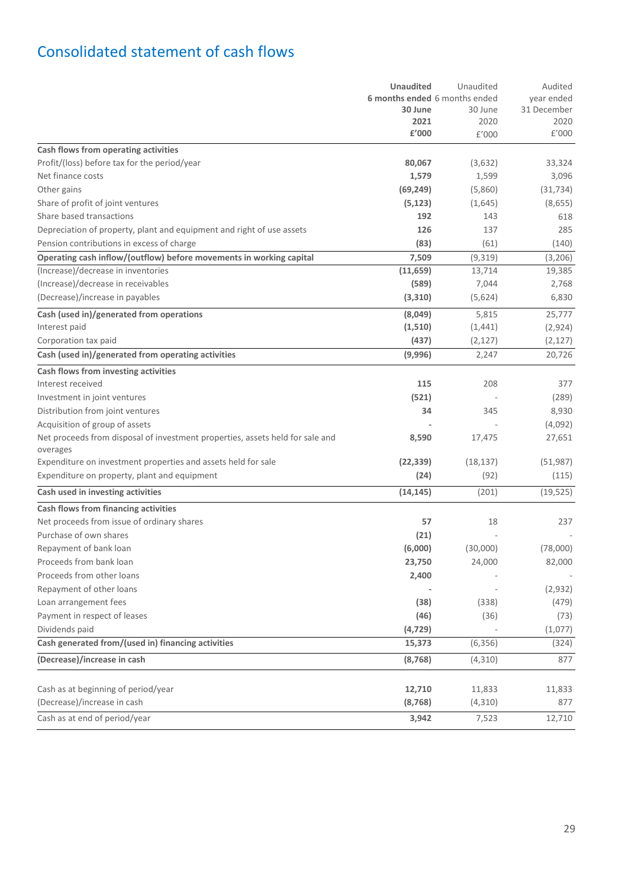# Consolidated statement of cash flows

| | **Unaudited 6 months ended 30 June 2021 £'000** | Unaudited 6 months ended 30 June 2020 £'000 | Audited year ended 31 December 2020 £'000 |
|---|---|---|---|
| **Cash flows from operating activities** | | | |
| Profit/(loss) before tax for the period/year | **80,067** | (3,632) | 33,324 |
| Net finance costs | **1,579** | 1,599 | 3,096 |
| Other gains | **(69,249)** | (5,860) | (31,734) |
| Share of profit of joint ventures | **(5,123)** | (1,645) | (8,655) |
| Share based transactions | **192** | 143 | 618 |
| Depreciation of property, plant and equipment and right of use assets | **126** | 137 | 285 |
| Pension contributions in excess of charge | **(83)** | (61) | (140) |
| **Operating cash inflow/(outflow) before movements in working capital** | **7,509** | (9,319) | (3,206) |
| (Increase)/decrease in inventories | **(11,659)** | 13,714 | 19,385 |
| (Increase)/decrease in receivables | **(589)** | 7,044 | 2,768 |
| (Decrease)/increase in payables | **(3,310)** | (5,624) | 6,830 |
| **Cash (used in)/generated from operations** | **(8,049)** | 5,815 | 25,777 |
| Interest paid | **(1,510)** | (1,441) | (2,924) |
| Corporation tax paid | **(437)** | (2,127) | (2,127) |
| **Cash (used in)/generated from operating activities** | **(9,996)** | 2,247 | 20,726 |
| **Cash flows from investing activities** | | | |
| Interest received | **115** | 208 | 377 |
| Investment in joint ventures | **(521)** | - | (289) |
| Distribution from joint ventures | **34** | 345 | 8,930 |
| Acquisition of group of assets | **-** | - | (4,092) |
| Net proceeds from disposal of investment properties, assets held for sale and overages | **8,590** | 17,475 | 27,651 |
| Expenditure on investment properties and assets held for sale | **(22,339)** | (18,137) | (51,987) |
| Expenditure on property, plant and equipment | **(24)** | (92) | (115) |
| **Cash used in investing activities** | **(14,145)** | (201) | (19,525) |
| **Cash flows from financing activities** | | | |
| Net proceeds from issue of ordinary shares | **57** | 18 | 237 |
| Purchase of own shares | **(21)** | - | - |
| Repayment of bank loan | **(6,000)** | (30,000) | (78,000) |
| Proceeds from bank loan | **23,750** | 24,000 | 82,000 |
| Proceeds from other loans | **2,400** | - | - |
| Repayment of other loans | **-** | - | (2,932) |
| Loan arrangement fees | **(38)** | (338) | (479) |
| Payment in respect of leases | **(46)** | (36) | (73) |
| Dividends paid | **(4,729)** | - | (1,077) |
| **Cash generated from/(used in) financing activities** | **15,373** | (6,356) | (324) |
| **(Decrease)/increase in cash** | **(8,768)** | (4,310) | 877 |
| | | | |
| Cash as at beginning of period/year | **12,710** | 11,833 | 11,833 |
| (Decrease)/increase in cash | **(8,768)** | (4,310) | 877 |
| Cash as at end of period/year | **3,942** | 7,523 | 12,710 |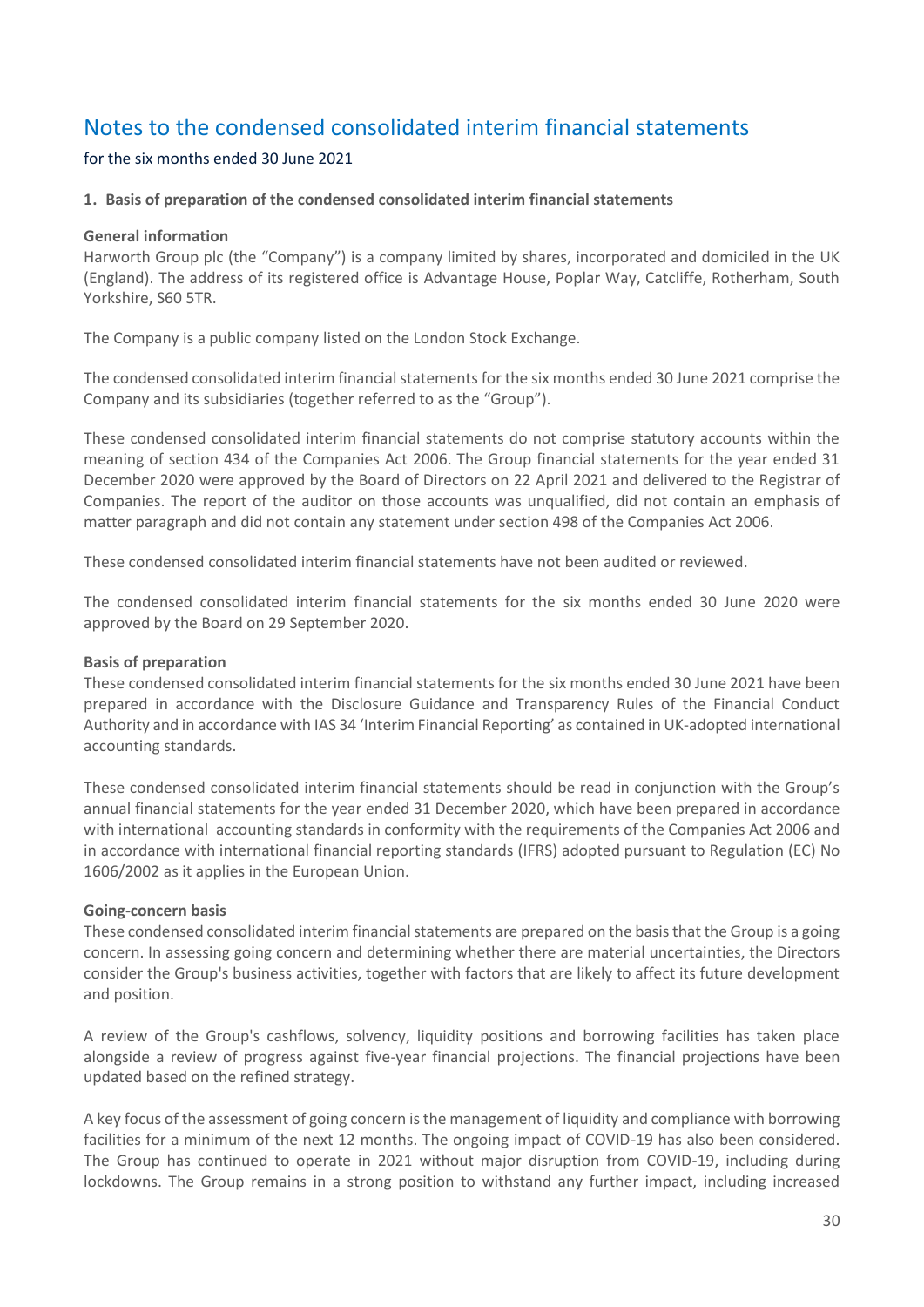# Notes to the condensed consolidated interim financial statements

for the six months ended 30 June 2021

## 1. Basis of preparation of the condensed consolidated interim financial statements

### General information

Harworth Group plc (the "Company") is a company limited by shares, incorporated and domiciled in the UK (England). The address of its registered office is Advantage House, Poplar Way, Catcliffe, Rotherham, South Yorkshire, S60 5TR.

The Company is a public company listed on the London Stock Exchange.

The condensed consolidated interim financial statements for the six months ended 30 June 2021 comprise the Company and its subsidiaries (together referred to as the "Group").

These condensed consolidated interim financial statements do not comprise statutory accounts within the meaning of section 434 of the Companies Act 2006. The Group financial statements for the year ended 31 December 2020 were approved by the Board of Directors on 22 April 2021 and delivered to the Registrar of Companies. The report of the auditor on those accounts was unqualified, did not contain an emphasis of matter paragraph and did not contain any statement under section 498 of the Companies Act 2006.

These condensed consolidated interim financial statements have not been audited or reviewed.

The condensed consolidated interim financial statements for the six months ended 30 June 2020 were approved by the Board on 29 September 2020.

### Basis of preparation

These condensed consolidated interim financial statements for the six months ended 30 June 2021 have been prepared in accordance with the Disclosure Guidance and Transparency Rules of the Financial Conduct Authority and in accordance with IAS 34 'Interim Financial Reporting' as contained in UK-adopted international accounting standards.

These condensed consolidated interim financial statements should be read in conjunction with the Group's annual financial statements for the year ended 31 December 2020, which have been prepared in accordance with international accounting standards in conformity with the requirements of the Companies Act 2006 and in accordance with international financial reporting standards (IFRS) adopted pursuant to Regulation (EC) No 1606/2002 as it applies in the European Union.

### Going-concern basis

These condensed consolidated interim financial statements are prepared on the basis that the Group is a going concern. In assessing going concern and determining whether there are material uncertainties, the Directors consider the Group's business activities, together with factors that are likely to affect its future development and position.

A review of the Group's cashflows, solvency, liquidity positions and borrowing facilities has taken place alongside a review of progress against five-year financial projections. The financial projections have been updated based on the refined strategy.

A key focus of the assessment of going concern is the management of liquidity and compliance with borrowing facilities for a minimum of the next 12 months. The ongoing impact of COVID-19 has also been considered. The Group has continued to operate in 2021 without major disruption from COVID-19, including during lockdowns. The Group remains in a strong position to withstand any further impact, including increased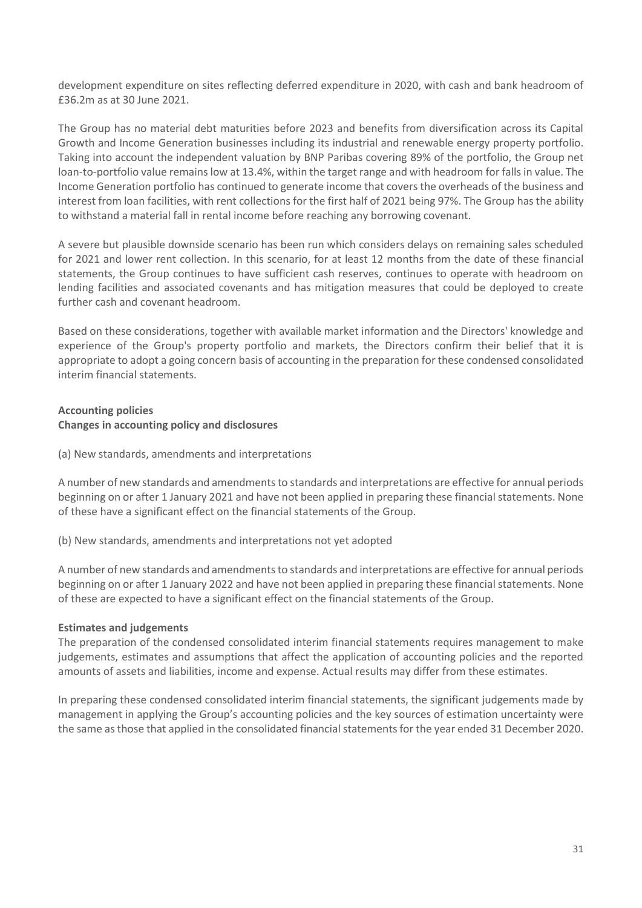development expenditure on sites reflecting deferred expenditure in 2020, with cash and bank headroom of £36.2m as at 30 June 2021.

The Group has no material debt maturities before 2023 and benefits from diversification across its Capital Growth and Income Generation businesses including its industrial and renewable energy property portfolio. Taking into account the independent valuation by BNP Paribas covering 89% of the portfolio, the Group net loan-to-portfolio value remains low at 13.4%, within the target range and with headroom for falls in value. The Income Generation portfolio has continued to generate income that covers the overheads of the business and interest from loan facilities, with rent collections for the first half of 2021 being 97%. The Group has the ability to withstand a material fall in rental income before reaching any borrowing covenant.

A severe but plausible downside scenario has been run which considers delays on remaining sales scheduled for 2021 and lower rent collection. In this scenario, for at least 12 months from the date of these financial statements, the Group continues to have sufficient cash reserves, continues to operate with headroom on lending facilities and associated covenants and has mitigation measures that could be deployed to create further cash and covenant headroom.

Based on these considerations, together with available market information and the Directors' knowledge and experience of the Group's property portfolio and markets, the Directors confirm their belief that it is appropriate to adopt a going concern basis of accounting in the preparation for these condensed consolidated interim financial statements.

**Accounting policies**
**Changes in accounting policy and disclosures**

(a) New standards, amendments and interpretations

A number of new standards and amendments to standards and interpretations are effective for annual periods beginning on or after 1 January 2021 and have not been applied in preparing these financial statements. None of these have a significant effect on the financial statements of the Group.

(b) New standards, amendments and interpretations not yet adopted

A number of new standards and amendments to standards and interpretations are effective for annual periods beginning on or after 1 January 2022 and have not been applied in preparing these financial statements. None of these are expected to have a significant effect on the financial statements of the Group.

**Estimates and judgements**

The preparation of the condensed consolidated interim financial statements requires management to make judgements, estimates and assumptions that affect the application of accounting policies and the reported amounts of assets and liabilities, income and expense. Actual results may differ from these estimates.

In preparing these condensed consolidated interim financial statements, the significant judgements made by management in applying the Group's accounting policies and the key sources of estimation uncertainty were the same as those that applied in the consolidated financial statements for the year ended 31 December 2020.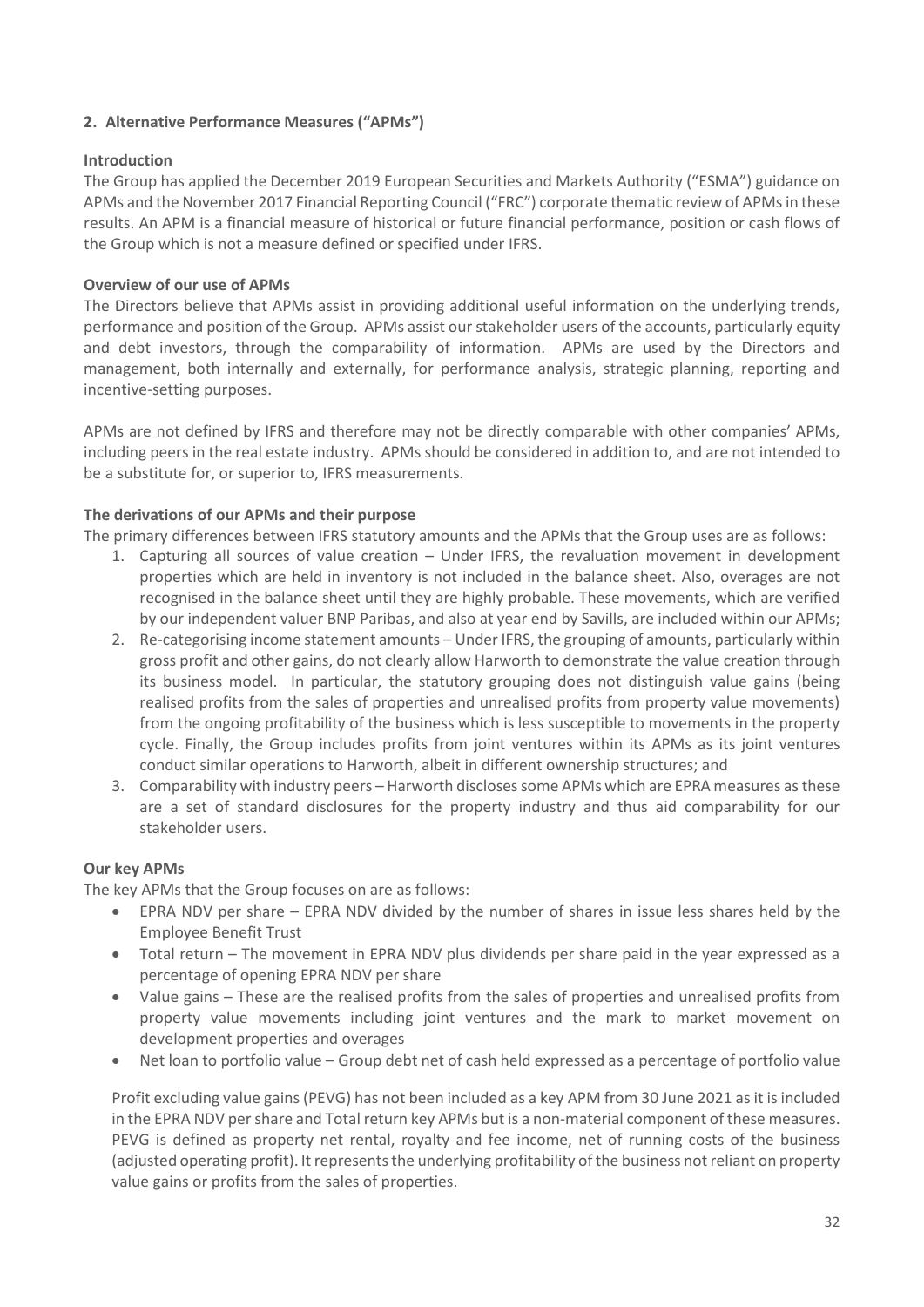## 2. Alternative Performance Measures ("APMs")

### Introduction

The Group has applied the December 2019 European Securities and Markets Authority ("ESMA") guidance on APMs and the November 2017 Financial Reporting Council ("FRC") corporate thematic review of APMs in these results. An APM is a financial measure of historical or future financial performance, position or cash flows of the Group which is not a measure defined or specified under IFRS.

### Overview of our use of APMs

The Directors believe that APMs assist in providing additional useful information on the underlying trends, performance and position of the Group. APMs assist our stakeholder users of the accounts, particularly equity and debt investors, through the comparability of information. APMs are used by the Directors and management, both internally and externally, for performance analysis, strategic planning, reporting and incentive-setting purposes.

APMs are not defined by IFRS and therefore may not be directly comparable with other companies' APMs, including peers in the real estate industry. APMs should be considered in addition to, and are not intended to be a substitute for, or superior to, IFRS measurements.

### The derivations of our APMs and their purpose

The primary differences between IFRS statutory amounts and the APMs that the Group uses are as follows:

1. Capturing all sources of value creation – Under IFRS, the revaluation movement in development properties which are held in inventory is not included in the balance sheet. Also, overages are not recognised in the balance sheet until they are highly probable. These movements, which are verified by our independent valuer BNP Paribas, and also at year end by Savills, are included within our APMs;
2. Re-categorising income statement amounts – Under IFRS, the grouping of amounts, particularly within gross profit and other gains, do not clearly allow Harworth to demonstrate the value creation through its business model. In particular, the statutory grouping does not distinguish value gains (being realised profits from the sales of properties and unrealised profits from property value movements) from the ongoing profitability of the business which is less susceptible to movements in the property cycle. Finally, the Group includes profits from joint ventures within its APMs as its joint ventures conduct similar operations to Harworth, albeit in different ownership structures; and
3. Comparability with industry peers – Harworth discloses some APMs which are EPRA measures as these are a set of standard disclosures for the property industry and thus aid comparability for our stakeholder users.

### Our key APMs

The key APMs that the Group focuses on are as follows:

- EPRA NDV per share – EPRA NDV divided by the number of shares in issue less shares held by the Employee Benefit Trust
- Total return – The movement in EPRA NDV plus dividends per share paid in the year expressed as a percentage of opening EPRA NDV per share
- Value gains – These are the realised profits from the sales of properties and unrealised profits from property value movements including joint ventures and the mark to market movement on development properties and overages
- Net loan to portfolio value – Group debt net of cash held expressed as a percentage of portfolio value

Profit excluding value gains (PEVG) has not been included as a key APM from 30 June 2021 as it is included in the EPRA NDV per share and Total return key APMs but is a non-material component of these measures. PEVG is defined as property net rental, royalty and fee income, net of running costs of the business (adjusted operating profit). It represents the underlying profitability of the business not reliant on property value gains or profits from the sales of properties.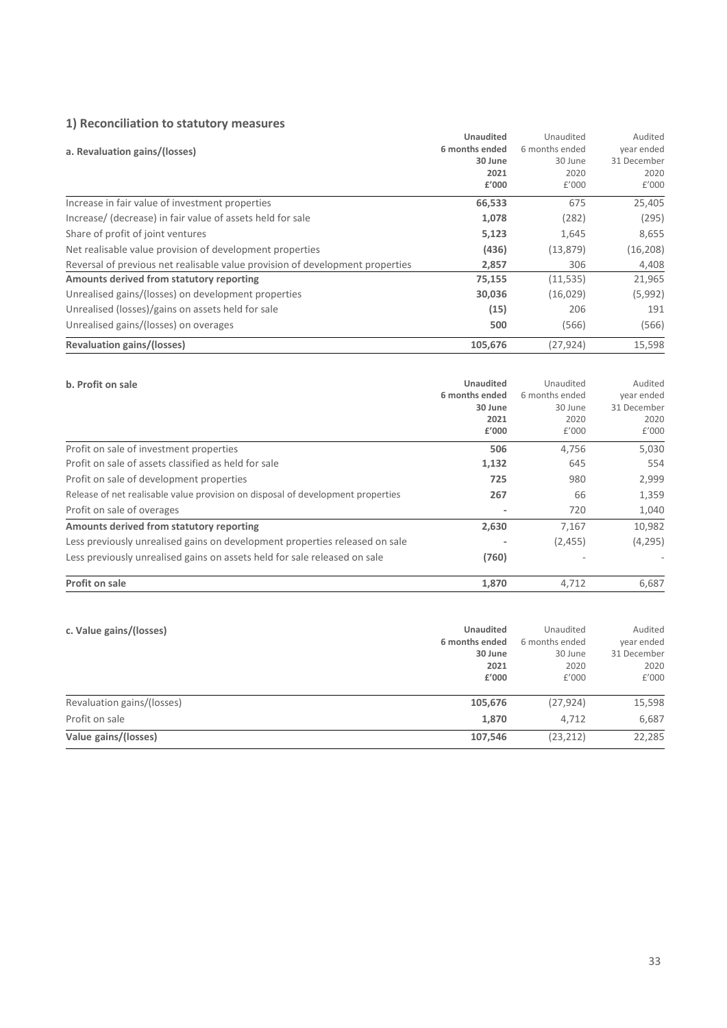## 1) Reconciliation to statutory measures

| a. Revaluation gains/(losses) | **Unaudited 6 months ended 30 June 2021 £'000** | Unaudited 6 months ended 30 June 2020 £'000 | Audited year ended 31 December 2020 £'000 |
|---|---|---|---|
| Increase in fair value of investment properties | **66,533** | 675 | 25,405 |
| Increase/ (decrease) in fair value of assets held for sale | **1,078** | (282) | (295) |
| Share of profit of joint ventures | **5,123** | 1,645 | 8,655 |
| Net realisable value provision of development properties | **(436)** | (13,879) | (16,208) |
| Reversal of previous net realisable value provision of development properties | **2,857** | 306 | 4,408 |
| **Amounts derived from statutory reporting** | **75,155** | (11,535) | 21,965 |
| Unrealised gains/(losses) on development properties | **30,036** | (16,029) | (5,992) |
| Unrealised (losses)/gains on assets held for sale | **(15)** | 206 | 191 |
| Unrealised gains/(losses) on overages | **500** | (566) | (566) |
| **Revaluation gains/(losses)** | **105,676** | (27,924) | 15,598 |

| b. Profit on sale | **Unaudited 6 months ended 30 June 2021 £'000** | Unaudited 6 months ended 30 June 2020 £'000 | Audited year ended 31 December 2020 £'000 |
|---|---|---|---|
| Profit on sale of investment properties | **506** | 4,756 | 5,030 |
| Profit on sale of assets classified as held for sale | **1,132** | 645 | 554 |
| Profit on sale of development properties | **725** | 980 | 2,999 |
| Release of net realisable value provision on disposal of development properties | **267** | 66 | 1,359 |
| Profit on sale of overages | **-** | 720 | 1,040 |
| **Amounts derived from statutory reporting** | **2,630** | 7,167 | 10,982 |
| Less previously unrealised gains on development properties released on sale | **-** | (2,455) | (4,295) |
| Less previously unrealised gains on assets held for sale released on sale | **(760)** | - | - |
| **Profit on sale** | **1,870** | 4,712 | 6,687 |

| c. Value gains/(losses) | **Unaudited 6 months ended 30 June 2021 £'000** | Unaudited 6 months ended 30 June 2020 £'000 | Audited year ended 31 December 2020 £'000 |
|---|---|---|---|
| Revaluation gains/(losses) | **105,676** | (27,924) | 15,598 |
| Profit on sale | **1,870** | 4,712 | 6,687 |
| **Value gains/(losses)** | **107,546** | (23,212) | 22,285 |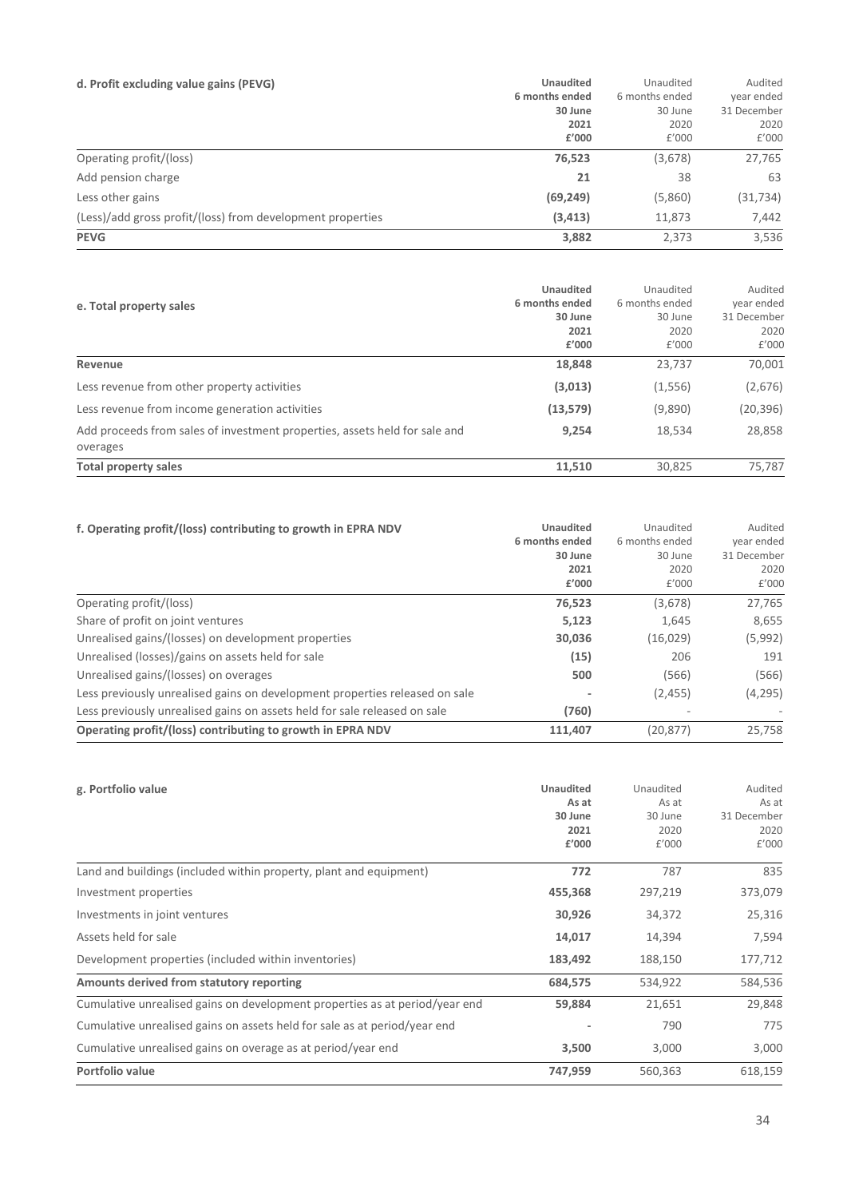| d. Profit excluding value gains (PEVG) | Unaudited 6 months ended 30 June 2021 £'000 | Unaudited 6 months ended 30 June 2020 £'000 | Audited year ended 31 December 2020 £'000 |
|---|---|---|---|
| Operating profit/(loss) | **76,523** | (3,678) | 27,765 |
| Add pension charge | **21** | 38 | 63 |
| Less other gains | **(69,249)** | (5,860) | (31,734) |
| (Less)/add gross profit/(loss) from development properties | **(3,413)** | 11,873 | 7,442 |
| **PEVG** | **3,882** | 2,373 | 3,536 |

| e. Total property sales | Unaudited 6 months ended 30 June 2021 £'000 | Unaudited 6 months ended 30 June 2020 £'000 | Audited year ended 31 December 2020 £'000 |
|---|---|---|---|
| **Revenue** | **18,848** | 23,737 | 70,001 |
| Less revenue from other property activities | **(3,013)** | (1,556) | (2,676) |
| Less revenue from income generation activities | **(13,579)** | (9,890) | (20,396) |
| Add proceeds from sales of investment properties, assets held for sale and overages | **9,254** | 18,534 | 28,858 |
| **Total property sales** | **11,510** | 30,825 | 75,787 |

| f. Operating profit/(loss) contributing to growth in EPRA NDV | Unaudited 6 months ended 30 June 2021 £'000 | Unaudited 6 months ended 30 June 2020 £'000 | Audited year ended 31 December 2020 £'000 |
|---|---|---|---|
| Operating profit/(loss) | **76,523** | (3,678) | 27,765 |
| Share of profit on joint ventures | **5,123** | 1,645 | 8,655 |
| Unrealised gains/(losses) on development properties | **30,036** | (16,029) | (5,992) |
| Unrealised (losses)/gains on assets held for sale | **(15)** | 206 | 191 |
| Unrealised gains/(losses) on overages | **500** | (566) | (566) |
| Less previously unrealised gains on development properties released on sale | **-** | (2,455) | (4,295) |
| Less previously unrealised gains on assets held for sale released on sale | **(760)** | - | - |
| **Operating profit/(loss) contributing to growth in EPRA NDV** | **111,407** | (20,877) | 25,758 |

| g. Portfolio value | Unaudited As at 30 June 2021 £'000 | Unaudited As at 30 June 2020 £'000 | Audited As at 31 December 2020 £'000 |
|---|---|---|---|
| Land and buildings (included within property, plant and equipment) | **772** | 787 | 835 |
| Investment properties | **455,368** | 297,219 | 373,079 |
| Investments in joint ventures | **30,926** | 34,372 | 25,316 |
| Assets held for sale | **14,017** | 14,394 | 7,594 |
| Development properties (included within inventories) | **183,492** | 188,150 | 177,712 |
| **Amounts derived from statutory reporting** | **684,575** | 534,922 | 584,536 |
| Cumulative unrealised gains on development properties as at period/year end | **59,884** | 21,651 | 29,848 |
| Cumulative unrealised gains on assets held for sale as at period/year end | **-** | 790 | 775 |
| Cumulative unrealised gains on overage as at period/year end | **3,500** | 3,000 | 3,000 |
| **Portfolio value** | **747,959** | 560,363 | 618,159 |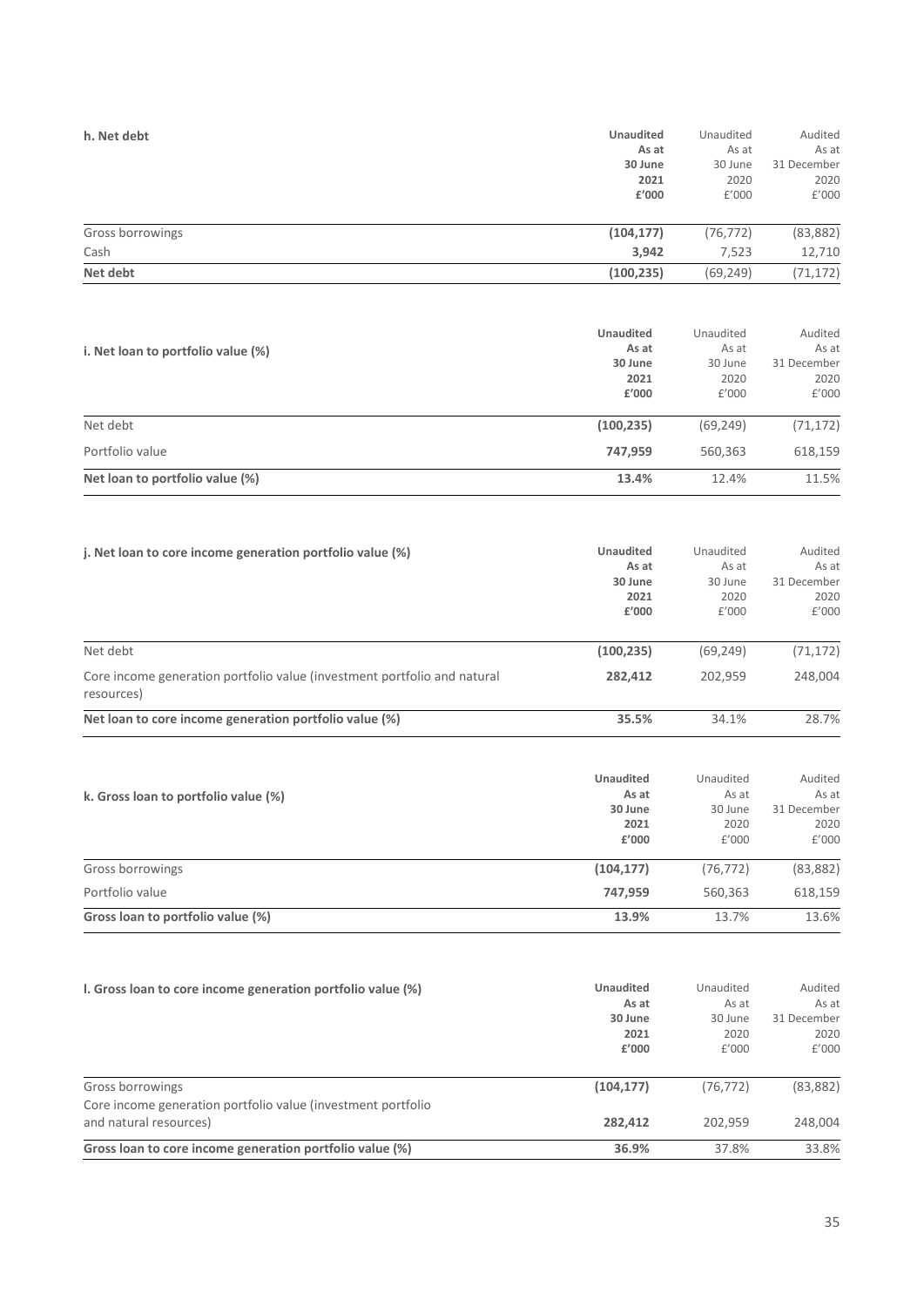| h. Net debt | Unaudited As at 30 June 2021 £'000 | Unaudited As at 30 June 2020 £'000 | Audited As at 31 December 2020 £'000 |
|---|---|---|---|
| Gross borrowings | **(104,177)** | (76,772) | (83,882) |
| Cash | **3,942** | 7,523 | 12,710 |
| **Net debt** | **(100,235)** | (69,249) | (71,172) |

| i. Net loan to portfolio value (%) | Unaudited As at 30 June 2021 £'000 | Unaudited As at 30 June 2020 £'000 | Audited As at 31 December 2020 £'000 |
|---|---|---|---|
| Net debt | **(100,235)** | (69,249) | (71,172) |
| Portfolio value | **747,959** | 560,363 | 618,159 |
| **Net loan to portfolio value (%)** | **13.4%** | 12.4% | 11.5% |

| j. Net loan to core income generation portfolio value (%) | Unaudited As at 30 June 2021 £'000 | Unaudited As at 30 June 2020 £'000 | Audited As at 31 December 2020 £'000 |
|---|---|---|---|
| Net debt | **(100,235)** | (69,249) | (71,172) |
| Core income generation portfolio value (investment portfolio and natural resources) | **282,412** | 202,959 | 248,004 |
| **Net loan to core income generation portfolio value (%)** | **35.5%** | 34.1% | 28.7% |

| k. Gross loan to portfolio value (%) | Unaudited As at 30 June 2021 £'000 | Unaudited As at 30 June 2020 £'000 | Audited As at 31 December 2020 £'000 |
|---|---|---|---|
| Gross borrowings | **(104,177)** | (76,772) | (83,882) |
| Portfolio value | **747,959** | 560,363 | 618,159 |
| **Gross loan to portfolio value (%)** | **13.9%** | 13.7% | 13.6% |

| l. Gross loan to core income generation portfolio value (%) | Unaudited As at 30 June 2021 £'000 | Unaudited As at 30 June 2020 £'000 | Audited As at 31 December 2020 £'000 |
|---|---|---|---|
| Gross borrowings | **(104,177)** | (76,772) | (83,882) |
| Core income generation portfolio value (investment portfolio and natural resources) | **282,412** | 202,959 | 248,004 |
| **Gross loan to core income generation portfolio value (%)** | **36.9%** | 37.8% | 33.8% |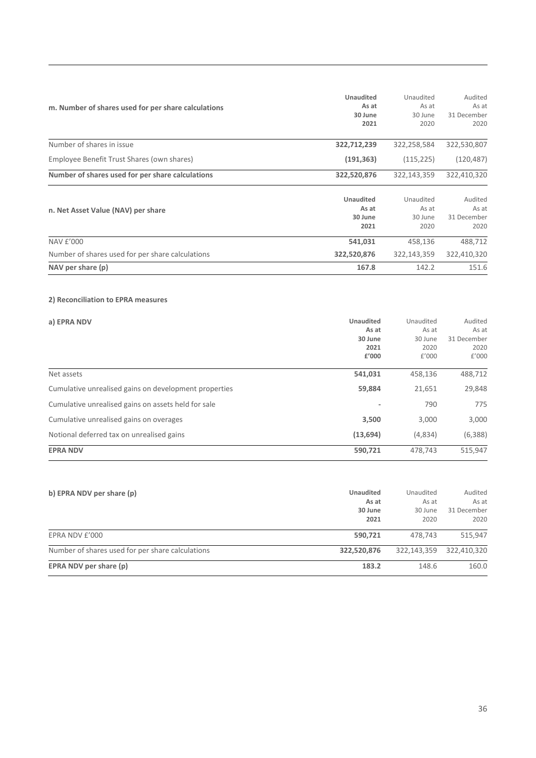| m. Number of shares used for per share calculations | **Unaudited As at 30 June 2021** | Unaudited As at 30 June 2020 | Audited As at 31 December 2020 |
|---|---|---|---|
| Number of shares in issue | **322,712,239** | 322,258,584 | 322,530,807 |
| Employee Benefit Trust Shares (own shares) | **(191,363)** | (115,225) | (120,487) |
| **Number of shares used for per share calculations** | **322,520,876** | 322,143,359 | 322,410,320 |

| n. Net Asset Value (NAV) per share | **Unaudited As at 30 June 2021** | Unaudited As at 30 June 2020 | Audited As at 31 December 2020 |
|---|---|---|---|
| NAV £'000 | **541,031** | 458,136 | 488,712 |
| Number of shares used for per share calculations | **322,520,876** | 322,143,359 | 322,410,320 |
| **NAV per share (p)** | **167.8** | 142.2 | 151.6 |

**2) Reconciliation to EPRA measures**

| a) EPRA NDV | **Unaudited As at 30 June 2021 £'000** | Unaudited As at 30 June 2020 £'000 | Audited As at 31 December 2020 £'000 |
|---|---|---|---|
| Net assets | **541,031** | 458,136 | 488,712 |
| Cumulative unrealised gains on development properties | **59,884** | 21,651 | 29,848 |
| Cumulative unrealised gains on assets held for sale | **-** | 790 | 775 |
| Cumulative unrealised gains on overages | **3,500** | 3,000 | 3,000 |
| Notional deferred tax on unrealised gains | **(13,694)** | (4,834) | (6,388) |
| **EPRA NDV** | **590,721** | 478,743 | 515,947 |

| b) EPRA NDV per share (p) | **Unaudited As at 30 June 2021** | Unaudited As at 30 June 2020 | Audited As at 31 December 2020 |
|---|---|---|---|
| EPRA NDV £'000 | **590,721** | 478,743 | 515,947 |
| Number of shares used for per share calculations | **322,520,876** | 322,143,359 | 322,410,320 |
| **EPRA NDV per share (p)** | **183.2** | 148.6 | 160.0 |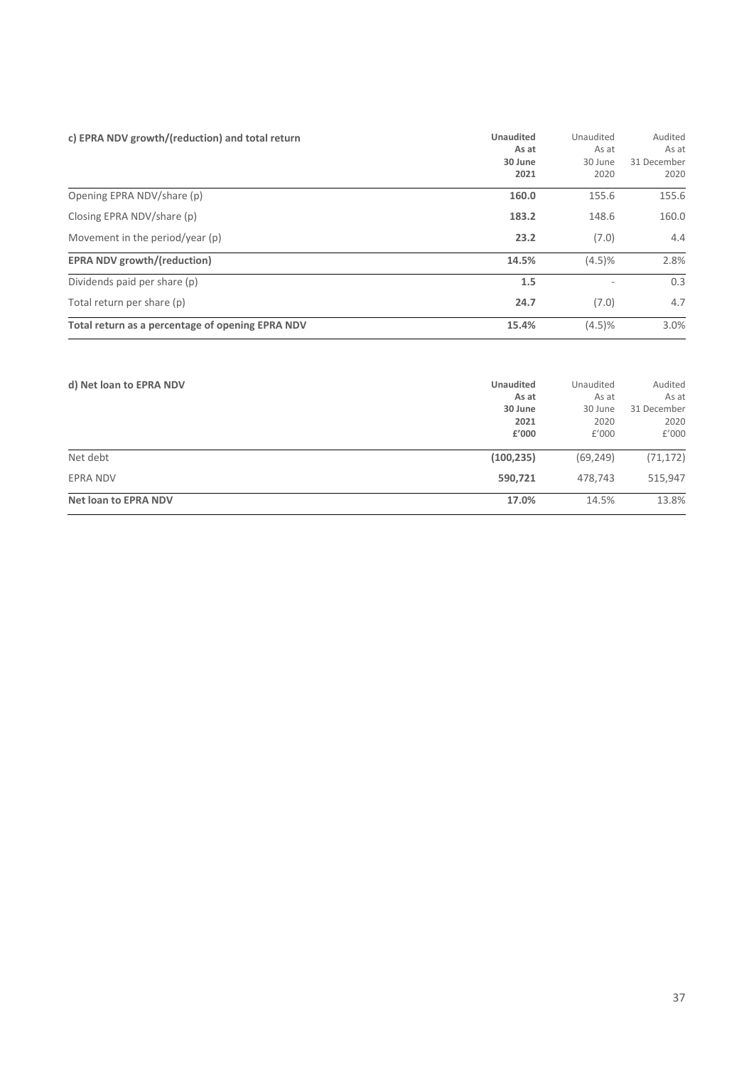| c) EPRA NDV growth/(reduction) and total return | **Unaudited As at 30 June 2021** | Unaudited As at 30 June 2020 | Audited As at 31 December 2020 |
|---|---|---|---|
| Opening EPRA NDV/share (p) | **160.0** | 155.6 | 155.6 |
| Closing EPRA NDV/share (p) | **183.2** | 148.6 | 160.0 |
| Movement in the period/year (p) | **23.2** | (7.0) | 4.4 |
| **EPRA NDV growth/(reduction)** | **14.5%** | (4.5)% | 2.8% |
| Dividends paid per share (p) | **1.5** | - | 0.3 |
| Total return per share (p) | **24.7** | (7.0) | 4.7 |
| **Total return as a percentage of opening EPRA NDV** | **15.4%** | (4.5)% | 3.0% |

| d) Net loan to EPRA NDV | **Unaudited As at 30 June 2021 £'000** | Unaudited As at 30 June 2020 £'000 | Audited As at 31 December 2020 £'000 |
|---|---|---|---|
| Net debt | **(100,235)** | (69,249) | (71,172) |
| EPRA NDV | **590,721** | 478,743 | 515,947 |
| **Net loan to EPRA NDV** | **17.0%** | 14.5% | 13.8% |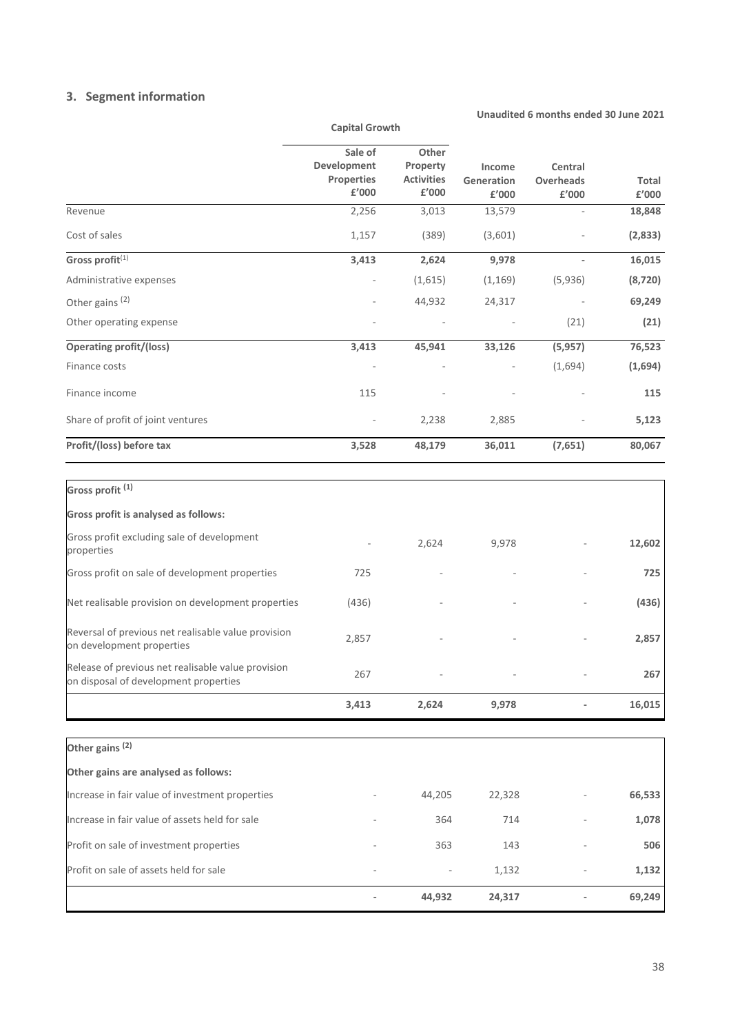## 3. Segment information

**Unaudited 6 months ended 30 June 2021**

| | Capital Growth | | | | |
|---|---|---|---|---|---|
| | **Sale of Development Properties £'000** | **Other Property Activities £'000** | **Income Generation £'000** | **Central Overheads £'000** | **Total £'000** |
| Revenue | 2,256 | 3,013 | 13,579 | - | **18,848** |
| Cost of sales | 1,157 | (389) | (3,601) | - | **(2,833)** |
| **Gross profit**[1] | **3,413** | **2,624** | **9,978** | **-** | **16,015** |
| Administrative expenses | - | (1,615) | (1,169) | (5,936) | **(8,720)** |
| Other gains [2] | - | 44,932 | 24,317 | - | **69,249** |
| Other operating expense | - | - | - | (21) | **(21)** |
| **Operating profit/(loss)** | **3,413** | **45,941** | **33,126** | **(5,957)** | **76,523** |
| Finance costs | - | - | - | (1,694) | **(1,694)** |
| Finance income | 115 | - | - | - | **115** |
| Share of profit of joint ventures | - | 2,238 | 2,885 | - | **5,123** |
| **Profit/(loss) before tax** | **3,528** | **48,179** | **36,011** | **(7,651)** | **80,067** |

| **Gross profit** [1] | | | | | |
|---|---|---|---|---|---|
| **Gross profit is analysed as follows:** | | | | | |
| Gross profit excluding sale of development properties | - | 2,624 | 9,978 | - | **12,602** |
| Gross profit on sale of development properties | 725 | - | - | - | **725** |
| Net realisable provision on development properties | (436) | - | - | - | **(436)** |
| Reversal of previous net realisable value provision on development properties | 2,857 | - | - | - | **2,857** |
| Release of previous net realisable value provision on disposal of development properties | 267 | - | - | - | **267** |
| | **3,413** | **2,624** | **9,978** | **-** | **16,015** |

| **Other gains** [2] | | | | | |
|---|---|---|---|---|---|
| **Other gains are analysed as follows:** | | | | | |
| Increase in fair value of investment properties | - | 44,205 | 22,328 | - | **66,533** |
| Increase in fair value of assets held for sale | - | 364 | 714 | - | **1,078** |
| Profit on sale of investment properties | - | 363 | 143 | - | **506** |
| Profit on sale of assets held for sale | - | - | 1,132 | - | **1,132** |
| | **-** | **44,932** | **24,317** | **-** | **69,249** |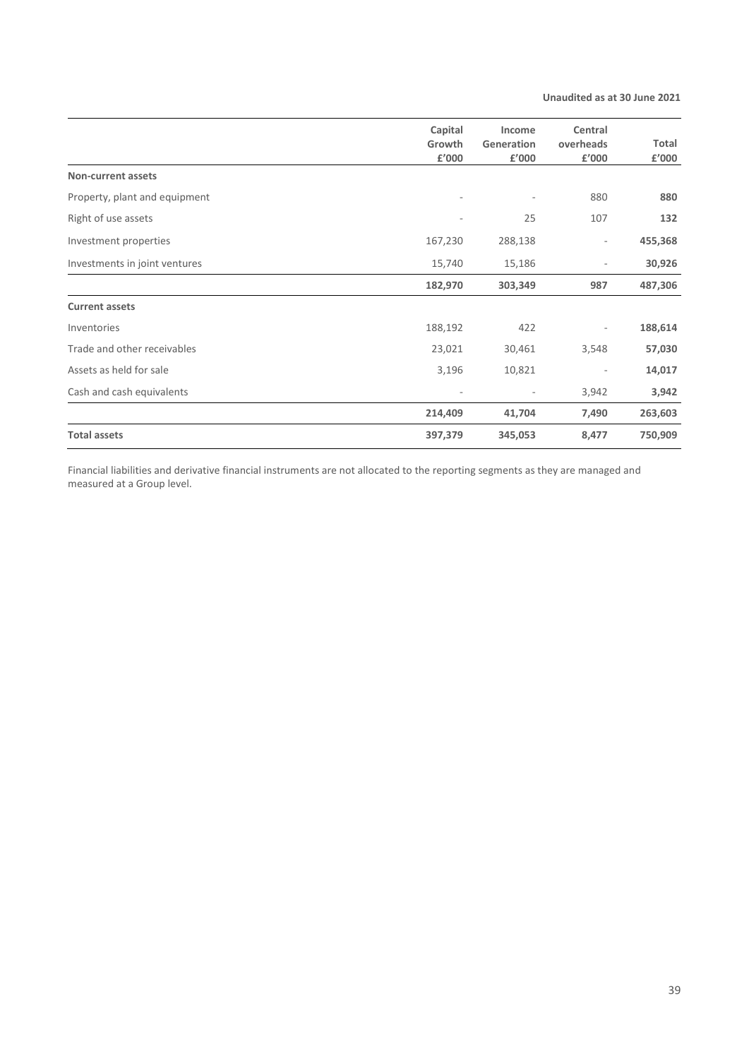**Unaudited as at 30 June 2021**

| | Capital Growth £'000 | Income Generation £'000 | Central overheads £'000 | Total £'000 |
|---|---|---|---|---|
| **Non-current assets** | | | | |
| Property, plant and equipment | - | - | 880 | **880** |
| Right of use assets | - | 25 | 107 | **132** |
| Investment properties | 167,230 | 288,138 | - | **455,368** |
| Investments in joint ventures | 15,740 | 15,186 | - | **30,926** |
| | **182,970** | **303,349** | **987** | **487,306** |
| **Current assets** | | | | |
| Inventories | 188,192 | 422 | - | **188,614** |
| Trade and other receivables | 23,021 | 30,461 | 3,548 | **57,030** |
| Assets as held for sale | 3,196 | 10,821 | - | **14,017** |
| Cash and cash equivalents | - | - | 3,942 | **3,942** |
| | **214,409** | **41,704** | **7,490** | **263,603** |
| **Total assets** | **397,379** | **345,053** | **8,477** | **750,909** |

Financial liabilities and derivative financial instruments are not allocated to the reporting segments as they are managed and measured at a Group level.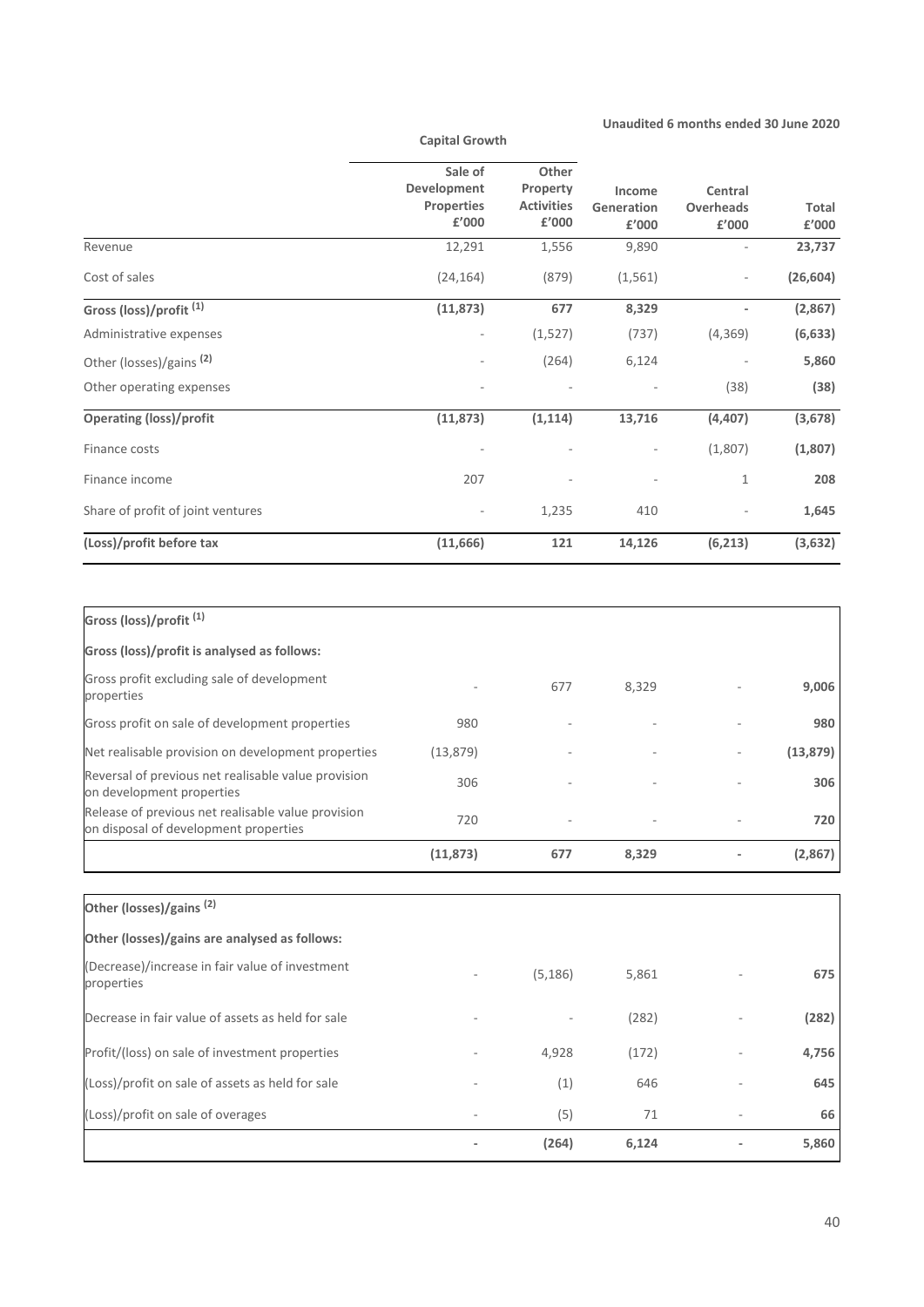**Unaudited 6 months ended 30 June 2020**

| | Capital Growth | | | | |
|---|---|---|---|---|---|
| | **Sale of Development Properties £'000** | **Other Property Activities £'000** | **Income Generation £'000** | **Central Overheads £'000** | **Total £'000** |
| Revenue | 12,291 | 1,556 | 9,890 | - | **23,737** |
| Cost of sales | (24,164) | (879) | (1,561) | - | **(26,604)** |
| **Gross (loss)/profit (1)** | **(11,873)** | **677** | **8,329** | **-** | **(2,867)** |
| Administrative expenses | - | (1,527) | (737) | (4,369) | **(6,633)** |
| Other (losses)/gains (2) | - | (264) | 6,124 | - | **5,860** |
| Other operating expenses | - | - | - | (38) | **(38)** |
| **Operating (loss)/profit** | **(11,873)** | **(1,114)** | **13,716** | **(4,407)** | **(3,678)** |
| Finance costs | - | - | - | (1,807) | **(1,807)** |
| Finance income | 207 | - | - | 1 | **208** |
| Share of profit of joint ventures | - | 1,235 | 410 | - | **1,645** |
| **(Loss)/profit before tax** | **(11,666)** | **121** | **14,126** | **(6,213)** | **(3,632)** |

| **Gross (loss)/profit (1)** | | | | | |
|---|---|---|---|---|---|
| **Gross (loss)/profit is analysed as follows:** | | | | | |
| Gross profit excluding sale of development properties | - | 677 | 8,329 | - | **9,006** |
| Gross profit on sale of development properties | 980 | - | - | - | **980** |
| Net realisable provision on development properties | (13,879) | - | - | - | **(13,879)** |
| Reversal of previous net realisable value provision on development properties | 306 | - | - | - | **306** |
| Release of previous net realisable value provision on disposal of development properties | 720 | - | - | - | **720** |
| | **(11,873)** | **677** | **8,329** | **-** | **(2,867)** |

| **Other (losses)/gains (2)** | | | | | |
|---|---|---|---|---|---|
| **Other (losses)/gains are analysed as follows:** | | | | | |
| (Decrease)/increase in fair value of investment properties | - | (5,186) | 5,861 | - | **675** |
| Decrease in fair value of assets as held for sale | - | - | (282) | - | **(282)** |
| Profit/(loss) on sale of investment properties | - | 4,928 | (172) | - | **4,756** |
| (Loss)/profit on sale of assets as held for sale | - | (1) | 646 | - | **645** |
| (Loss)/profit on sale of overages | - | (5) | 71 | - | **66** |
| | **-** | **(264)** | **6,124** | **-** | **5,860** |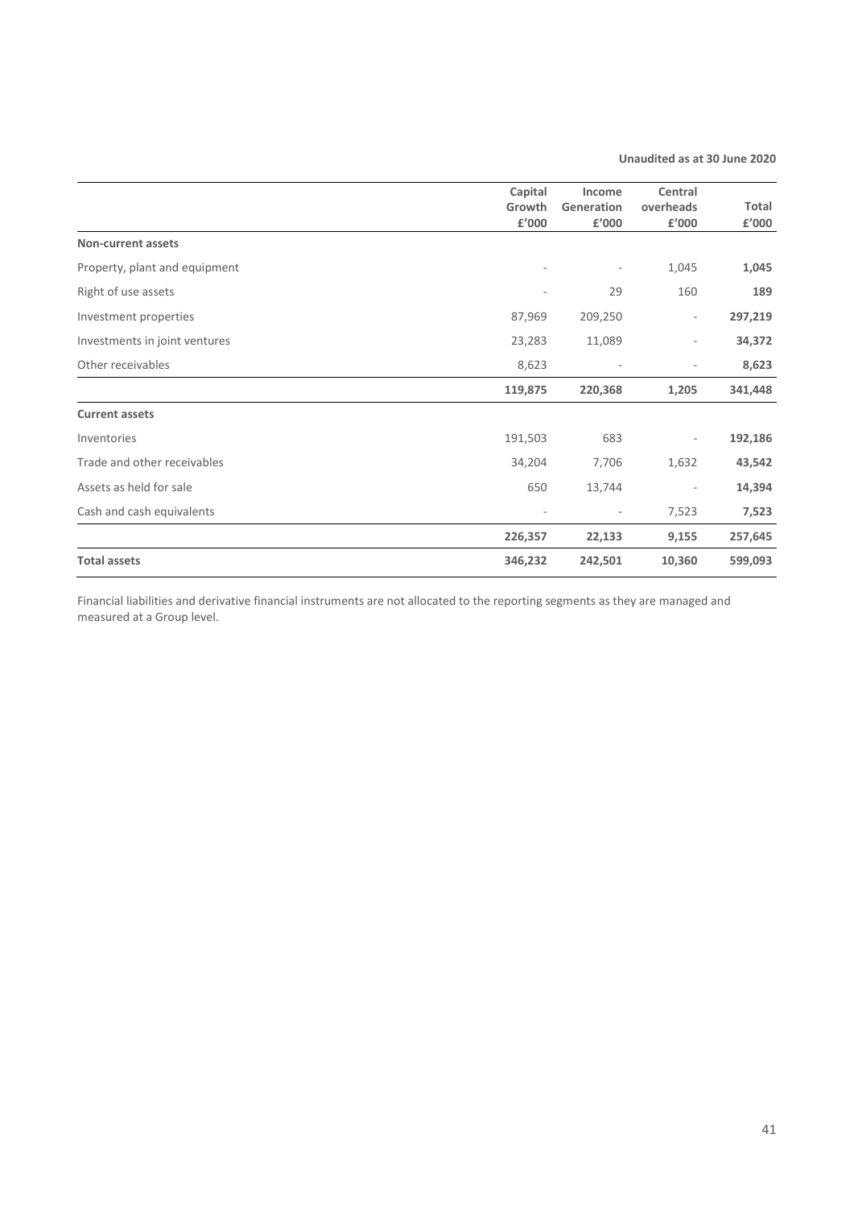**Unaudited as at 30 June 2020**

| | Capital Growth £'000 | Income Generation £'000 | Central overheads £'000 | Total £'000 |
|---|---|---|---|---|
| **Non-current assets** | | | | |
| Property, plant and equipment | - | - | 1,045 | **1,045** |
| Right of use assets | - | 29 | 160 | **189** |
| Investment properties | 87,969 | 209,250 | - | **297,219** |
| Investments in joint ventures | 23,283 | 11,089 | - | **34,372** |
| Other receivables | 8,623 | - | - | **8,623** |
| | **119,875** | **220,368** | **1,205** | **341,448** |
| **Current assets** | | | | |
| Inventories | 191,503 | 683 | - | **192,186** |
| Trade and other receivables | 34,204 | 7,706 | 1,632 | **43,542** |
| Assets as held for sale | 650 | 13,744 | - | **14,394** |
| Cash and cash equivalents | - | - | 7,523 | **7,523** |
| | **226,357** | **22,133** | **9,155** | **257,645** |
| **Total assets** | **346,232** | **242,501** | **10,360** | **599,093** |

Financial liabilities and derivative financial instruments are not allocated to the reporting segments as they are managed and measured at a Group level.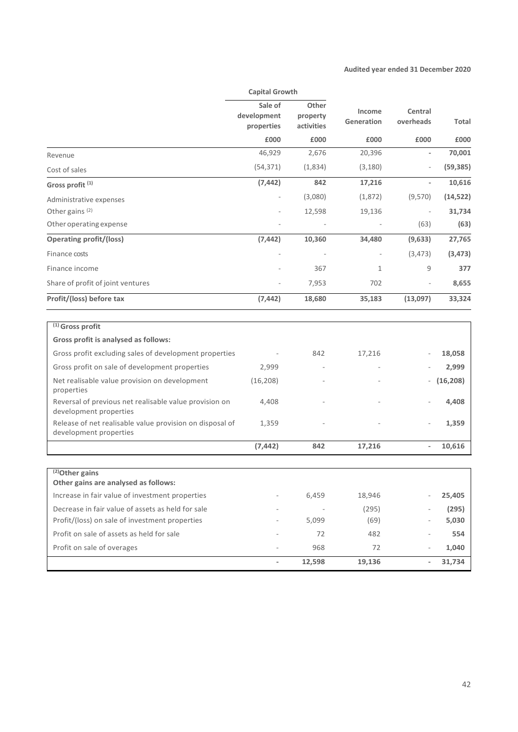**Audited year ended 31 December 2020**

| | Capital Growth | | | | |
|---|---|---|---|---|---|
| | Sale of development properties | Other property activities | Income Generation | Central overheads | Total |
| | £000 | £000 | £000 | £000 | £000 |
| Revenue | 46,929 | 2,676 | 20,396 | - | **70,001** |
| Cost of sales | (54,371) | (1,834) | (3,180) | - | **(59,385)** |
| **Gross profit [(1)]** | **(7,442)** | **842** | **17,216** | - | **10,616** |
| Administrative expenses | - | (3,080) | (1,872) | (9,570) | **(14,522)** |
| Other gains [(2)] | - | 12,598 | 19,136 | - | **31,734** |
| Other operating expense | - | - | - | (63) | **(63)** |
| **Operating profit/(loss)** | **(7,442)** | **10,360** | **34,480** | **(9,633)** | **27,765** |
| Finance costs | - | - | - | (3,473) | **(3,473)** |
| Finance income | - | 367 | 1 | 9 | **377** |
| Share of profit of joint ventures | - | 7,953 | 702 | - | **8,655** |
| **Profit/(loss) before tax** | **(7,442)** | **18,680** | **35,183** | **(13,097)** | **33,324** |

| **[(1)] Gross profit** | | | | | |
|---|---|---|---|---|---|
| **Gross profit is analysed as follows:** | | | | | |
| Gross profit excluding sales of development properties | - | 842 | 17,216 | - | **18,058** |
| Gross profit on sale of development properties | 2,999 | - | - | - | **2,999** |
| Net realisable value provision on development properties | (16,208) | - | - | - | **(16,208)** |
| Reversal of previous net realisable value provision on development properties | 4,408 | - | - | - | **4,408** |
| Release of net realisable value provision on disposal of development properties | 1,359 | - | - | - | **1,359** |
| | **(7,442)** | **842** | **17,216** | - | **10,616** |

| **[(2)] Other gains** | | | | | |
|---|---|---|---|---|---|
| **Other gains are analysed as follows:** | | | | | |
| Increase in fair value of investment properties | - | 6,459 | 18,946 | - | **25,405** |
| Decrease in fair value of assets as held for sale | - | - | (295) | - | **(295)** |
| Profit/(loss) on sale of investment properties | - | 5,099 | (69) | - | **5,030** |
| Profit on sale of assets as held for sale | - | 72 | 482 | - | **554** |
| Profit on sale of overages | - | 968 | 72 | - | **1,040** |
| | - | **12,598** | **19,136** | - | **31,734** |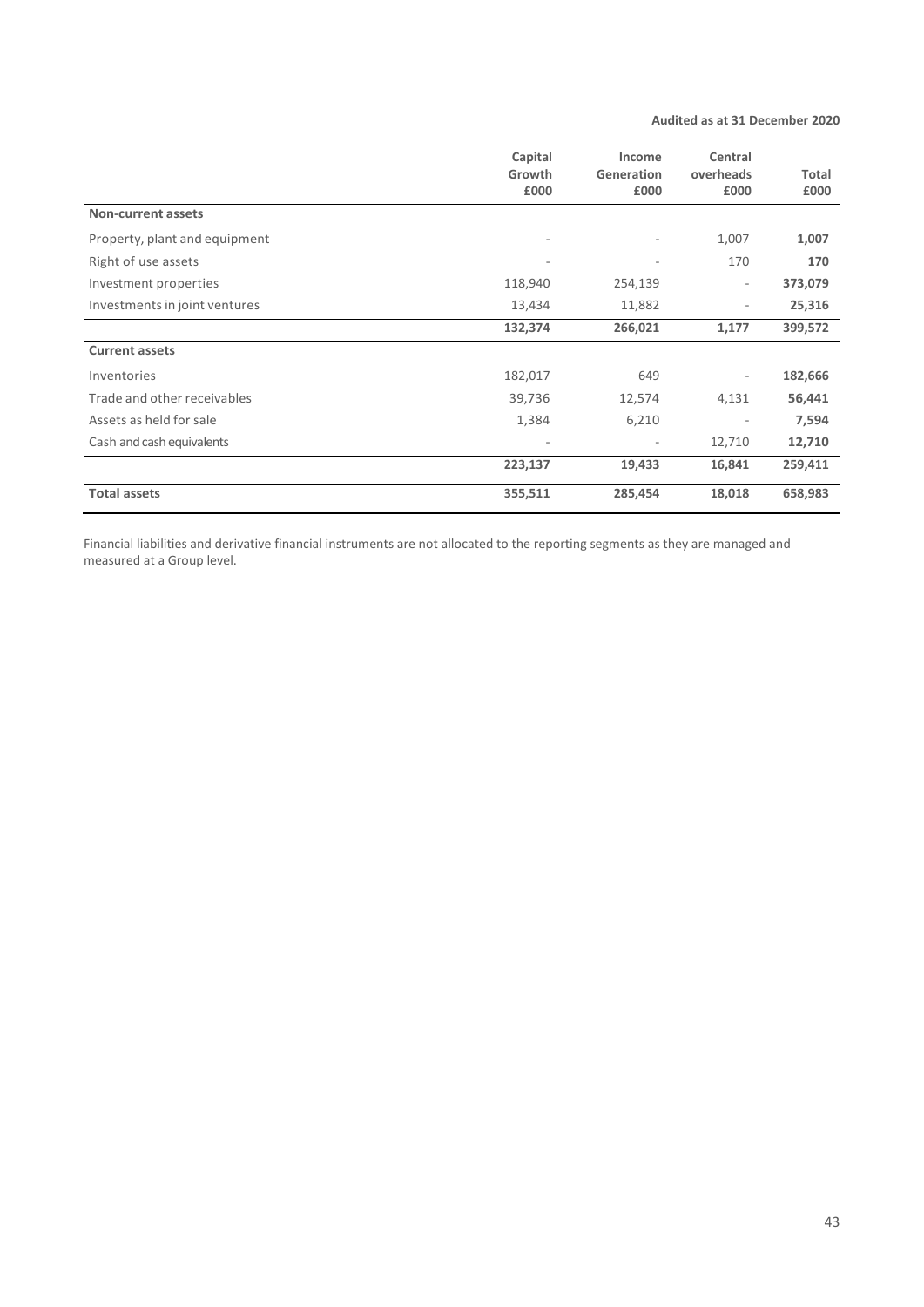**Audited as at 31 December 2020**

| | Capital Growth £000 | Income Generation £000 | Central overheads £000 | Total £000 |
|---|---|---|---|---|
| **Non-current assets** | | | | |
| Property, plant and equipment | - | - | 1,007 | **1,007** |
| Right of use assets | - | - | 170 | **170** |
| Investment properties | 118,940 | 254,139 | - | **373,079** |
| Investments in joint ventures | 13,434 | 11,882 | - | **25,316** |
| | **132,374** | **266,021** | **1,177** | **399,572** |
| **Current assets** | | | | |
| Inventories | 182,017 | 649 | - | **182,666** |
| Trade and other receivables | 39,736 | 12,574 | 4,131 | **56,441** |
| Assets as held for sale | 1,384 | 6,210 | - | **7,594** |
| Cash and cash equivalents | - | - | 12,710 | **12,710** |
| | **223,137** | **19,433** | **16,841** | **259,411** |
| **Total assets** | **355,511** | **285,454** | **18,018** | **658,983** |

Financial liabilities and derivative financial instruments are not allocated to the reporting segments as they are managed and measured at a Group level.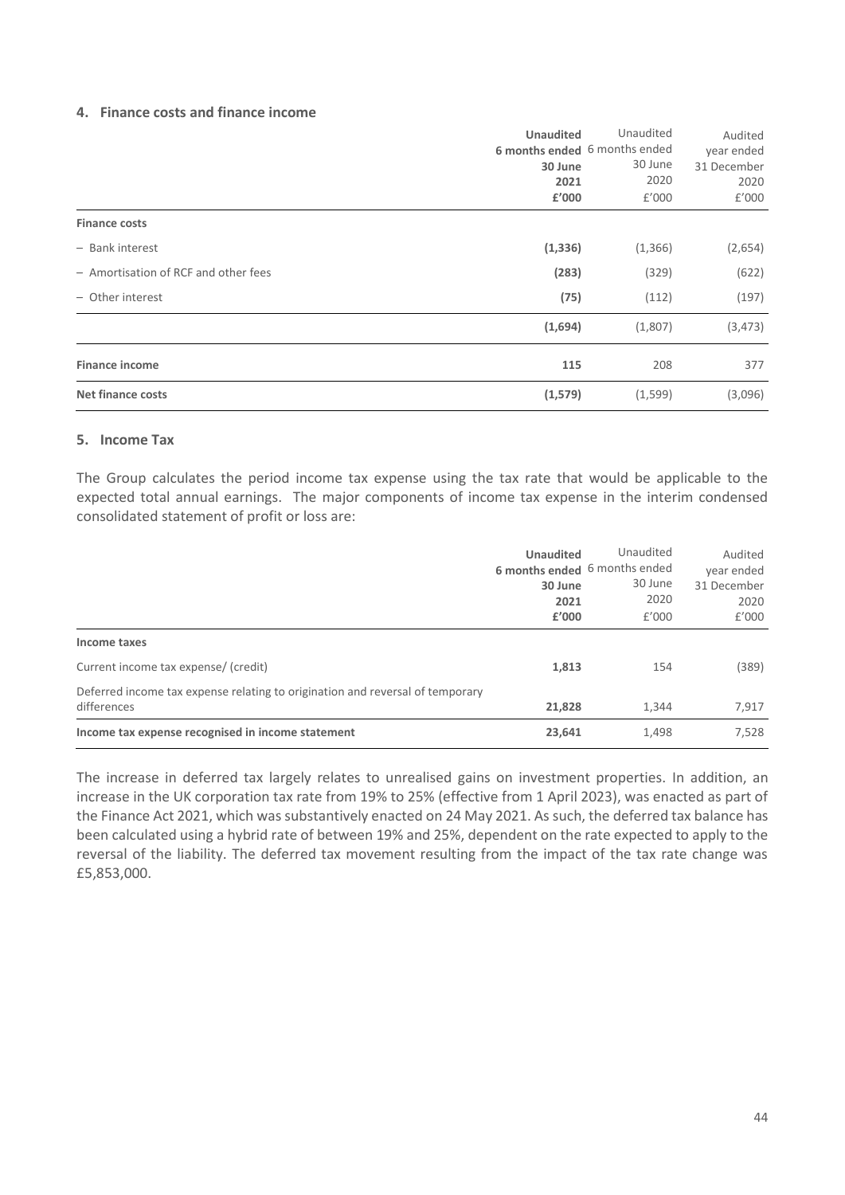## 4. Finance costs and finance income

| | **Unaudited 6 months ended 30 June 2021 £'000** | Unaudited 6 months ended 30 June 2020 £'000 | Audited year ended 31 December 2020 £'000 |
|---|---|---|---|
| **Finance costs** | | | |
| – Bank interest | **(1,336)** | (1,366) | (2,654) |
| – Amortisation of RCF and other fees | **(283)** | (329) | (622) |
| – Other interest | **(75)** | (112) | (197) |
| | **(1,694)** | (1,807) | (3,473) |
| **Finance income** | **115** | 208 | 377 |
| **Net finance costs** | **(1,579)** | (1,599) | (3,096) |

## 5. Income Tax

The Group calculates the period income tax expense using the tax rate that would be applicable to the expected total annual earnings. The major components of income tax expense in the interim condensed consolidated statement of profit or loss are:

| | **Unaudited 6 months ended 30 June 2021 £'000** | Unaudited 6 months ended 30 June 2020 £'000 | Audited year ended 31 December 2020 £'000 |
|---|---|---|---|
| **Income taxes** | | | |
| Current income tax expense/ (credit) | **1,813** | 154 | (389) |
| Deferred income tax expense relating to origination and reversal of temporary differences | **21,828** | 1,344 | 7,917 |
| **Income tax expense recognised in income statement** | **23,641** | 1,498 | 7,528 |

The increase in deferred tax largely relates to unrealised gains on investment properties. In addition, an increase in the UK corporation tax rate from 19% to 25% (effective from 1 April 2023), was enacted as part of the Finance Act 2021, which was substantively enacted on 24 May 2021. As such, the deferred tax balance has been calculated using a hybrid rate of between 19% and 25%, dependent on the rate expected to apply to the reversal of the liability. The deferred tax movement resulting from the impact of the tax rate change was £5,853,000.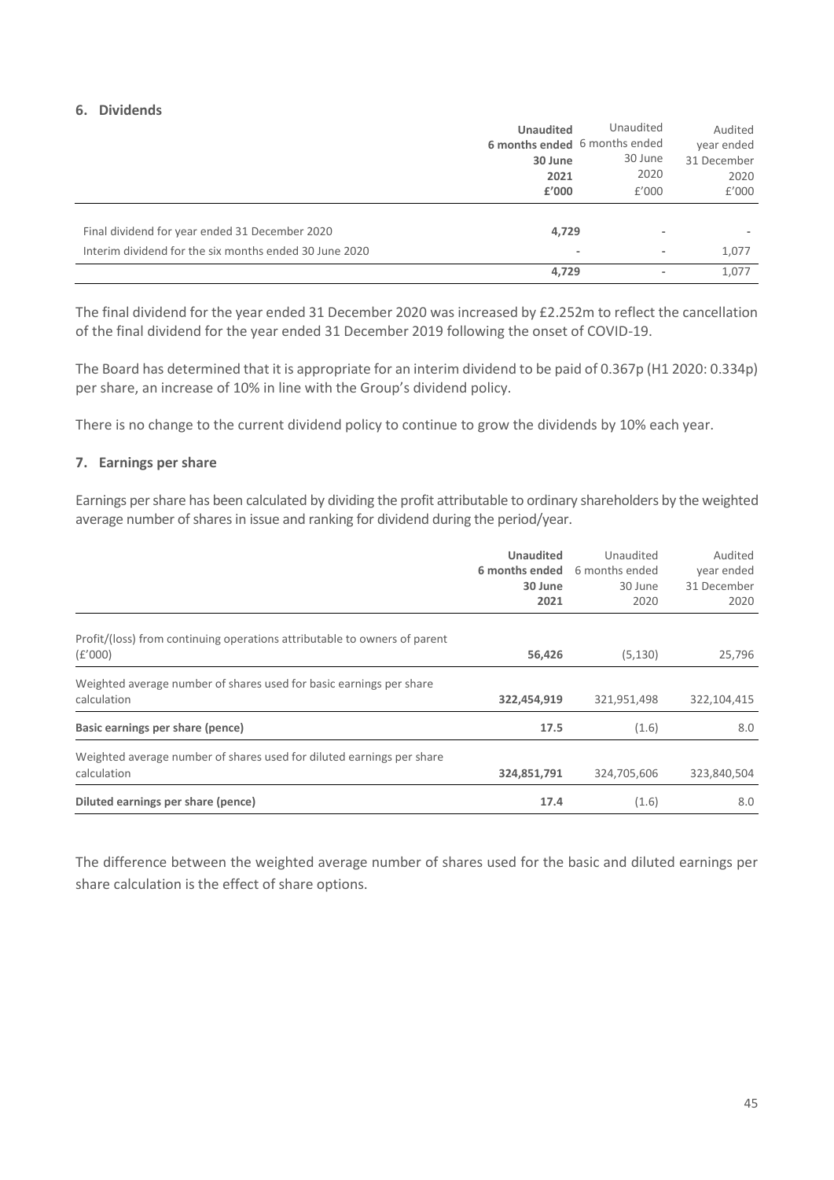## 6. Dividends

| | **Unaudited 6 months ended 30 June 2021 £'000** | Unaudited 6 months ended 30 June 2020 £'000 | Audited year ended 31 December 2020 £'000 |
|---|---|---|---|
| Final dividend for year ended 31 December 2020 | **4,729** | - | - |
| Interim dividend for the six months ended 30 June 2020 | - | - | 1,077 |
| | **4,729** | - | 1,077 |

The final dividend for the year ended 31 December 2020 was increased by £2.252m to reflect the cancellation of the final dividend for the year ended 31 December 2019 following the onset of COVID-19.

The Board has determined that it is appropriate for an interim dividend to be paid of 0.367p (H1 2020: 0.334p) per share, an increase of 10% in line with the Group's dividend policy.

There is no change to the current dividend policy to continue to grow the dividends by 10% each year.

## 7. Earnings per share

Earnings per share has been calculated by dividing the profit attributable to ordinary shareholders by the weighted average number of shares in issue and ranking for dividend during the period/year.

| | **Unaudited 6 months ended 30 June 2021** | Unaudited 6 months ended 30 June 2020 | Audited year ended 31 December 2020 |
|---|---|---|---|
| Profit/(loss) from continuing operations attributable to owners of parent (£'000) | **56,426** | (5,130) | 25,796 |
| Weighted average number of shares used for basic earnings per share calculation | **322,454,919** | 321,951,498 | 322,104,415 |
| **Basic earnings per share (pence)** | **17.5** | (1.6) | 8.0 |
| Weighted average number of shares used for diluted earnings per share calculation | **324,851,791** | 324,705,606 | 323,840,504 |
| **Diluted earnings per share (pence)** | **17.4** | (1.6) | 8.0 |

The difference between the weighted average number of shares used for the basic and diluted earnings per share calculation is the effect of share options.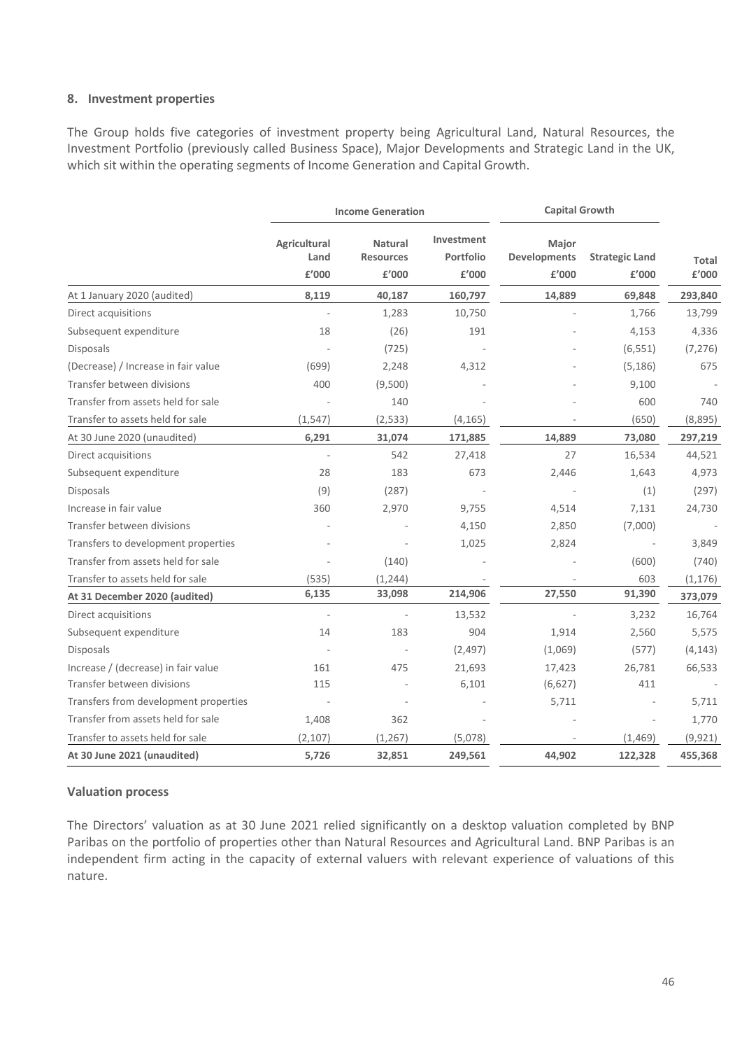## 8. Investment properties

The Group holds five categories of investment property being Agricultural Land, Natural Resources, the Investment Portfolio (previously called Business Space), Major Developments and Strategic Land in the UK, which sit within the operating segments of Income Generation and Capital Growth.

| | Income Generation | | | Capital Growth | | |
|---|---|---|---|---|---|---|
| | Agricultural Land | Natural Resources | Investment Portfolio | Major Developments | Strategic Land | Total |
| | £'000 | £'000 | £'000 | £'000 | £'000 | £'000 |
| At 1 January 2020 (audited) | **8,119** | **40,187** | **160,797** | **14,889** | **69,848** | **293,840** |
| Direct acquisitions | - | 1,283 | 10,750 | - | 1,766 | 13,799 |
| Subsequent expenditure | 18 | (26) | 191 | - | 4,153 | 4,336 |
| Disposals | - | (725) | - | - | (6,551) | (7,276) |
| (Decrease) / Increase in fair value | (699) | 2,248 | 4,312 | - | (5,186) | 675 |
| Transfer between divisions | 400 | (9,500) | - | - | 9,100 | - |
| Transfer from assets held for sale | - | 140 | - | - | 600 | 740 |
| Transfer to assets held for sale | (1,547) | (2,533) | (4,165) | - | (650) | (8,895) |
| At 30 June 2020 (unaudited) | **6,291** | **31,074** | **171,885** | **14,889** | **73,080** | **297,219** |
| Direct acquisitions | - | 542 | 27,418 | 27 | 16,534 | 44,521 |
| Subsequent expenditure | 28 | 183 | 673 | 2,446 | 1,643 | 4,973 |
| Disposals | (9) | (287) | - | - | (1) | (297) |
| Increase in fair value | 360 | 2,970 | 9,755 | 4,514 | 7,131 | 24,730 |
| Transfer between divisions | - | - | 4,150 | 2,850 | (7,000) | - |
| Transfers to development properties | - | - | 1,025 | 2,824 | - | 3,849 |
| Transfer from assets held for sale | - | (140) | - | - | (600) | (740) |
| Transfer to assets held for sale | (535) | (1,244) | - | - | 603 | (1,176) |
| **At 31 December 2020 (audited)** | **6,135** | **33,098** | **214,906** | **27,550** | **91,390** | **373,079** |
| Direct acquisitions | - | - | 13,532 | - | 3,232 | 16,764 |
| Subsequent expenditure | 14 | 183 | 904 | 1,914 | 2,560 | 5,575 |
| Disposals | - | - | (2,497) | (1,069) | (577) | (4,143) |
| Increase / (decrease) in fair value | 161 | 475 | 21,693 | 17,423 | 26,781 | 66,533 |
| Transfer between divisions | 115 | - | 6,101 | (6,627) | 411 | - |
| Transfers from development properties | - | - | - | 5,711 | - | 5,711 |
| Transfer from assets held for sale | 1,408 | 362 | - | - | - | 1,770 |
| Transfer to assets held for sale | (2,107) | (1,267) | (5,078) | - | (1,469) | (9,921) |
| **At 30 June 2021 (unaudited)** | **5,726** | **32,851** | **249,561** | **44,902** | **122,328** | **455,368** |

### Valuation process

The Directors' valuation as at 30 June 2021 relied significantly on a desktop valuation completed by BNP Paribas on the portfolio of properties other than Natural Resources and Agricultural Land. BNP Paribas is an independent firm acting in the capacity of external valuers with relevant experience of valuations of this nature.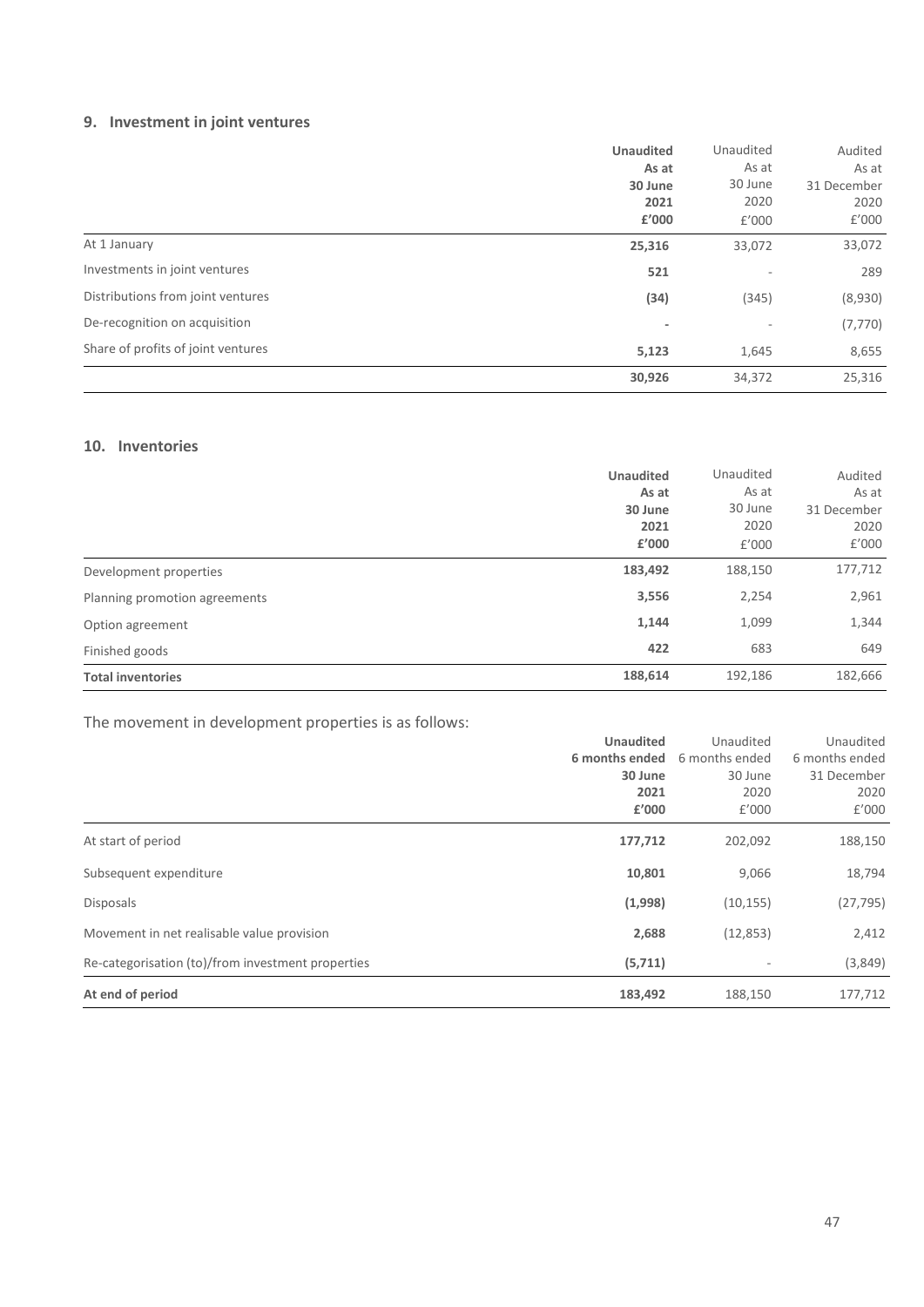## 9. Investment in joint ventures

| | **Unaudited As at 30 June 2021 £'000** | Unaudited As at 30 June 2020 £'000 | Audited As at 31 December 2020 £'000 |
|---|---|---|---|
| At 1 January | **25,316** | 33,072 | 33,072 |
| Investments in joint ventures | **521** | - | 289 |
| Distributions from joint ventures | **(34)** | (345) | (8,930) |
| De-recognition on acquisition | **-** | - | (7,770) |
| Share of profits of joint ventures | **5,123** | 1,645 | 8,655 |
| | **30,926** | 34,372 | 25,316 |

## 10. Inventories

| | **Unaudited As at 30 June 2021 £'000** | Unaudited As at 30 June 2020 £'000 | Audited As at 31 December 2020 £'000 |
|---|---|---|---|
| Development properties | **183,492** | 188,150 | 177,712 |
| Planning promotion agreements | **3,556** | 2,254 | 2,961 |
| Option agreement | **1,144** | 1,099 | 1,344 |
| Finished goods | **422** | 683 | 649 |
| **Total inventories** | **188,614** | 192,186 | 182,666 |

The movement in development properties is as follows:

| | **Unaudited 6 months ended 30 June 2021 £'000** | Unaudited 6 months ended 30 June 2020 £'000 | Unaudited 6 months ended 31 December 2020 £'000 |
|---|---|---|---|
| At start of period | **177,712** | 202,092 | 188,150 |
| Subsequent expenditure | **10,801** | 9,066 | 18,794 |
| Disposals | **(1,998)** | (10,155) | (27,795) |
| Movement in net realisable value provision | **2,688** | (12,853) | 2,412 |
| Re-categorisation (to)/from investment properties | **(5,711)** | - | (3,849) |
| **At end of period** | **183,492** | 188,150 | 177,712 |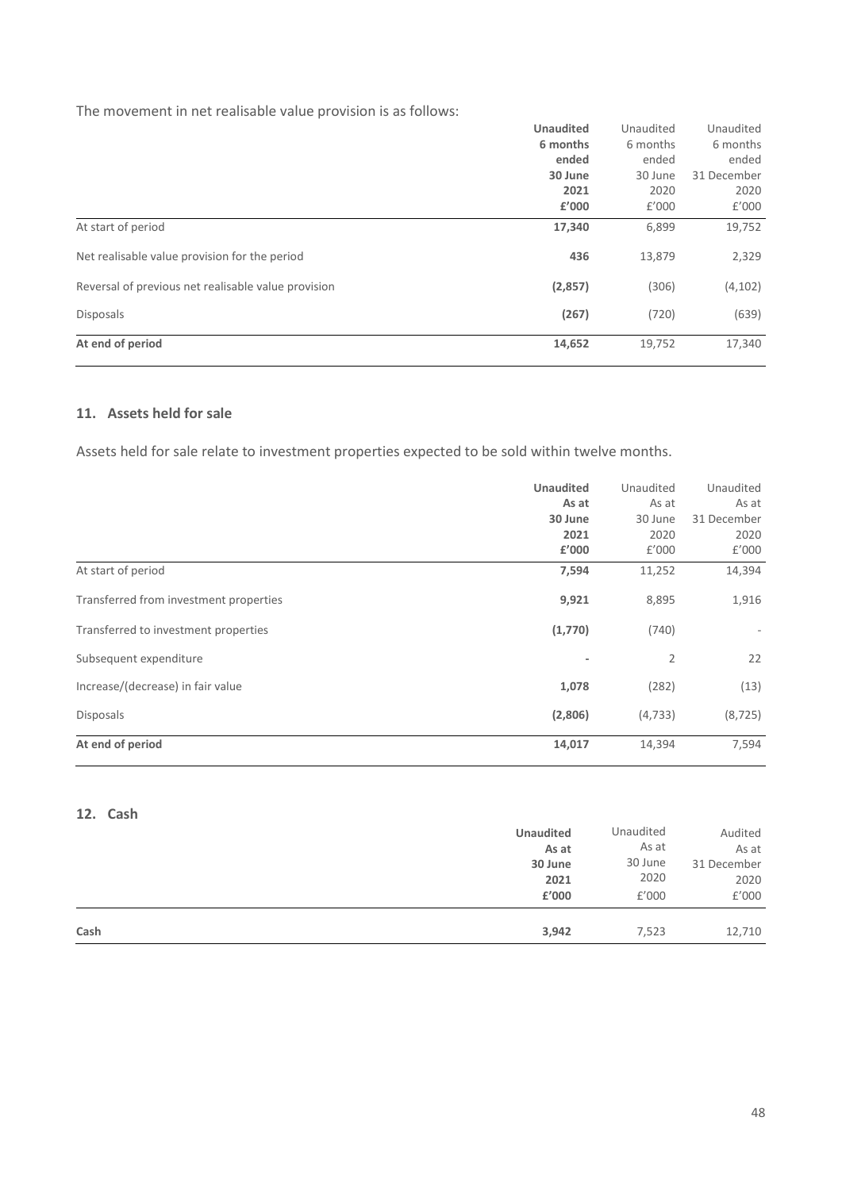The movement in net realisable value provision is as follows:

| | **Unaudited 6 months ended 30 June 2021 £'000** | Unaudited 6 months ended 30 June 2020 £'000 | Unaudited 6 months ended 31 December 2020 £'000 |
|---|---|---|---|
| At start of period | **17,340** | 6,899 | 19,752 |
| Net realisable value provision for the period | **436** | 13,879 | 2,329 |
| Reversal of previous net realisable value provision | **(2,857)** | (306) | (4,102) |
| Disposals | **(267)** | (720) | (639) |
| **At end of period** | **14,652** | 19,752 | 17,340 |

## 11. Assets held for sale

Assets held for sale relate to investment properties expected to be sold within twelve months.

| | **Unaudited As at 30 June 2021 £'000** | Unaudited As at 30 June 2020 £'000 | Unaudited As at 31 December 2020 £'000 |
|---|---|---|---|
| At start of period | **7,594** | 11,252 | 14,394 |
| Transferred from investment properties | **9,921** | 8,895 | 1,916 |
| Transferred to investment properties | **(1,770)** | (740) | - |
| Subsequent expenditure | **-** | 2 | 22 |
| Increase/(decrease) in fair value | **1,078** | (282) | (13) |
| Disposals | **(2,806)** | (4,733) | (8,725) |
| **At end of period** | **14,017** | 14,394 | 7,594 |

## 12. Cash

| | **Unaudited As at 30 June 2021 £'000** | Unaudited As at 30 June 2020 £'000 | Audited As at 31 December 2020 £'000 |
|---|---|---|---|
| **Cash** | **3,942** | 7,523 | 12,710 |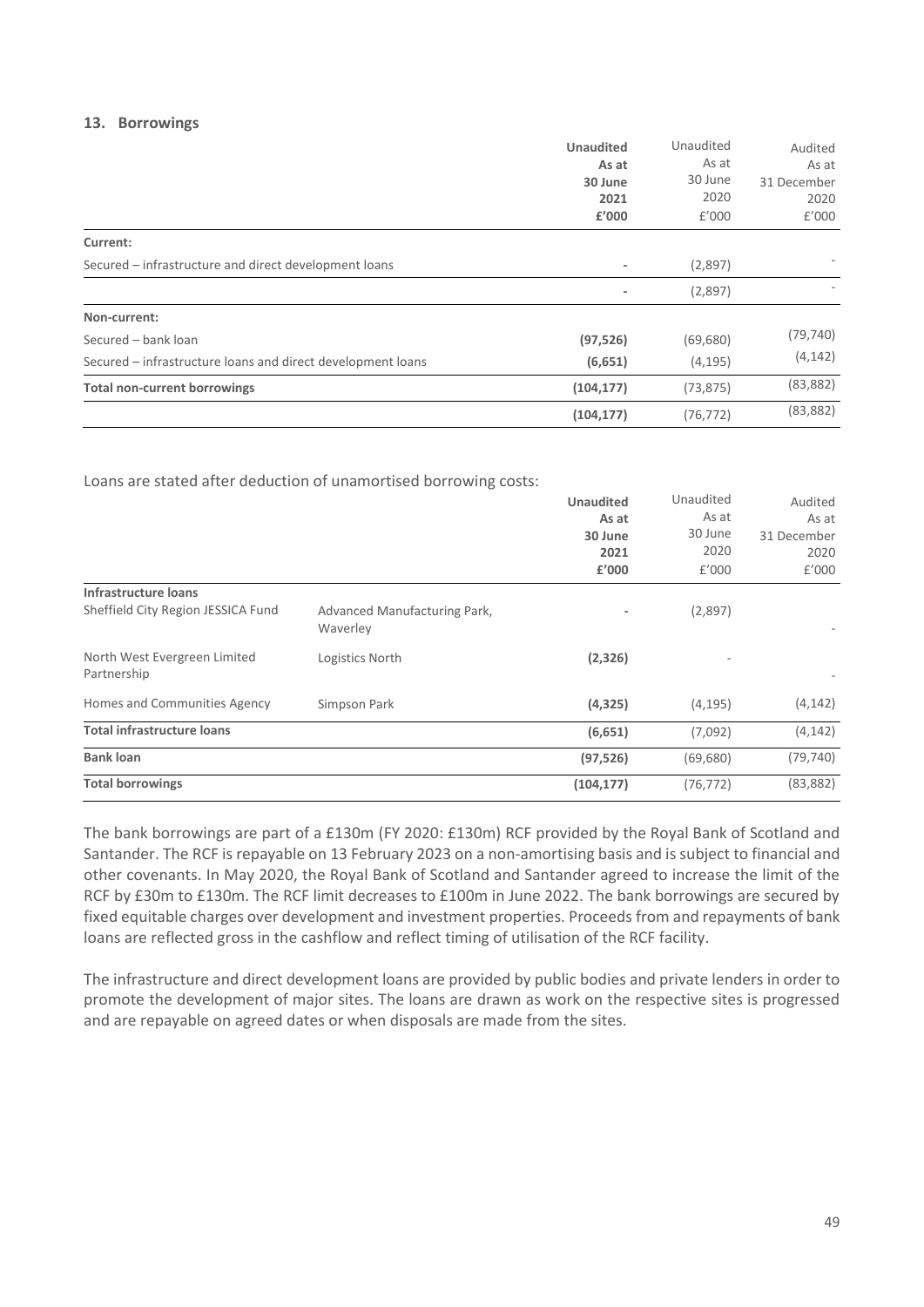## 13. Borrowings

| | Unaudited As at 30 June 2021 £'000 | Unaudited As at 30 June 2020 £'000 | Audited As at 31 December 2020 £'000 |
|---|---|---|---|
| **Current:** | | | |
| Secured – infrastructure and direct development loans | - | (2,897) | - |
| | - | (2,897) | - |
| **Non-current:** | | | |
| Secured – bank loan | **(97,526)** | (69,680) | (79,740) |
| Secured – infrastructure loans and direct development loans | **(6,651)** | (4,195) | (4,142) |
| **Total non-current borrowings** | **(104,177)** | (73,875) | (83,882) |
| | **(104,177)** | (76,772) | (83,882) |

Loans are stated after deduction of unamortised borrowing costs:

| | | Unaudited As at 30 June 2021 £'000 | Unaudited As at 30 June 2020 £'000 | Audited As at 31 December 2020 £'000 |
|---|---|---|---|---|
| **Infrastructure loans** | | | | |
| Sheffield City Region JESSICA Fund | Advanced Manufacturing Park, Waverley | - | (2,897) | - |
| North West Evergreen Limited Partnership | Logistics North | **(2,326)** | - | - |
| Homes and Communities Agency | Simpson Park | **(4,325)** | (4,195) | (4,142) |
| **Total infrastructure loans** | | **(6,651)** | (7,092) | (4,142) |
| **Bank loan** | | **(97,526)** | (69,680) | (79,740) |
| **Total borrowings** | | **(104,177)** | (76,772) | (83,882) |

The bank borrowings are part of a £130m (FY 2020: £130m) RCF provided by the Royal Bank of Scotland and Santander. The RCF is repayable on 13 February 2023 on a non-amortising basis and is subject to financial and other covenants. In May 2020, the Royal Bank of Scotland and Santander agreed to increase the limit of the RCF by £30m to £130m. The RCF limit decreases to £100m in June 2022. The bank borrowings are secured by fixed equitable charges over development and investment properties. Proceeds from and repayments of bank loans are reflected gross in the cashflow and reflect timing of utilisation of the RCF facility.

The infrastructure and direct development loans are provided by public bodies and private lenders in order to promote the development of major sites. The loans are drawn as work on the respective sites is progressed and are repayable on agreed dates or when disposals are made from the sites.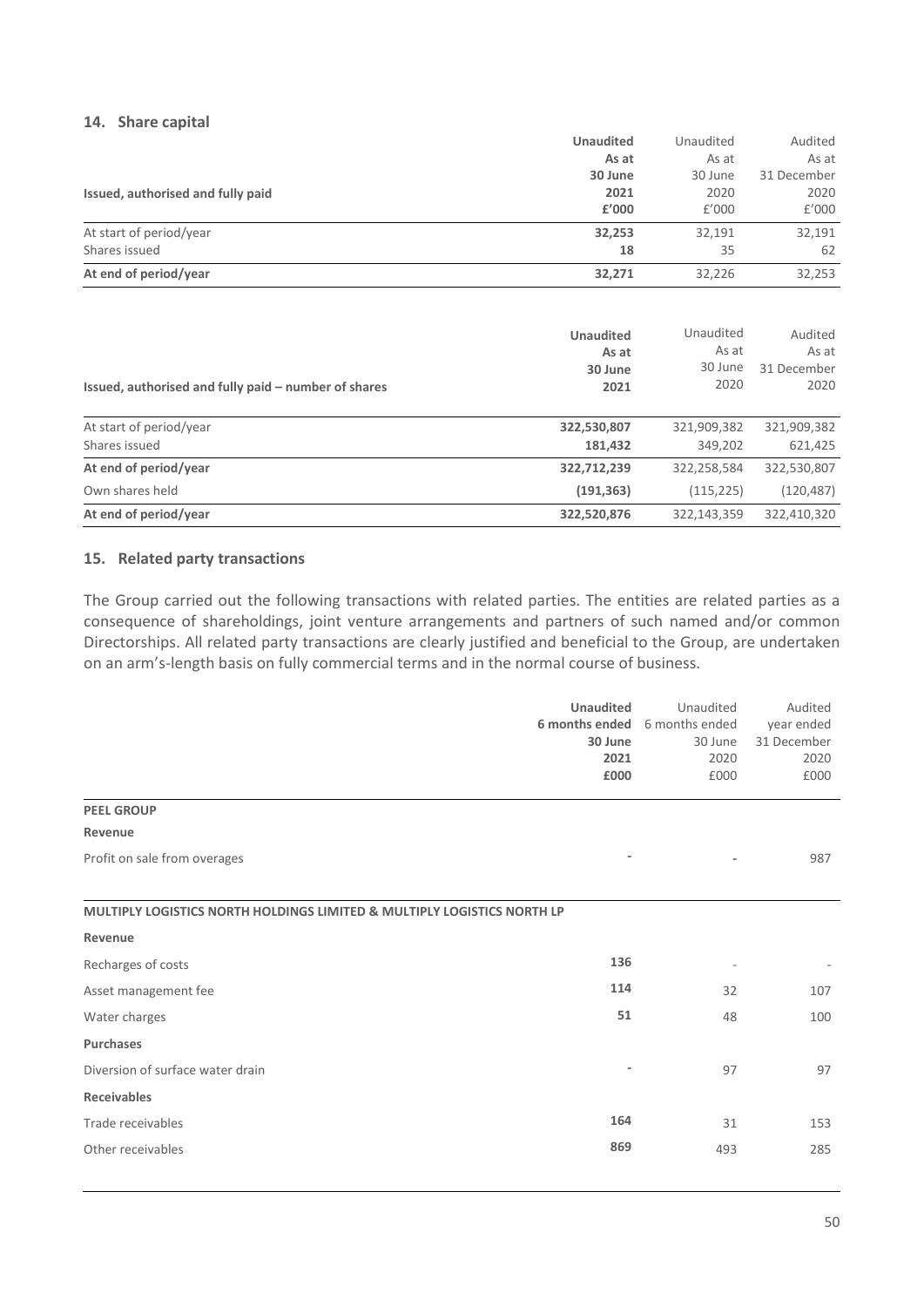## 14. Share capital

| Issued, authorised and fully paid | **Unaudited As at 30 June 2021 £'000** | Unaudited As at 30 June 2020 £'000 | Audited As at 31 December 2020 £'000 |
|---|---|---|---|
| At start of period/year | **32,253** | 32,191 | 32,191 |
| Shares issued | **18** | 35 | 62 |
| **At end of period/year** | **32,271** | 32,226 | 32,253 |

| Issued, authorised and fully paid – number of shares | **Unaudited As at 30 June 2021** | Unaudited As at 30 June 2020 | Audited As at 31 December 2020 |
|---|---|---|---|
| At start of period/year | **322,530,807** | 321,909,382 | 321,909,382 |
| Shares issued | **181,432** | 349,202 | 621,425 |
| **At end of period/year** | **322,712,239** | 322,258,584 | 322,530,807 |
| Own shares held | **(191,363)** | (115,225) | (120,487) |
| **At end of period/year** | **322,520,876** | 322,143,359 | 322,410,320 |

## 15. Related party transactions

The Group carried out the following transactions with related parties. The entities are related parties as a consequence of shareholdings, joint venture arrangements and partners of such named and/or common Directorships. All related party transactions are clearly justified and beneficial to the Group, are undertaken on an arm's-length basis on fully commercial terms and in the normal course of business.

| | **Unaudited 6 months ended 30 June 2021 £000** | Unaudited 6 months ended 30 June 2020 £000 | Audited year ended 31 December 2020 £000 |
|---|---|---|---|
| **PEEL GROUP** | | | |
| **Revenue** | | | |
| Profit on sale from overages | - | - | 987 |
| **MULTIPLY LOGISTICS NORTH HOLDINGS LIMITED & MULTIPLY LOGISTICS NORTH LP** | | | |
| **Revenue** | | | |
| Recharges of costs | 136 | - | - |
| Asset management fee | 114 | 32 | 107 |
| Water charges | 51 | 48 | 100 |
| **Purchases** | | | |
| Diversion of surface water drain | - | 97 | 97 |
| **Receivables** | | | |
| Trade receivables | 164 | 31 | 153 |
| Other receivables | 869 | 493 | 285 |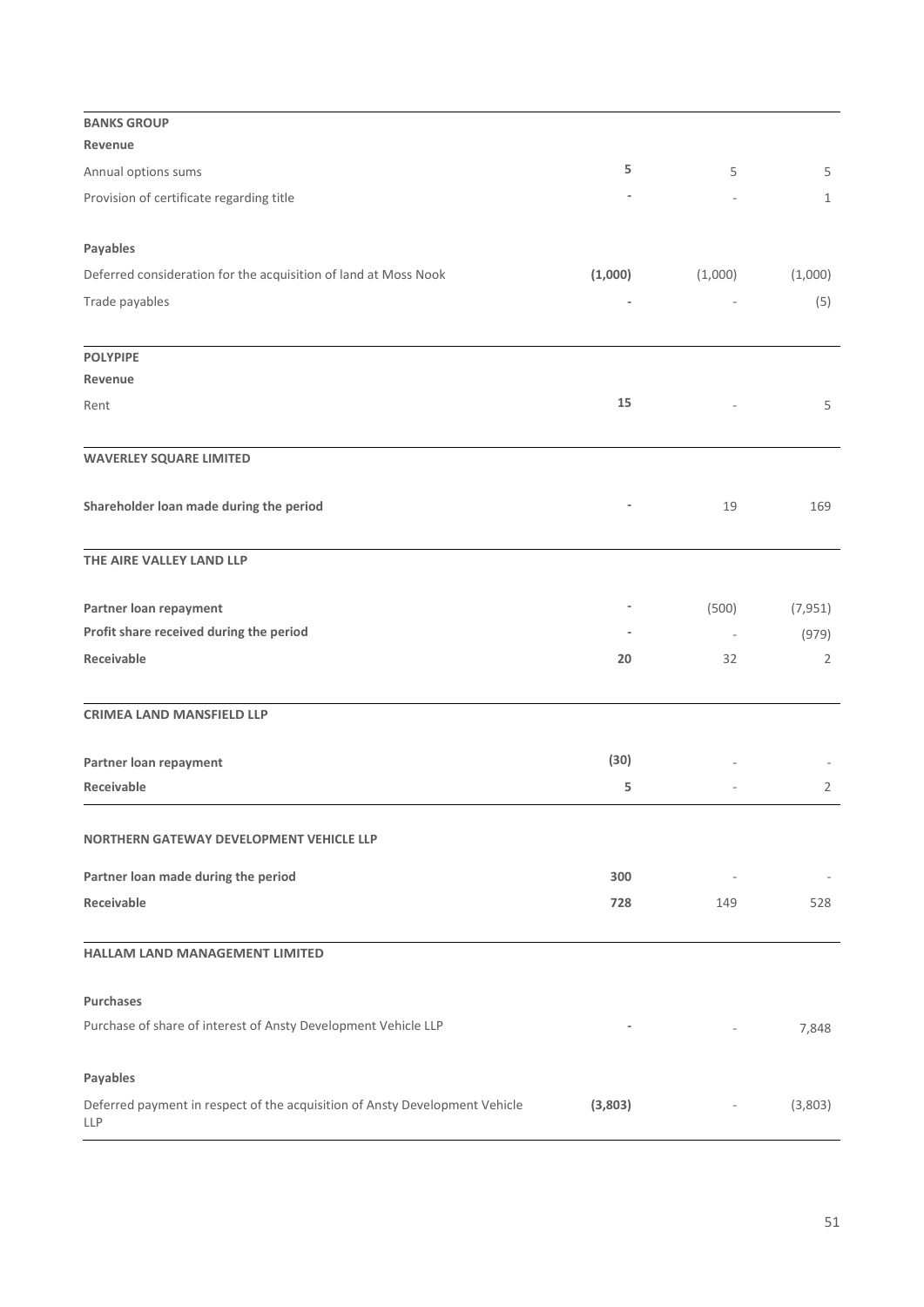| | | | |
|---|---|---|---|
| **BANKS GROUP** | | | |
| **Revenue** | | | |
| Annual options sums | **5** | 5 | 5 |
| Provision of certificate regarding title | **-** | - | 1 |
| | | | |
| **Payables** | | | |
| Deferred consideration for the acquisition of land at Moss Nook | **(1,000)** | (1,000) | (1,000) |
| Trade payables | **-** | - | (5) |
| | | | |
| **POLYPIPE** | | | |
| **Revenue** | | | |
| Rent | **15** | - | 5 |
| | | | |
| **WAVERLEY SQUARE LIMITED** | | | |
| **Shareholder loan made during the period** | **-** | 19 | 169 |
| | | | |
| **THE AIRE VALLEY LAND LLP** | | | |
| **Partner loan repayment** | **-** | (500) | (7,951) |
| **Profit share received during the period** | **-** | - | (979) |
| **Receivable** | **20** | 32 | 2 |
| | | | |
| **CRIMEA LAND MANSFIELD LLP** | | | |
| **Partner loan repayment** | **(30)** | - | - |
| **Receivable** | **5** | - | 2 |
| | | | |
| **NORTHERN GATEWAY DEVELOPMENT VEHICLE LLP** | | | |
| **Partner loan made during the period** | **300** | - | - |
| **Receivable** | **728** | 149 | 528 |
| | | | |
| **HALLAM LAND MANAGEMENT LIMITED** | | | |
| **Purchases** | | | |
| Purchase of share of interest of Ansty Development Vehicle LLP | **-** | - | 7,848 |
| | | | |
| **Payables** | | | |
| Deferred payment in respect of the acquisition of Ansty Development Vehicle LLP | **(3,803)** | - | (3,803) |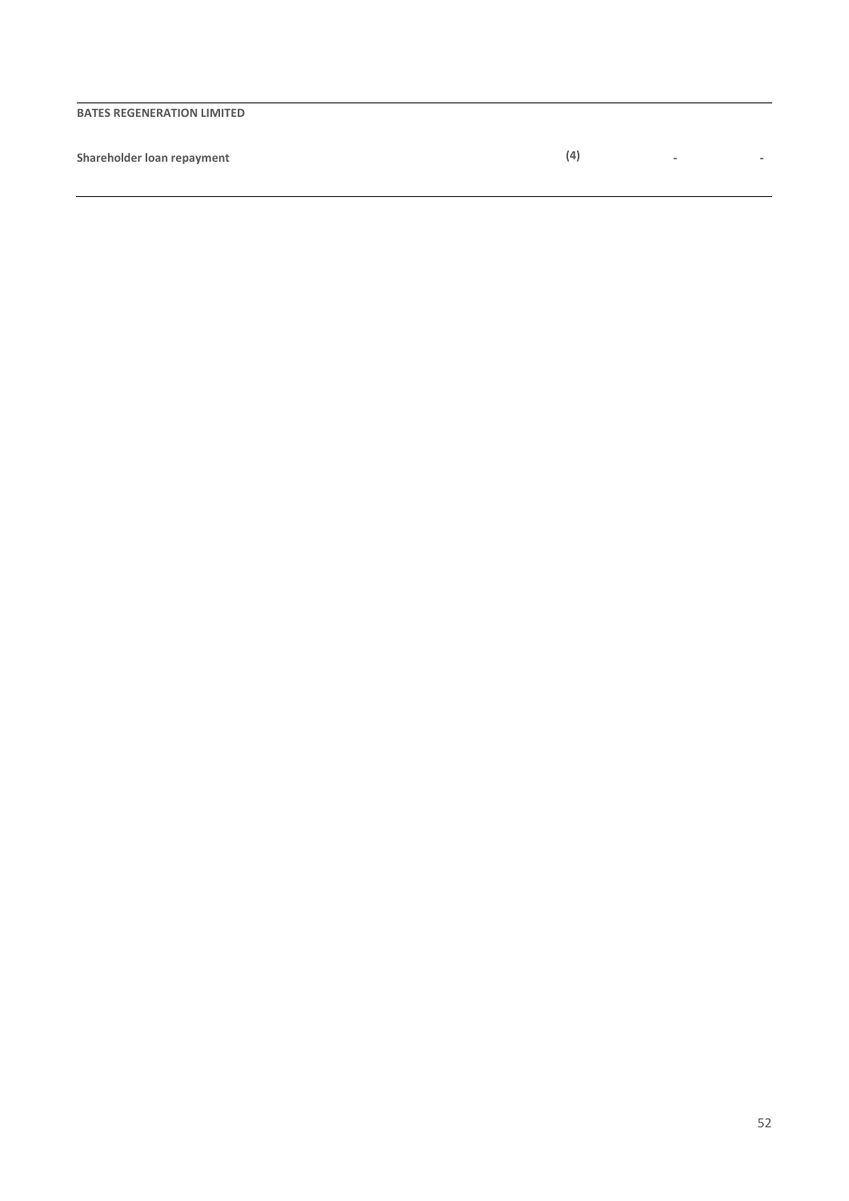| | | | |
|---|---|---|---|
| **BATES REGENERATION LIMITED** | | | |
| **Shareholder loan repayment** | **(4)** | - | - |